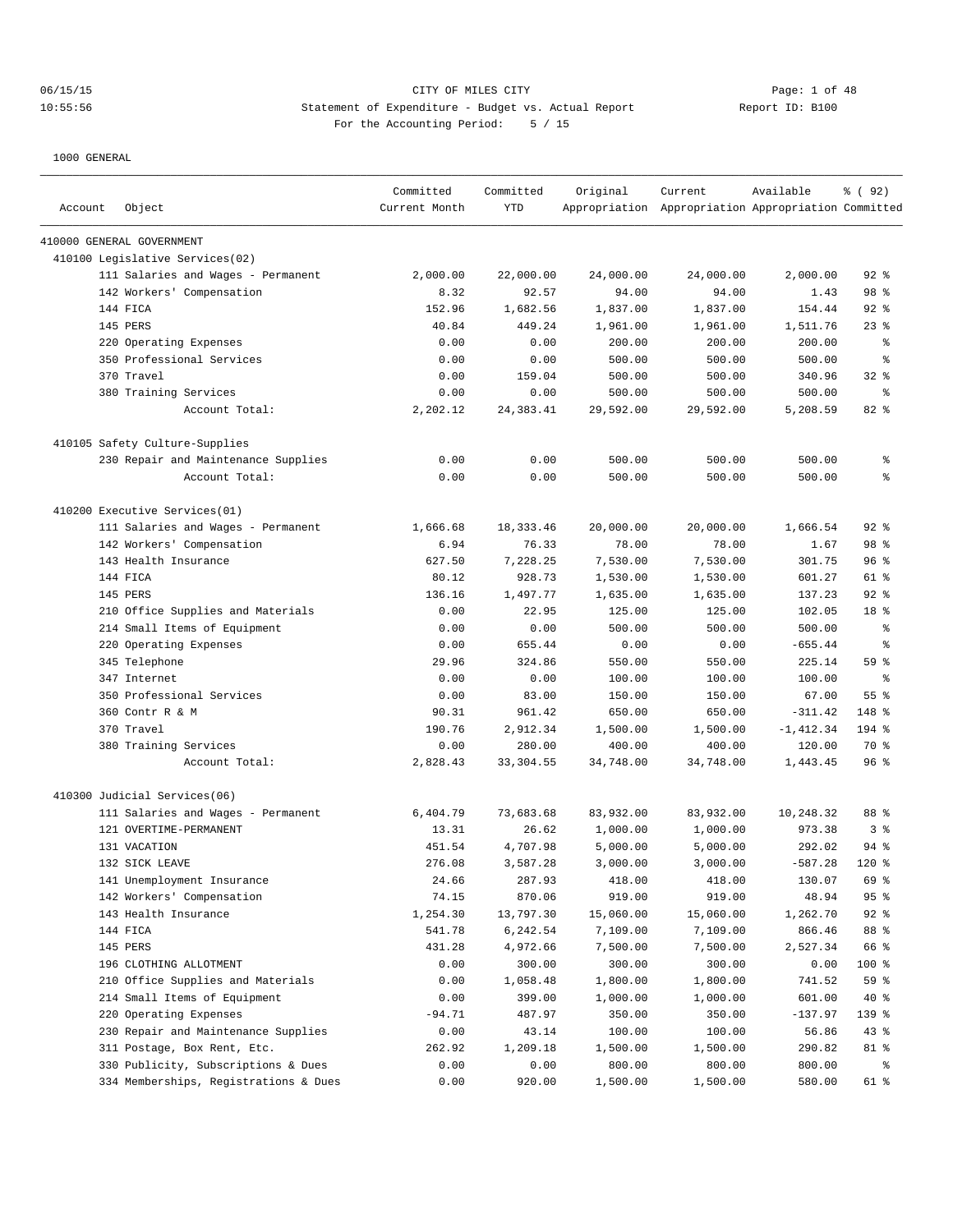CITY OF MILES CITY

Statement of Expenditure - Budget vs. Actual Report

Report ID: B100

For the Accounting Period: 5 / 15

1000 GENERAL

| Account | Object | Committed Current Month | Committed YTD | Original Appropriation | Current Appropriation | Available Appropriation | % ( 92) Committed |
|---|---|---|---|---|---|---|---|
| 410000 GENERAL GOVERNMENT | | | | | | | |
| 410100 Legislative Services(02) | | | | | | | |
| | 111 Salaries and Wages - Permanent | 2,000.00 | 22,000.00 | 24,000.00 | 24,000.00 | 2,000.00 | 92 % |
| | 142 Workers' Compensation | 8.32 | 92.57 | 94.00 | 94.00 | 1.43 | 98 % |
| | 144 FICA | 152.96 | 1,682.56 | 1,837.00 | 1,837.00 | 154.44 | 92 % |
| | 145 PERS | 40.84 | 449.24 | 1,961.00 | 1,961.00 | 1,511.76 | 23 % |
| | 220 Operating Expenses | 0.00 | 0.00 | 200.00 | 200.00 | 200.00 | % |
| | 350 Professional Services | 0.00 | 0.00 | 500.00 | 500.00 | 500.00 | % |
| | 370 Travel | 0.00 | 159.04 | 500.00 | 500.00 | 340.96 | 32 % |
| | 380 Training Services | 0.00 | 0.00 | 500.00 | 500.00 | 500.00 | % |
| | Account Total: | 2,202.12 | 24,383.41 | 29,592.00 | 29,592.00 | 5,208.59 | 82 % |
| 410105 Safety Culture-Supplies | | | | | | | |
| | 230 Repair and Maintenance Supplies | 0.00 | 0.00 | 500.00 | 500.00 | 500.00 | % |
| | Account Total: | 0.00 | 0.00 | 500.00 | 500.00 | 500.00 | % |
| 410200 Executive Services(01) | | | | | | | |
| | 111 Salaries and Wages - Permanent | 1,666.68 | 18,333.46 | 20,000.00 | 20,000.00 | 1,666.54 | 92 % |
| | 142 Workers' Compensation | 6.94 | 76.33 | 78.00 | 78.00 | 1.67 | 98 % |
| | 143 Health Insurance | 627.50 | 7,228.25 | 7,530.00 | 7,530.00 | 301.75 | 96 % |
| | 144 FICA | 80.12 | 928.73 | 1,530.00 | 1,530.00 | 601.27 | 61 % |
| | 145 PERS | 136.16 | 1,497.77 | 1,635.00 | 1,635.00 | 137.23 | 92 % |
| | 210 Office Supplies and Materials | 0.00 | 22.95 | 125.00 | 125.00 | 102.05 | 18 % |
| | 214 Small Items of Equipment | 0.00 | 0.00 | 500.00 | 500.00 | 500.00 | % |
| | 220 Operating Expenses | 0.00 | 655.44 | 0.00 | 0.00 | -655.44 | % |
| | 345 Telephone | 29.96 | 324.86 | 550.00 | 550.00 | 225.14 | 59 % |
| | 347 Internet | 0.00 | 0.00 | 100.00 | 100.00 | 100.00 | % |
| | 350 Professional Services | 0.00 | 83.00 | 150.00 | 150.00 | 67.00 | 55 % |
| | 360 Contr R & M | 90.31 | 961.42 | 650.00 | 650.00 | -311.42 | 148 % |
| | 370 Travel | 190.76 | 2,912.34 | 1,500.00 | 1,500.00 | -1,412.34 | 194 % |
| | 380 Training Services | 0.00 | 280.00 | 400.00 | 400.00 | 120.00 | 70 % |
| | Account Total: | 2,828.43 | 33,304.55 | 34,748.00 | 34,748.00 | 1,443.45 | 96 % |
| 410300 Judicial Services(06) | | | | | | | |
| | 111 Salaries and Wages - Permanent | 6,404.79 | 73,683.68 | 83,932.00 | 83,932.00 | 10,248.32 | 88 % |
| | 121 OVERTIME-PERMANENT | 13.31 | 26.62 | 1,000.00 | 1,000.00 | 973.38 | 3 % |
| | 131 VACATION | 451.54 | 4,707.98 | 5,000.00 | 5,000.00 | 292.02 | 94 % |
| | 132 SICK LEAVE | 276.08 | 3,587.28 | 3,000.00 | 3,000.00 | -587.28 | 120 % |
| | 141 Unemployment Insurance | 24.66 | 287.93 | 418.00 | 418.00 | 130.07 | 69 % |
| | 142 Workers' Compensation | 74.15 | 870.06 | 919.00 | 919.00 | 48.94 | 95 % |
| | 143 Health Insurance | 1,254.30 | 13,797.30 | 15,060.00 | 15,060.00 | 1,262.70 | 92 % |
| | 144 FICA | 541.78 | 6,242.54 | 7,109.00 | 7,109.00 | 866.46 | 88 % |
| | 145 PERS | 431.28 | 4,972.66 | 7,500.00 | 7,500.00 | 2,527.34 | 66 % |
| | 196 CLOTHING ALLOTMENT | 0.00 | 300.00 | 300.00 | 300.00 | 0.00 | 100 % |
| | 210 Office Supplies and Materials | 0.00 | 1,058.48 | 1,800.00 | 1,800.00 | 741.52 | 59 % |
| | 214 Small Items of Equipment | 0.00 | 399.00 | 1,000.00 | 1,000.00 | 601.00 | 40 % |
| | 220 Operating Expenses | -94.71 | 487.97 | 350.00 | 350.00 | -137.97 | 139 % |
| | 230 Repair and Maintenance Supplies | 0.00 | 43.14 | 100.00 | 100.00 | 56.86 | 43 % |
| | 311 Postage, Box Rent, Etc. | 262.92 | 1,209.18 | 1,500.00 | 1,500.00 | 290.82 | 81 % |
| | 330 Publicity, Subscriptions & Dues | 0.00 | 0.00 | 800.00 | 800.00 | 800.00 | % |
| | 334 Memberships, Registrations & Dues | 0.00 | 920.00 | 1,500.00 | 1,500.00 | 580.00 | 61 % |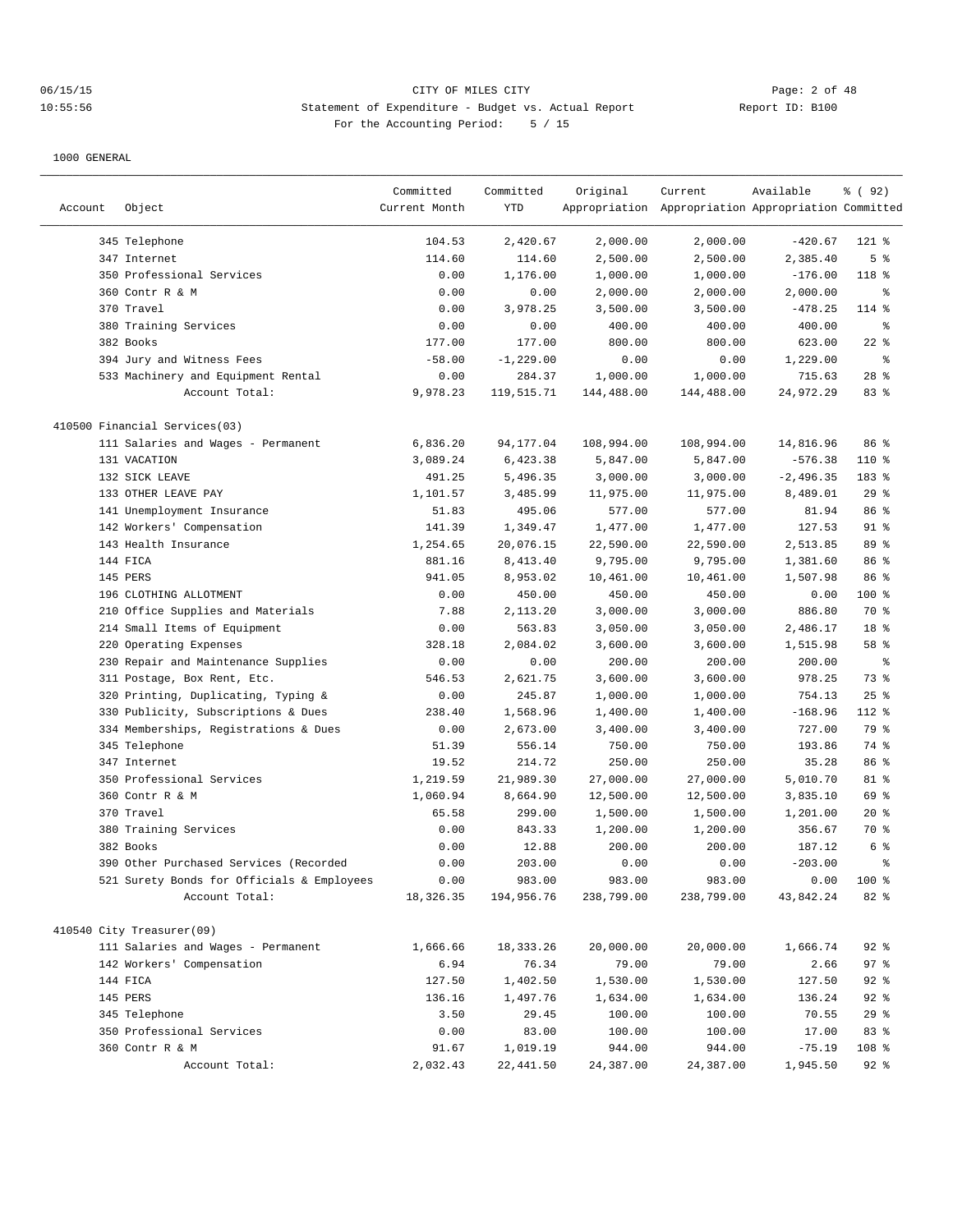1000 GENERAL

| Account | Object | Committed Current Month | Committed YTD | Original Appropriation | Current Appropriation | Available Appropriation | % ( 92) Committed |
|---|---|---|---|---|---|---|---|
| | 345 Telephone | 104.53 | 2,420.67 | 2,000.00 | 2,000.00 | -420.67 | 121 % |
| | 347 Internet | 114.60 | 114.60 | 2,500.00 | 2,500.00 | 2,385.40 | 5 % |
| | 350 Professional Services | 0.00 | 1,176.00 | 1,000.00 | 1,000.00 | -176.00 | 118 % |
| | 360 Contr R & M | 0.00 | 0.00 | 2,000.00 | 2,000.00 | 2,000.00 | % |
| | 370 Travel | 0.00 | 3,978.25 | 3,500.00 | 3,500.00 | -478.25 | 114 % |
| | 380 Training Services | 0.00 | 0.00 | 400.00 | 400.00 | 400.00 | % |
| | 382 Books | 177.00 | 177.00 | 800.00 | 800.00 | 623.00 | 22 % |
| | 394 Jury and Witness Fees | -58.00 | -1,229.00 | 0.00 | 0.00 | 1,229.00 | % |
| | 533 Machinery and Equipment Rental | 0.00 | 284.37 | 1,000.00 | 1,000.00 | 715.63 | 28 % |
| | Account Total: | 9,978.23 | 119,515.71 | 144,488.00 | 144,488.00 | 24,972.29 | 83 % |
| 410500 Financial Services(03) | | | | | | | |
| | 111 Salaries and Wages - Permanent | 6,836.20 | 94,177.04 | 108,994.00 | 108,994.00 | 14,816.96 | 86 % |
| | 131 VACATION | 3,089.24 | 6,423.38 | 5,847.00 | 5,847.00 | -576.38 | 110 % |
| | 132 SICK LEAVE | 491.25 | 5,496.35 | 3,000.00 | 3,000.00 | -2,496.35 | 183 % |
| | 133 OTHER LEAVE PAY | 1,101.57 | 3,485.99 | 11,975.00 | 11,975.00 | 8,489.01 | 29 % |
| | 141 Unemployment Insurance | 51.83 | 495.06 | 577.00 | 577.00 | 81.94 | 86 % |
| | 142 Workers' Compensation | 141.39 | 1,349.47 | 1,477.00 | 1,477.00 | 127.53 | 91 % |
| | 143 Health Insurance | 1,254.65 | 20,076.15 | 22,590.00 | 22,590.00 | 2,513.85 | 89 % |
| | 144 FICA | 881.16 | 8,413.40 | 9,795.00 | 9,795.00 | 1,381.60 | 86 % |
| | 145 PERS | 941.05 | 8,953.02 | 10,461.00 | 10,461.00 | 1,507.98 | 86 % |
| | 196 CLOTHING ALLOTMENT | 0.00 | 450.00 | 450.00 | 450.00 | 0.00 | 100 % |
| | 210 Office Supplies and Materials | 7.88 | 2,113.20 | 3,000.00 | 3,000.00 | 886.80 | 70 % |
| | 214 Small Items of Equipment | 0.00 | 563.83 | 3,050.00 | 3,050.00 | 2,486.17 | 18 % |
| | 220 Operating Expenses | 328.18 | 2,084.02 | 3,600.00 | 3,600.00 | 1,515.98 | 58 % |
| | 230 Repair and Maintenance Supplies | 0.00 | 0.00 | 200.00 | 200.00 | 200.00 | % |
| | 311 Postage, Box Rent, Etc. | 546.53 | 2,621.75 | 3,600.00 | 3,600.00 | 978.25 | 73 % |
| | 320 Printing, Duplicating, Typing & | 0.00 | 245.87 | 1,000.00 | 1,000.00 | 754.13 | 25 % |
| | 330 Publicity, Subscriptions & Dues | 238.40 | 1,568.96 | 1,400.00 | 1,400.00 | -168.96 | 112 % |
| | 334 Memberships, Registrations & Dues | 0.00 | 2,673.00 | 3,400.00 | 3,400.00 | 727.00 | 79 % |
| | 345 Telephone | 51.39 | 556.14 | 750.00 | 750.00 | 193.86 | 74 % |
| | 347 Internet | 19.52 | 214.72 | 250.00 | 250.00 | 35.28 | 86 % |
| | 350 Professional Services | 1,219.59 | 21,989.30 | 27,000.00 | 27,000.00 | 5,010.70 | 81 % |
| | 360 Contr R & M | 1,060.94 | 8,664.90 | 12,500.00 | 12,500.00 | 3,835.10 | 69 % |
| | 370 Travel | 65.58 | 299.00 | 1,500.00 | 1,500.00 | 1,201.00 | 20 % |
| | 380 Training Services | 0.00 | 843.33 | 1,200.00 | 1,200.00 | 356.67 | 70 % |
| | 382 Books | 0.00 | 12.88 | 200.00 | 200.00 | 187.12 | 6 % |
| | 390 Other Purchased Services (Recorded | 0.00 | 203.00 | 0.00 | 0.00 | -203.00 | % |
| | 521 Surety Bonds for Officials & Employees | 0.00 | 983.00 | 983.00 | 983.00 | 0.00 | 100 % |
| | Account Total: | 18,326.35 | 194,956.76 | 238,799.00 | 238,799.00 | 43,842.24 | 82 % |
| 410540 City Treasurer(09) | | | | | | | |
| | 111 Salaries and Wages - Permanent | 1,666.66 | 18,333.26 | 20,000.00 | 20,000.00 | 1,666.74 | 92 % |
| | 142 Workers' Compensation | 6.94 | 76.34 | 79.00 | 79.00 | 2.66 | 97 % |
| | 144 FICA | 127.50 | 1,402.50 | 1,530.00 | 1,530.00 | 127.50 | 92 % |
| | 145 PERS | 136.16 | 1,497.76 | 1,634.00 | 1,634.00 | 136.24 | 92 % |
| | 345 Telephone | 3.50 | 29.45 | 100.00 | 100.00 | 70.55 | 29 % |
| | 350 Professional Services | 0.00 | 83.00 | 100.00 | 100.00 | 17.00 | 83 % |
| | 360 Contr R & M | 91.67 | 1,019.19 | 944.00 | 944.00 | -75.19 | 108 % |
| | Account Total: | 2,032.43 | 22,441.50 | 24,387.00 | 24,387.00 | 1,945.50 | 92 % |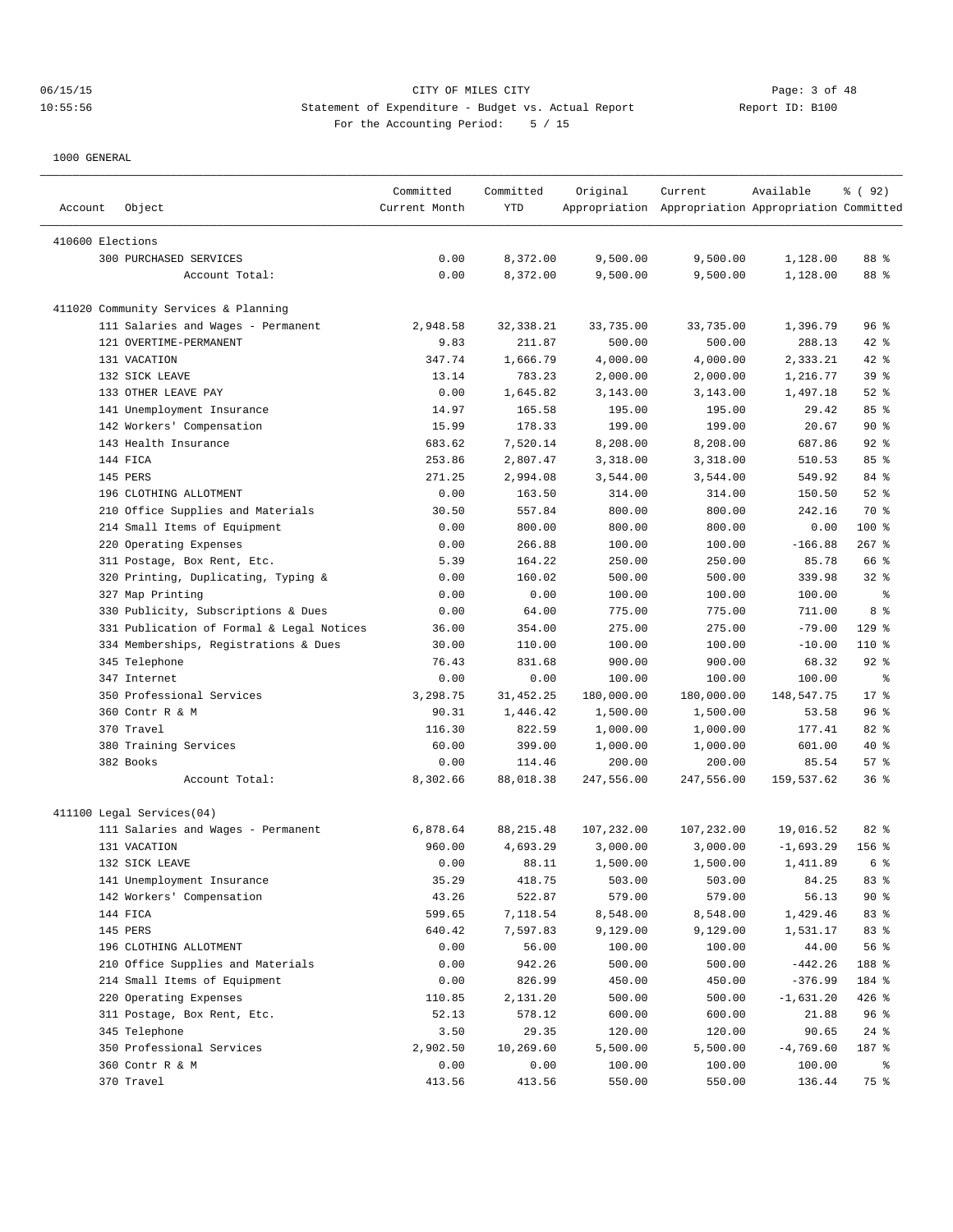CITY OF MILES CITY

Statement of Expenditure - Budget vs. Actual Report

Report ID: B100

For the Accounting Period: 5 / 15

1000 GENERAL

| Account | Object | Committed Current Month | Committed YTD | Original Appropriation | Current Appropriation | Available Appropriation | % ( 92) Committed |
|---|---|---|---|---|---|---|---|
| 410600 Elections | | | | | | | |
| | 300 PURCHASED SERVICES | 0.00 | 8,372.00 | 9,500.00 | 9,500.00 | 1,128.00 | 88 % |
| | Account Total: | 0.00 | 8,372.00 | 9,500.00 | 9,500.00 | 1,128.00 | 88 % |
| 411020 Community Services & Planning | | | | | | | |
| | 111 Salaries and Wages - Permanent | 2,948.58 | 32,338.21 | 33,735.00 | 33,735.00 | 1,396.79 | 96 % |
| | 121 OVERTIME-PERMANENT | 9.83 | 211.87 | 500.00 | 500.00 | 288.13 | 42 % |
| | 131 VACATION | 347.74 | 1,666.79 | 4,000.00 | 4,000.00 | 2,333.21 | 42 % |
| | 132 SICK LEAVE | 13.14 | 783.23 | 2,000.00 | 2,000.00 | 1,216.77 | 39 % |
| | 133 OTHER LEAVE PAY | 0.00 | 1,645.82 | 3,143.00 | 3,143.00 | 1,497.18 | 52 % |
| | 141 Unemployment Insurance | 14.97 | 165.58 | 195.00 | 195.00 | 29.42 | 85 % |
| | 142 Workers' Compensation | 15.99 | 178.33 | 199.00 | 199.00 | 20.67 | 90 % |
| | 143 Health Insurance | 683.62 | 7,520.14 | 8,208.00 | 8,208.00 | 687.86 | 92 % |
| | 144 FICA | 253.86 | 2,807.47 | 3,318.00 | 3,318.00 | 510.53 | 85 % |
| | 145 PERS | 271.25 | 2,994.08 | 3,544.00 | 3,544.00 | 549.92 | 84 % |
| | 196 CLOTHING ALLOTMENT | 0.00 | 163.50 | 314.00 | 314.00 | 150.50 | 52 % |
| | 210 Office Supplies and Materials | 30.50 | 557.84 | 800.00 | 800.00 | 242.16 | 70 % |
| | 214 Small Items of Equipment | 0.00 | 800.00 | 800.00 | 800.00 | 0.00 | 100 % |
| | 220 Operating Expenses | 0.00 | 266.88 | 100.00 | 100.00 | -166.88 | 267 % |
| | 311 Postage, Box Rent, Etc. | 5.39 | 164.22 | 250.00 | 250.00 | 85.78 | 66 % |
| | 320 Printing, Duplicating, Typing & | 0.00 | 160.02 | 500.00 | 500.00 | 339.98 | 32 % |
| | 327 Map Printing | 0.00 | 0.00 | 100.00 | 100.00 | 100.00 | % |
| | 330 Publicity, Subscriptions & Dues | 0.00 | 64.00 | 775.00 | 775.00 | 711.00 | 8 % |
| | 331 Publication of Formal & Legal Notices | 36.00 | 354.00 | 275.00 | 275.00 | -79.00 | 129 % |
| | 334 Memberships, Registrations & Dues | 30.00 | 110.00 | 100.00 | 100.00 | -10.00 | 110 % |
| | 345 Telephone | 76.43 | 831.68 | 900.00 | 900.00 | 68.32 | 92 % |
| | 347 Internet | 0.00 | 0.00 | 100.00 | 100.00 | 100.00 | % |
| | 350 Professional Services | 3,298.75 | 31,452.25 | 180,000.00 | 180,000.00 | 148,547.75 | 17 % |
| | 360 Contr R & M | 90.31 | 1,446.42 | 1,500.00 | 1,500.00 | 53.58 | 96 % |
| | 370 Travel | 116.30 | 822.59 | 1,000.00 | 1,000.00 | 177.41 | 82 % |
| | 380 Training Services | 60.00 | 399.00 | 1,000.00 | 1,000.00 | 601.00 | 40 % |
| | 382 Books | 0.00 | 114.46 | 200.00 | 200.00 | 85.54 | 57 % |
| | Account Total: | 8,302.66 | 88,018.38 | 247,556.00 | 247,556.00 | 159,537.62 | 36 % |
| 411100 Legal Services(04) | | | | | | | |
| | 111 Salaries and Wages - Permanent | 6,878.64 | 88,215.48 | 107,232.00 | 107,232.00 | 19,016.52 | 82 % |
| | 131 VACATION | 960.00 | 4,693.29 | 3,000.00 | 3,000.00 | -1,693.29 | 156 % |
| | 132 SICK LEAVE | 0.00 | 88.11 | 1,500.00 | 1,500.00 | 1,411.89 | 6 % |
| | 141 Unemployment Insurance | 35.29 | 418.75 | 503.00 | 503.00 | 84.25 | 83 % |
| | 142 Workers' Compensation | 43.26 | 522.87 | 579.00 | 579.00 | 56.13 | 90 % |
| | 144 FICA | 599.65 | 7,118.54 | 8,548.00 | 8,548.00 | 1,429.46 | 83 % |
| | 145 PERS | 640.42 | 7,597.83 | 9,129.00 | 9,129.00 | 1,531.17 | 83 % |
| | 196 CLOTHING ALLOTMENT | 0.00 | 56.00 | 100.00 | 100.00 | 44.00 | 56 % |
| | 210 Office Supplies and Materials | 0.00 | 942.26 | 500.00 | 500.00 | -442.26 | 188 % |
| | 214 Small Items of Equipment | 0.00 | 826.99 | 450.00 | 450.00 | -376.99 | 184 % |
| | 220 Operating Expenses | 110.85 | 2,131.20 | 500.00 | 500.00 | -1,631.20 | 426 % |
| | 311 Postage, Box Rent, Etc. | 52.13 | 578.12 | 600.00 | 600.00 | 21.88 | 96 % |
| | 345 Telephone | 3.50 | 29.35 | 120.00 | 120.00 | 90.65 | 24 % |
| | 350 Professional Services | 2,902.50 | 10,269.60 | 5,500.00 | 5,500.00 | -4,769.60 | 187 % |
| | 360 Contr R & M | 0.00 | 0.00 | 100.00 | 100.00 | 100.00 | % |
| | 370 Travel | 413.56 | 413.56 | 550.00 | 550.00 | 136.44 | 75 % |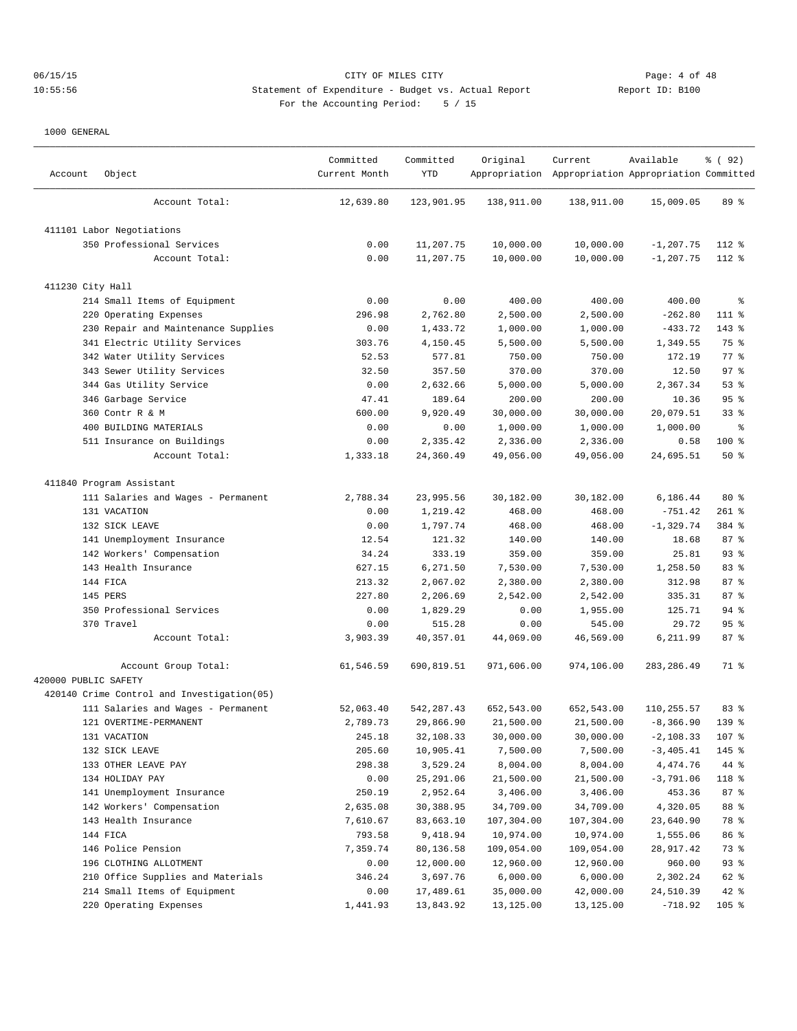1000 GENERAL

| Account | Object | Committed Current Month | Committed YTD | Original Appropriation | Current Appropriation | Available Appropriation | % ( 92) Committed |
|---|---|---|---|---|---|---|---|
| | Account Total: | 12,639.80 | 123,901.95 | 138,911.00 | 138,911.00 | 15,009.05 | 89 % |
| 411101 Labor Negotiations | | | | | | | |
| | 350 Professional Services | 0.00 | 11,207.75 | 10,000.00 | 10,000.00 | -1,207.75 | 112 % |
| | Account Total: | 0.00 | 11,207.75 | 10,000.00 | 10,000.00 | -1,207.75 | 112 % |
| 411230 City Hall | | | | | | | |
| | 214 Small Items of Equipment | 0.00 | 0.00 | 400.00 | 400.00 | 400.00 | % |
| | 220 Operating Expenses | 296.98 | 2,762.80 | 2,500.00 | 2,500.00 | -262.80 | 111 % |
| | 230 Repair and Maintenance Supplies | 0.00 | 1,433.72 | 1,000.00 | 1,000.00 | -433.72 | 143 % |
| | 341 Electric Utility Services | 303.76 | 4,150.45 | 5,500.00 | 5,500.00 | 1,349.55 | 75 % |
| | 342 Water Utility Services | 52.53 | 577.81 | 750.00 | 750.00 | 172.19 | 77 % |
| | 343 Sewer Utility Services | 32.50 | 357.50 | 370.00 | 370.00 | 12.50 | 97 % |
| | 344 Gas Utility Service | 0.00 | 2,632.66 | 5,000.00 | 5,000.00 | 2,367.34 | 53 % |
| | 346 Garbage Service | 47.41 | 189.64 | 200.00 | 200.00 | 10.36 | 95 % |
| | 360 Contr R & M | 600.00 | 9,920.49 | 30,000.00 | 30,000.00 | 20,079.51 | 33 % |
| | 400 BUILDING MATERIALS | 0.00 | 0.00 | 1,000.00 | 1,000.00 | 1,000.00 | % |
| | 511 Insurance on Buildings | 0.00 | 2,335.42 | 2,336.00 | 2,336.00 | 0.58 | 100 % |
| | Account Total: | 1,333.18 | 24,360.49 | 49,056.00 | 49,056.00 | 24,695.51 | 50 % |
| 411840 Program Assistant | | | | | | | |
| | 111 Salaries and Wages - Permanent | 2,788.34 | 23,995.56 | 30,182.00 | 30,182.00 | 6,186.44 | 80 % |
| | 131 VACATION | 0.00 | 1,219.42 | 468.00 | 468.00 | -751.42 | 261 % |
| | 132 SICK LEAVE | 0.00 | 1,797.74 | 468.00 | 468.00 | -1,329.74 | 384 % |
| | 141 Unemployment Insurance | 12.54 | 121.32 | 140.00 | 140.00 | 18.68 | 87 % |
| | 142 Workers' Compensation | 34.24 | 333.19 | 359.00 | 359.00 | 25.81 | 93 % |
| | 143 Health Insurance | 627.15 | 6,271.50 | 7,530.00 | 7,530.00 | 1,258.50 | 83 % |
| | 144 FICA | 213.32 | 2,067.02 | 2,380.00 | 2,380.00 | 312.98 | 87 % |
| | 145 PERS | 227.80 | 2,206.69 | 2,542.00 | 2,542.00 | 335.31 | 87 % |
| | 350 Professional Services | 0.00 | 1,829.29 | 0.00 | 1,955.00 | 125.71 | 94 % |
| | 370 Travel | 0.00 | 515.28 | 0.00 | 545.00 | 29.72 | 95 % |
| | Account Total: | 3,903.39 | 40,357.01 | 44,069.00 | 46,569.00 | 6,211.99 | 87 % |
| | Account Group Total: | 61,546.59 | 690,819.51 | 971,606.00 | 974,106.00 | 283,286.49 | 71 % |
| 420000 PUBLIC SAFETY | | | | | | | |
| 420140 Crime Control and Investigation(05) | | | | | | | |
| | 111 Salaries and Wages - Permanent | 52,063.40 | 542,287.43 | 652,543.00 | 652,543.00 | 110,255.57 | 83 % |
| | 121 OVERTIME-PERMANENT | 2,789.73 | 29,866.90 | 21,500.00 | 21,500.00 | -8,366.90 | 139 % |
| | 131 VACATION | 245.18 | 32,108.33 | 30,000.00 | 30,000.00 | -2,108.33 | 107 % |
| | 132 SICK LEAVE | 205.60 | 10,905.41 | 7,500.00 | 7,500.00 | -3,405.41 | 145 % |
| | 133 OTHER LEAVE PAY | 298.38 | 3,529.24 | 8,004.00 | 8,004.00 | 4,474.76 | 44 % |
| | 134 HOLIDAY PAY | 0.00 | 25,291.06 | 21,500.00 | 21,500.00 | -3,791.06 | 118 % |
| | 141 Unemployment Insurance | 250.19 | 2,952.64 | 3,406.00 | 3,406.00 | 453.36 | 87 % |
| | 142 Workers' Compensation | 2,635.08 | 30,388.95 | 34,709.00 | 34,709.00 | 4,320.05 | 88 % |
| | 143 Health Insurance | 7,610.67 | 83,663.10 | 107,304.00 | 107,304.00 | 23,640.90 | 78 % |
| | 144 FICA | 793.58 | 9,418.94 | 10,974.00 | 10,974.00 | 1,555.06 | 86 % |
| | 146 Police Pension | 7,359.74 | 80,136.58 | 109,054.00 | 109,054.00 | 28,917.42 | 73 % |
| | 196 CLOTHING ALLOTMENT | 0.00 | 12,000.00 | 12,960.00 | 12,960.00 | 960.00 | 93 % |
| | 210 Office Supplies and Materials | 346.24 | 3,697.76 | 6,000.00 | 6,000.00 | 2,302.24 | 62 % |
| | 214 Small Items of Equipment | 0.00 | 17,489.61 | 35,000.00 | 42,000.00 | 24,510.39 | 42 % |
| | 220 Operating Expenses | 1,441.93 | 13,843.92 | 13,125.00 | 13,125.00 | -718.92 | 105 % |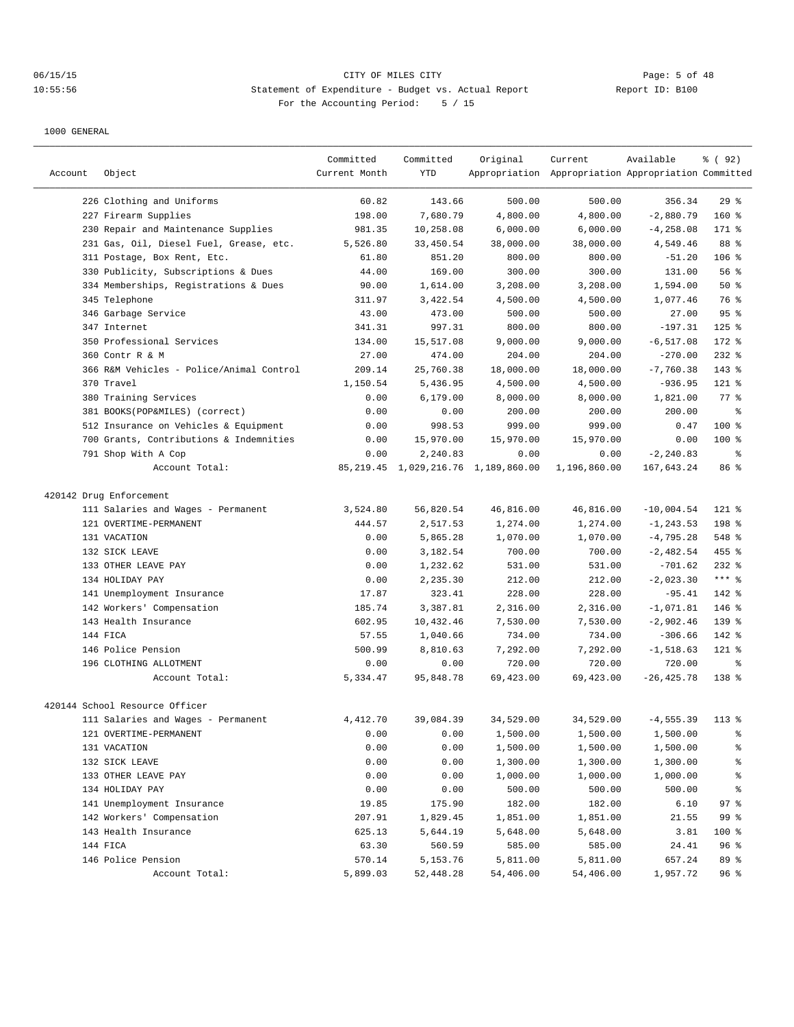CITY OF MILES CITY
Statement of Expenditure - Budget vs. Actual Report
For the Accounting Period: 5 / 15

06/15/15
10:55:56
Report ID: B100

1000 GENERAL

| Account | Object | Committed Current Month | Committed YTD | Original Appropriation | Current Appropriation | Available Appropriation | % ( 92) Committed |
|---|---|---|---|---|---|---|---|
| | 226 Clothing and Uniforms | 60.82 | 143.66 | 500.00 | 500.00 | 356.34 | 29 % |
| | 227 Firearm Supplies | 198.00 | 7,680.79 | 4,800.00 | 4,800.00 | -2,880.79 | 160 % |
| | 230 Repair and Maintenance Supplies | 981.35 | 10,258.08 | 6,000.00 | 6,000.00 | -4,258.08 | 171 % |
| | 231 Gas, Oil, Diesel Fuel, Grease, etc. | 5,526.80 | 33,450.54 | 38,000.00 | 38,000.00 | 4,549.46 | 88 % |
| | 311 Postage, Box Rent, Etc. | 61.80 | 851.20 | 800.00 | 800.00 | -51.20 | 106 % |
| | 330 Publicity, Subscriptions & Dues | 44.00 | 169.00 | 300.00 | 300.00 | 131.00 | 56 % |
| | 334 Memberships, Registrations & Dues | 90.00 | 1,614.00 | 3,208.00 | 3,208.00 | 1,594.00 | 50 % |
| | 345 Telephone | 311.97 | 3,422.54 | 4,500.00 | 4,500.00 | 1,077.46 | 76 % |
| | 346 Garbage Service | 43.00 | 473.00 | 500.00 | 500.00 | 27.00 | 95 % |
| | 347 Internet | 341.31 | 997.31 | 800.00 | 800.00 | -197.31 | 125 % |
| | 350 Professional Services | 134.00 | 15,517.08 | 9,000.00 | 9,000.00 | -6,517.08 | 172 % |
| | 360 Contr R & M | 27.00 | 474.00 | 204.00 | 204.00 | -270.00 | 232 % |
| | 366 R&M Vehicles - Police/Animal Control | 209.14 | 25,760.38 | 18,000.00 | 18,000.00 | -7,760.38 | 143 % |
| | 370 Travel | 1,150.54 | 5,436.95 | 4,500.00 | 4,500.00 | -936.95 | 121 % |
| | 380 Training Services | 0.00 | 6,179.00 | 8,000.00 | 8,000.00 | 1,821.00 | 77 % |
| | 381 BOOKS(POP&MILES) (correct) | 0.00 | 0.00 | 200.00 | 200.00 | 200.00 | % |
| | 512 Insurance on Vehicles & Equipment | 0.00 | 998.53 | 999.00 | 999.00 | 0.47 | 100 % |
| | 700 Grants, Contributions & Indemnities | 0.00 | 15,970.00 | 15,970.00 | 15,970.00 | 0.00 | 100 % |
| | 791 Shop With A Cop | 0.00 | 2,240.83 | 0.00 | 0.00 | -2,240.83 | % |
| | Account Total: | 85,219.45 | 1,029,216.76 | 1,189,860.00 | 1,196,860.00 | 167,643.24 | 86 % |
| 420142 Drug Enforcement | | | | | | | |
| | 111 Salaries and Wages - Permanent | 3,524.80 | 56,820.54 | 46,816.00 | 46,816.00 | -10,004.54 | 121 % |
| | 121 OVERTIME-PERMANENT | 444.57 | 2,517.53 | 1,274.00 | 1,274.00 | -1,243.53 | 198 % |
| | 131 VACATION | 0.00 | 5,865.28 | 1,070.00 | 1,070.00 | -4,795.28 | 548 % |
| | 132 SICK LEAVE | 0.00 | 3,182.54 | 700.00 | 700.00 | -2,482.54 | 455 % |
| | 133 OTHER LEAVE PAY | 0.00 | 1,232.62 | 531.00 | 531.00 | -701.62 | 232 % |
| | 134 HOLIDAY PAY | 0.00 | 2,235.30 | 212.00 | 212.00 | -2,023.30 | *** % |
| | 141 Unemployment Insurance | 17.87 | 323.41 | 228.00 | 228.00 | -95.41 | 142 % |
| | 142 Workers' Compensation | 185.74 | 3,387.81 | 2,316.00 | 2,316.00 | -1,071.81 | 146 % |
| | 143 Health Insurance | 602.95 | 10,432.46 | 7,530.00 | 7,530.00 | -2,902.46 | 139 % |
| | 144 FICA | 57.55 | 1,040.66 | 734.00 | 734.00 | -306.66 | 142 % |
| | 146 Police Pension | 500.99 | 8,810.63 | 7,292.00 | 7,292.00 | -1,518.63 | 121 % |
| | 196 CLOTHING ALLOTMENT | 0.00 | 0.00 | 720.00 | 720.00 | 720.00 | % |
| | Account Total: | 5,334.47 | 95,848.78 | 69,423.00 | 69,423.00 | -26,425.78 | 138 % |
| 420144 School Resource Officer | | | | | | | |
| | 111 Salaries and Wages - Permanent | 4,412.70 | 39,084.39 | 34,529.00 | 34,529.00 | -4,555.39 | 113 % |
| | 121 OVERTIME-PERMANENT | 0.00 | 0.00 | 1,500.00 | 1,500.00 | 1,500.00 | % |
| | 131 VACATION | 0.00 | 0.00 | 1,500.00 | 1,500.00 | 1,500.00 | % |
| | 132 SICK LEAVE | 0.00 | 0.00 | 1,300.00 | 1,300.00 | 1,300.00 | % |
| | 133 OTHER LEAVE PAY | 0.00 | 0.00 | 1,000.00 | 1,000.00 | 1,000.00 | % |
| | 134 HOLIDAY PAY | 0.00 | 0.00 | 500.00 | 500.00 | 500.00 | % |
| | 141 Unemployment Insurance | 19.85 | 175.90 | 182.00 | 182.00 | 6.10 | 97 % |
| | 142 Workers' Compensation | 207.91 | 1,829.45 | 1,851.00 | 1,851.00 | 21.55 | 99 % |
| | 143 Health Insurance | 625.13 | 5,644.19 | 5,648.00 | 5,648.00 | 3.81 | 100 % |
| | 144 FICA | 63.30 | 560.59 | 585.00 | 585.00 | 24.41 | 96 % |
| | 146 Police Pension | 570.14 | 5,153.76 | 5,811.00 | 5,811.00 | 657.24 | 89 % |
| | Account Total: | 5,899.03 | 52,448.28 | 54,406.00 | 54,406.00 | 1,957.72 | 96 % |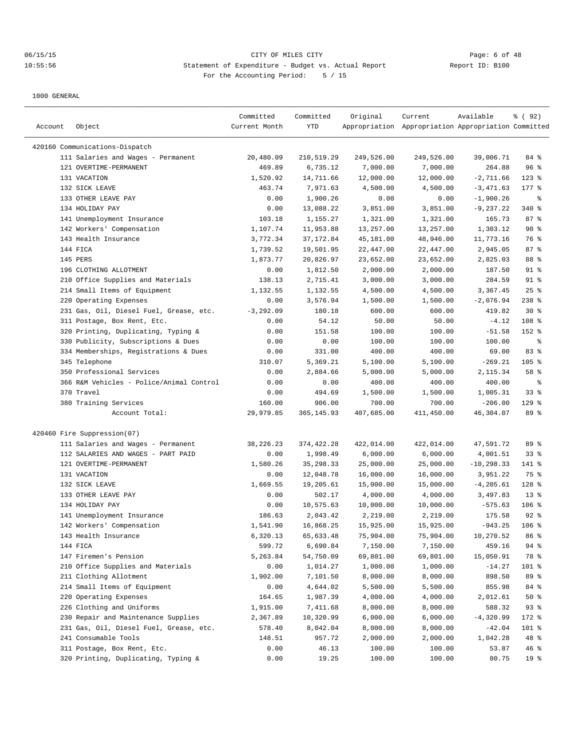CITY OF MILES CITY
Statement of Expenditure - Budget vs. Actual Report
For the Accounting Period: 5 / 15

06/15/15 10:55:56 — Report ID: B100

1000 GENERAL

| Account | Object | Committed Current Month | Committed YTD | Original Appropriation | Current Appropriation | Available Appropriation | % ( 92) Committed |
|---|---|---|---|---|---|---|---|
| 420160 Communications-Dispatch | | | | | | | |
| | 111 Salaries and Wages - Permanent | 20,480.09 | 210,519.29 | 249,526.00 | 249,526.00 | 39,006.71 | 84 % |
| | 121 OVERTIME-PERMANENT | 469.89 | 6,735.12 | 7,000.00 | 7,000.00 | 264.88 | 96 % |
| | 131 VACATION | 1,520.92 | 14,711.66 | 12,000.00 | 12,000.00 | -2,711.66 | 123 % |
| | 132 SICK LEAVE | 463.74 | 7,971.63 | 4,500.00 | 4,500.00 | -3,471.63 | 177 % |
| | 133 OTHER LEAVE PAY | 0.00 | 1,900.26 | 0.00 | 0.00 | -1,900.26 | % |
| | 134 HOLIDAY PAY | 0.00 | 13,088.22 | 3,851.00 | 3,851.00 | -9,237.22 | 340 % |
| | 141 Unemployment Insurance | 103.18 | 1,155.27 | 1,321.00 | 1,321.00 | 165.73 | 87 % |
| | 142 Workers' Compensation | 1,107.74 | 11,953.88 | 13,257.00 | 13,257.00 | 1,303.12 | 90 % |
| | 143 Health Insurance | 3,772.34 | 37,172.84 | 45,181.00 | 48,946.00 | 11,773.16 | 76 % |
| | 144 FICA | 1,739.52 | 19,501.95 | 22,447.00 | 22,447.00 | 2,945.05 | 87 % |
| | 145 PERS | 1,873.77 | 20,826.97 | 23,652.00 | 23,652.00 | 2,825.03 | 88 % |
| | 196 CLOTHING ALLOTMENT | 0.00 | 1,812.50 | 2,000.00 | 2,000.00 | 187.50 | 91 % |
| | 210 Office Supplies and Materials | 138.13 | 2,715.41 | 3,000.00 | 3,000.00 | 284.59 | 91 % |
| | 214 Small Items of Equipment | 1,132.55 | 1,132.55 | 4,500.00 | 4,500.00 | 3,367.45 | 25 % |
| | 220 Operating Expenses | 0.00 | 3,576.94 | 1,500.00 | 1,500.00 | -2,076.94 | 238 % |
| | 231 Gas, Oil, Diesel Fuel, Grease, etc. | -3,292.09 | 180.18 | 600.00 | 600.00 | 419.82 | 30 % |
| | 311 Postage, Box Rent, Etc. | 0.00 | 54.12 | 50.00 | 50.00 | -4.12 | 108 % |
| | 320 Printing, Duplicating, Typing & | 0.00 | 151.58 | 100.00 | 100.00 | -51.58 | 152 % |
| | 330 Publicity, Subscriptions & Dues | 0.00 | 0.00 | 100.00 | 100.00 | 100.00 | % |
| | 334 Memberships, Registrations & Dues | 0.00 | 331.00 | 400.00 | 400.00 | 69.00 | 83 % |
| | 345 Telephone | 310.07 | 5,369.21 | 5,100.00 | 5,100.00 | -269.21 | 105 % |
| | 350 Professional Services | 0.00 | 2,884.66 | 5,000.00 | 5,000.00 | 2,115.34 | 58 % |
| | 366 R&M Vehicles - Police/Animal Control | 0.00 | 0.00 | 400.00 | 400.00 | 400.00 | % |
| | 370 Travel | 0.00 | 494.69 | 1,500.00 | 1,500.00 | 1,005.31 | 33 % |
| | 380 Training Services | 160.00 | 906.00 | 700.00 | 700.00 | -206.00 | 129 % |
| | Account Total: | 29,979.85 | 365,145.93 | 407,685.00 | 411,450.00 | 46,304.07 | 89 % |
| 420460 Fire Suppression(07) | | | | | | | |
| | 111 Salaries and Wages - Permanent | 38,226.23 | 374,422.28 | 422,014.00 | 422,014.00 | 47,591.72 | 89 % |
| | 112 SALARIES AND WAGES - PART PAID | 0.00 | 1,998.49 | 6,000.00 | 6,000.00 | 4,001.51 | 33 % |
| | 121 OVERTIME-PERMANENT | 1,580.26 | 35,298.33 | 25,000.00 | 25,000.00 | -10,298.33 | 141 % |
| | 131 VACATION | 0.00 | 12,048.78 | 16,000.00 | 16,000.00 | 3,951.22 | 75 % |
| | 132 SICK LEAVE | 1,669.55 | 19,205.61 | 15,000.00 | 15,000.00 | -4,205.61 | 128 % |
| | 133 OTHER LEAVE PAY | 0.00 | 502.17 | 4,000.00 | 4,000.00 | 3,497.83 | 13 % |
| | 134 HOLIDAY PAY | 0.00 | 10,575.63 | 10,000.00 | 10,000.00 | -575.63 | 106 % |
| | 141 Unemployment Insurance | 186.63 | 2,043.42 | 2,219.00 | 2,219.00 | 175.58 | 92 % |
| | 142 Workers' Compensation | 1,541.90 | 16,868.25 | 15,925.00 | 15,925.00 | -943.25 | 106 % |
| | 143 Health Insurance | 6,320.13 | 65,633.48 | 75,904.00 | 75,904.00 | 10,270.52 | 86 % |
| | 144 FICA | 599.72 | 6,690.84 | 7,150.00 | 7,150.00 | 459.16 | 94 % |
| | 147 Firemen's Pension | 5,263.84 | 54,750.09 | 69,801.00 | 69,801.00 | 15,050.91 | 78 % |
| | 210 Office Supplies and Materials | 0.00 | 1,014.27 | 1,000.00 | 1,000.00 | -14.27 | 101 % |
| | 211 Clothing Allotment | 1,902.00 | 7,101.50 | 8,000.00 | 8,000.00 | 898.50 | 89 % |
| | 214 Small Items of Equipment | 0.00 | 4,644.02 | 5,500.00 | 5,500.00 | 855.98 | 84 % |
| | 220 Operating Expenses | 164.65 | 1,987.39 | 4,000.00 | 4,000.00 | 2,012.61 | 50 % |
| | 226 Clothing and Uniforms | 1,915.00 | 7,411.68 | 8,000.00 | 8,000.00 | 588.32 | 93 % |
| | 230 Repair and Maintenance Supplies | 2,367.89 | 10,320.99 | 6,000.00 | 6,000.00 | -4,320.99 | 172 % |
| | 231 Gas, Oil, Diesel Fuel, Grease, etc. | 578.40 | 8,042.04 | 8,000.00 | 8,000.00 | -42.04 | 101 % |
| | 241 Consumable Tools | 148.51 | 957.72 | 2,000.00 | 2,000.00 | 1,042.28 | 48 % |
| | 311 Postage, Box Rent, Etc. | 0.00 | 46.13 | 100.00 | 100.00 | 53.87 | 46 % |
| | 320 Printing, Duplicating, Typing & | 0.00 | 19.25 | 100.00 | 100.00 | 80.75 | 19 % |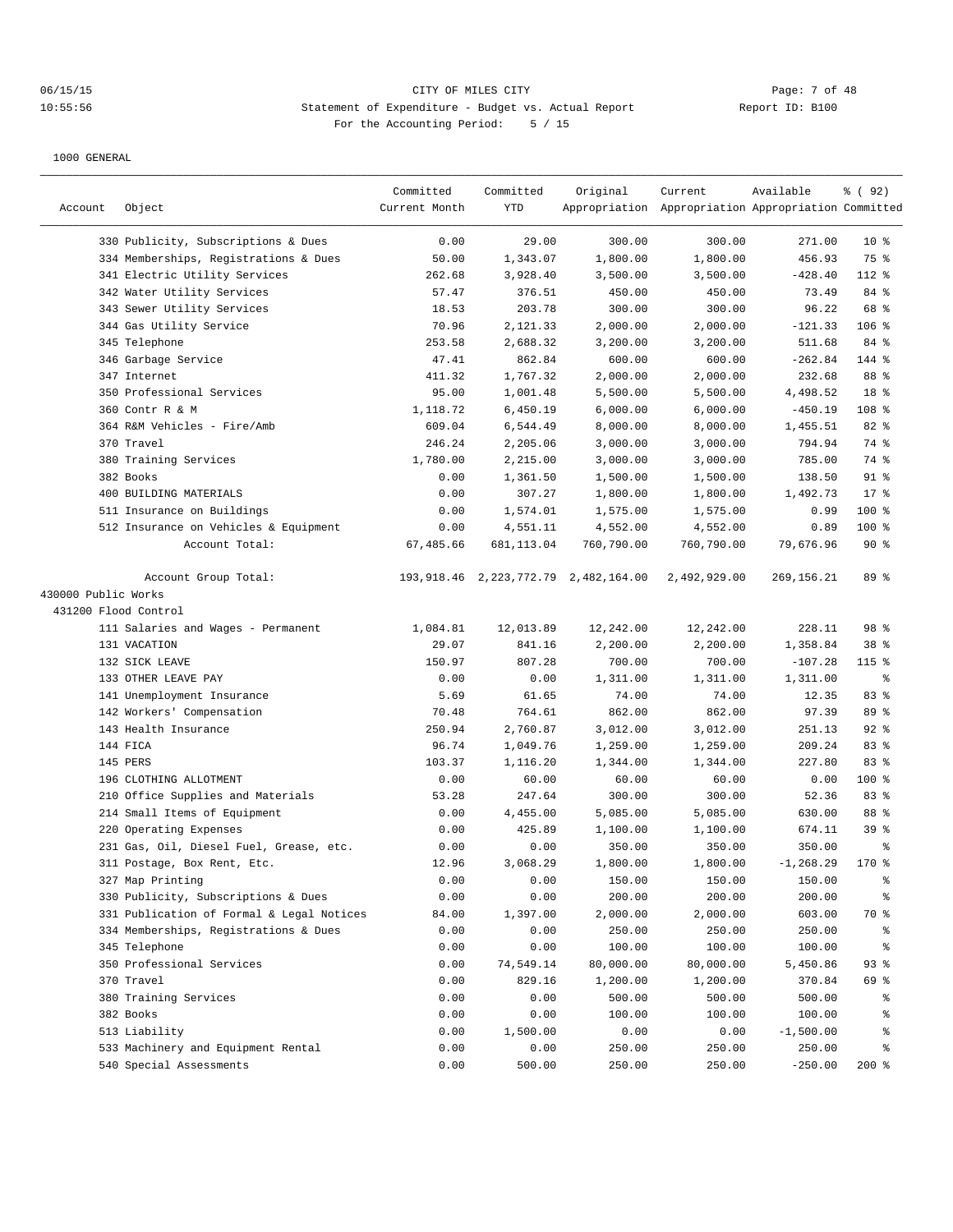CITY OF MILES CITY

Statement of Expenditure - Budget vs. Actual Report

Report ID: B100

For the Accounting Period: 5 / 15

1000 GENERAL

| Account | Object | Committed Current Month | Committed YTD | Original Appropriation | Current Appropriation | Available Appropriation | % ( 92) Committed |
|---|---|---|---|---|---|---|---|
| | 330 Publicity, Subscriptions & Dues | 0.00 | 29.00 | 300.00 | 300.00 | 271.00 | 10 % |
| | 334 Memberships, Registrations & Dues | 50.00 | 1,343.07 | 1,800.00 | 1,800.00 | 456.93 | 75 % |
| | 341 Electric Utility Services | 262.68 | 3,928.40 | 3,500.00 | 3,500.00 | -428.40 | 112 % |
| | 342 Water Utility Services | 57.47 | 376.51 | 450.00 | 450.00 | 73.49 | 84 % |
| | 343 Sewer Utility Services | 18.53 | 203.78 | 300.00 | 300.00 | 96.22 | 68 % |
| | 344 Gas Utility Service | 70.96 | 2,121.33 | 2,000.00 | 2,000.00 | -121.33 | 106 % |
| | 345 Telephone | 253.58 | 2,688.32 | 3,200.00 | 3,200.00 | 511.68 | 84 % |
| | 346 Garbage Service | 47.41 | 862.84 | 600.00 | 600.00 | -262.84 | 144 % |
| | 347 Internet | 411.32 | 1,767.32 | 2,000.00 | 2,000.00 | 232.68 | 88 % |
| | 350 Professional Services | 95.00 | 1,001.48 | 5,500.00 | 5,500.00 | 4,498.52 | 18 % |
| | 360 Contr R & M | 1,118.72 | 6,450.19 | 6,000.00 | 6,000.00 | -450.19 | 108 % |
| | 364 R&M Vehicles - Fire/Amb | 609.04 | 6,544.49 | 8,000.00 | 8,000.00 | 1,455.51 | 82 % |
| | 370 Travel | 246.24 | 2,205.06 | 3,000.00 | 3,000.00 | 794.94 | 74 % |
| | 380 Training Services | 1,780.00 | 2,215.00 | 3,000.00 | 3,000.00 | 785.00 | 74 % |
| | 382 Books | 0.00 | 1,361.50 | 1,500.00 | 1,500.00 | 138.50 | 91 % |
| | 400 BUILDING MATERIALS | 0.00 | 307.27 | 1,800.00 | 1,800.00 | 1,492.73 | 17 % |
| | 511 Insurance on Buildings | 0.00 | 1,574.01 | 1,575.00 | 1,575.00 | 0.99 | 100 % |
| | 512 Insurance on Vehicles & Equipment | 0.00 | 4,551.11 | 4,552.00 | 4,552.00 | 0.89 | 100 % |
| | Account Total: | 67,485.66 | 681,113.04 | 760,790.00 | 760,790.00 | 79,676.96 | 90 % |
| | Account Group Total: | 193,918.46 | 2,223,772.79 | 2,482,164.00 | 2,492,929.00 | 269,156.21 | 89 % |
| 430000 Public Works | | | | | | | |
| 431200 Flood Control | | | | | | | |
| | 111 Salaries and Wages - Permanent | 1,084.81 | 12,013.89 | 12,242.00 | 12,242.00 | 228.11 | 98 % |
| | 131 VACATION | 29.07 | 841.16 | 2,200.00 | 2,200.00 | 1,358.84 | 38 % |
| | 132 SICK LEAVE | 150.97 | 807.28 | 700.00 | 700.00 | -107.28 | 115 % |
| | 133 OTHER LEAVE PAY | 0.00 | 0.00 | 1,311.00 | 1,311.00 | 1,311.00 | % |
| | 141 Unemployment Insurance | 5.69 | 61.65 | 74.00 | 74.00 | 12.35 | 83 % |
| | 142 Workers' Compensation | 70.48 | 764.61 | 862.00 | 862.00 | 97.39 | 89 % |
| | 143 Health Insurance | 250.94 | 2,760.87 | 3,012.00 | 3,012.00 | 251.13 | 92 % |
| | 144 FICA | 96.74 | 1,049.76 | 1,259.00 | 1,259.00 | 209.24 | 83 % |
| | 145 PERS | 103.37 | 1,116.20 | 1,344.00 | 1,344.00 | 227.80 | 83 % |
| | 196 CLOTHING ALLOTMENT | 0.00 | 60.00 | 60.00 | 60.00 | 0.00 | 100 % |
| | 210 Office Supplies and Materials | 53.28 | 247.64 | 300.00 | 300.00 | 52.36 | 83 % |
| | 214 Small Items of Equipment | 0.00 | 4,455.00 | 5,085.00 | 5,085.00 | 630.00 | 88 % |
| | 220 Operating Expenses | 0.00 | 425.89 | 1,100.00 | 1,100.00 | 674.11 | 39 % |
| | 231 Gas, Oil, Diesel Fuel, Grease, etc. | 0.00 | 0.00 | 350.00 | 350.00 | 350.00 | % |
| | 311 Postage, Box Rent, Etc. | 12.96 | 3,068.29 | 1,800.00 | 1,800.00 | -1,268.29 | 170 % |
| | 327 Map Printing | 0.00 | 0.00 | 150.00 | 150.00 | 150.00 | % |
| | 330 Publicity, Subscriptions & Dues | 0.00 | 0.00 | 200.00 | 200.00 | 200.00 | % |
| | 331 Publication of Formal & Legal Notices | 84.00 | 1,397.00 | 2,000.00 | 2,000.00 | 603.00 | 70 % |
| | 334 Memberships, Registrations & Dues | 0.00 | 0.00 | 250.00 | 250.00 | 250.00 | % |
| | 345 Telephone | 0.00 | 0.00 | 100.00 | 100.00 | 100.00 | % |
| | 350 Professional Services | 0.00 | 74,549.14 | 80,000.00 | 80,000.00 | 5,450.86 | 93 % |
| | 370 Travel | 0.00 | 829.16 | 1,200.00 | 1,200.00 | 370.84 | 69 % |
| | 380 Training Services | 0.00 | 0.00 | 500.00 | 500.00 | 500.00 | % |
| | 382 Books | 0.00 | 0.00 | 100.00 | 100.00 | 100.00 | % |
| | 513 Liability | 0.00 | 1,500.00 | 0.00 | 0.00 | -1,500.00 | % |
| | 533 Machinery and Equipment Rental | 0.00 | 0.00 | 250.00 | 250.00 | 250.00 | % |
| | 540 Special Assessments | 0.00 | 500.00 | 250.00 | 250.00 | -250.00 | 200 % |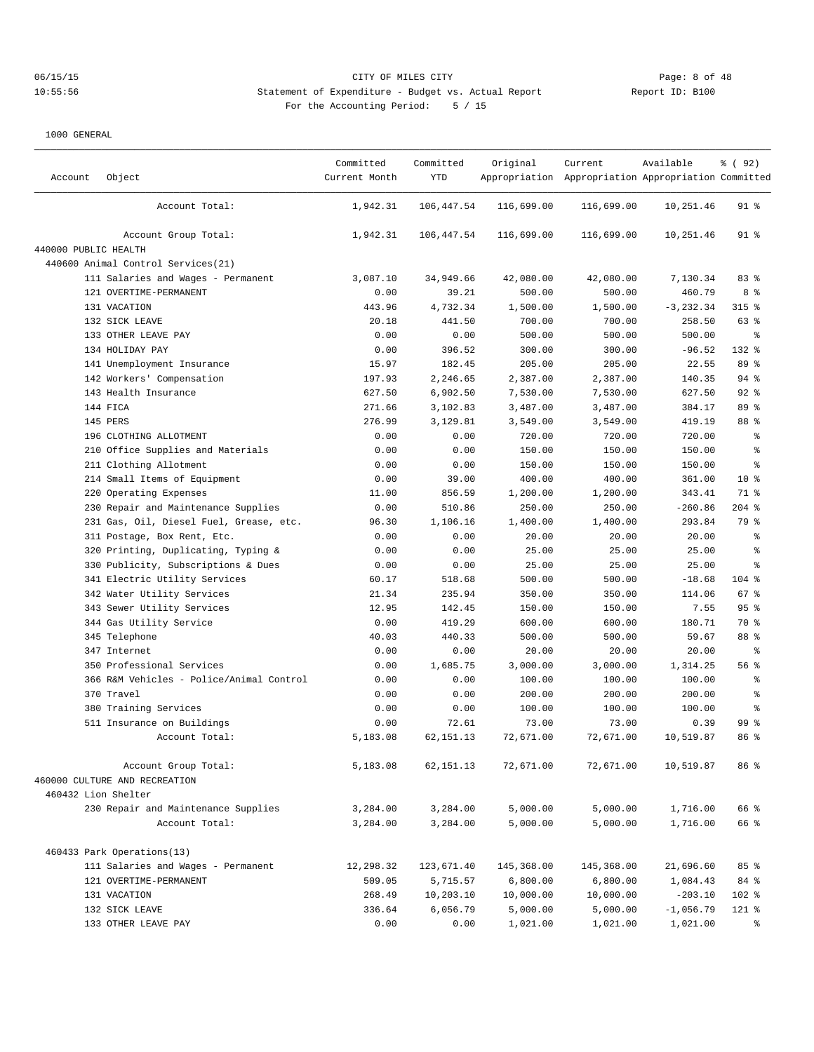1000 GENERAL

| Account | Object | Committed Current Month | Committed YTD | Original Appropriation | Current Appropriation | Available Appropriation | % ( 92) Committed |
|---|---|---|---|---|---|---|---|
| | Account Total: | 1,942.31 | 106,447.54 | 116,699.00 | 116,699.00 | 10,251.46 | 91 % |
| | Account Group Total: | 1,942.31 | 106,447.54 | 116,699.00 | 116,699.00 | 10,251.46 | 91 % |
| 440000 PUBLIC HEALTH | | | | | | | |
| 440600 Animal Control Services(21) | | | | | | | |
| | 111 Salaries and Wages - Permanent | 3,087.10 | 34,949.66 | 42,080.00 | 42,080.00 | 7,130.34 | 83 % |
| | 121 OVERTIME-PERMANENT | 0.00 | 39.21 | 500.00 | 500.00 | 460.79 | 8 % |
| | 131 VACATION | 443.96 | 4,732.34 | 1,500.00 | 1,500.00 | -3,232.34 | 315 % |
| | 132 SICK LEAVE | 20.18 | 441.50 | 700.00 | 700.00 | 258.50 | 63 % |
| | 133 OTHER LEAVE PAY | 0.00 | 0.00 | 500.00 | 500.00 | 500.00 | % |
| | 134 HOLIDAY PAY | 0.00 | 396.52 | 300.00 | 300.00 | -96.52 | 132 % |
| | 141 Unemployment Insurance | 15.97 | 182.45 | 205.00 | 205.00 | 22.55 | 89 % |
| | 142 Workers' Compensation | 197.93 | 2,246.65 | 2,387.00 | 2,387.00 | 140.35 | 94 % |
| | 143 Health Insurance | 627.50 | 6,902.50 | 7,530.00 | 7,530.00 | 627.50 | 92 % |
| | 144 FICA | 271.66 | 3,102.83 | 3,487.00 | 3,487.00 | 384.17 | 89 % |
| | 145 PERS | 276.99 | 3,129.81 | 3,549.00 | 3,549.00 | 419.19 | 88 % |
| | 196 CLOTHING ALLOTMENT | 0.00 | 0.00 | 720.00 | 720.00 | 720.00 | % |
| | 210 Office Supplies and Materials | 0.00 | 0.00 | 150.00 | 150.00 | 150.00 | % |
| | 211 Clothing Allotment | 0.00 | 0.00 | 150.00 | 150.00 | 150.00 | % |
| | 214 Small Items of Equipment | 0.00 | 39.00 | 400.00 | 400.00 | 361.00 | 10 % |
| | 220 Operating Expenses | 11.00 | 856.59 | 1,200.00 | 1,200.00 | 343.41 | 71 % |
| | 230 Repair and Maintenance Supplies | 0.00 | 510.86 | 250.00 | 250.00 | -260.86 | 204 % |
| | 231 Gas, Oil, Diesel Fuel, Grease, etc. | 96.30 | 1,106.16 | 1,400.00 | 1,400.00 | 293.84 | 79 % |
| | 311 Postage, Box Rent, Etc. | 0.00 | 0.00 | 20.00 | 20.00 | 20.00 | % |
| | 320 Printing, Duplicating, Typing & | 0.00 | 0.00 | 25.00 | 25.00 | 25.00 | % |
| | 330 Publicity, Subscriptions & Dues | 0.00 | 0.00 | 25.00 | 25.00 | 25.00 | % |
| | 341 Electric Utility Services | 60.17 | 518.68 | 500.00 | 500.00 | -18.68 | 104 % |
| | 342 Water Utility Services | 21.34 | 235.94 | 350.00 | 350.00 | 114.06 | 67 % |
| | 343 Sewer Utility Services | 12.95 | 142.45 | 150.00 | 150.00 | 7.55 | 95 % |
| | 344 Gas Utility Service | 0.00 | 419.29 | 600.00 | 600.00 | 180.71 | 70 % |
| | 345 Telephone | 40.03 | 440.33 | 500.00 | 500.00 | 59.67 | 88 % |
| | 347 Internet | 0.00 | 0.00 | 20.00 | 20.00 | 20.00 | % |
| | 350 Professional Services | 0.00 | 1,685.75 | 3,000.00 | 3,000.00 | 1,314.25 | 56 % |
| | 366 R&M Vehicles - Police/Animal Control | 0.00 | 0.00 | 100.00 | 100.00 | 100.00 | % |
| | 370 Travel | 0.00 | 0.00 | 200.00 | 200.00 | 200.00 | % |
| | 380 Training Services | 0.00 | 0.00 | 100.00 | 100.00 | 100.00 | % |
| | 511 Insurance on Buildings | 0.00 | 72.61 | 73.00 | 73.00 | 0.39 | 99 % |
| | Account Total: | 5,183.08 | 62,151.13 | 72,671.00 | 72,671.00 | 10,519.87 | 86 % |
| | Account Group Total: | 5,183.08 | 62,151.13 | 72,671.00 | 72,671.00 | 10,519.87 | 86 % |
| 460000 CULTURE AND RECREATION | | | | | | | |
| 460432 Lion Shelter | | | | | | | |
| | 230 Repair and Maintenance Supplies | 3,284.00 | 3,284.00 | 5,000.00 | 5,000.00 | 1,716.00 | 66 % |
| | Account Total: | 3,284.00 | 3,284.00 | 5,000.00 | 5,000.00 | 1,716.00 | 66 % |
| 460433 Park Operations(13) | | | | | | | |
| | 111 Salaries and Wages - Permanent | 12,298.32 | 123,671.40 | 145,368.00 | 145,368.00 | 21,696.60 | 85 % |
| | 121 OVERTIME-PERMANENT | 509.05 | 5,715.57 | 6,800.00 | 6,800.00 | 1,084.43 | 84 % |
| | 131 VACATION | 268.49 | 10,203.10 | 10,000.00 | 10,000.00 | -203.10 | 102 % |
| | 132 SICK LEAVE | 336.64 | 6,056.79 | 5,000.00 | 5,000.00 | -1,056.79 | 121 % |
| | 133 OTHER LEAVE PAY | 0.00 | 0.00 | 1,021.00 | 1,021.00 | 1,021.00 | % |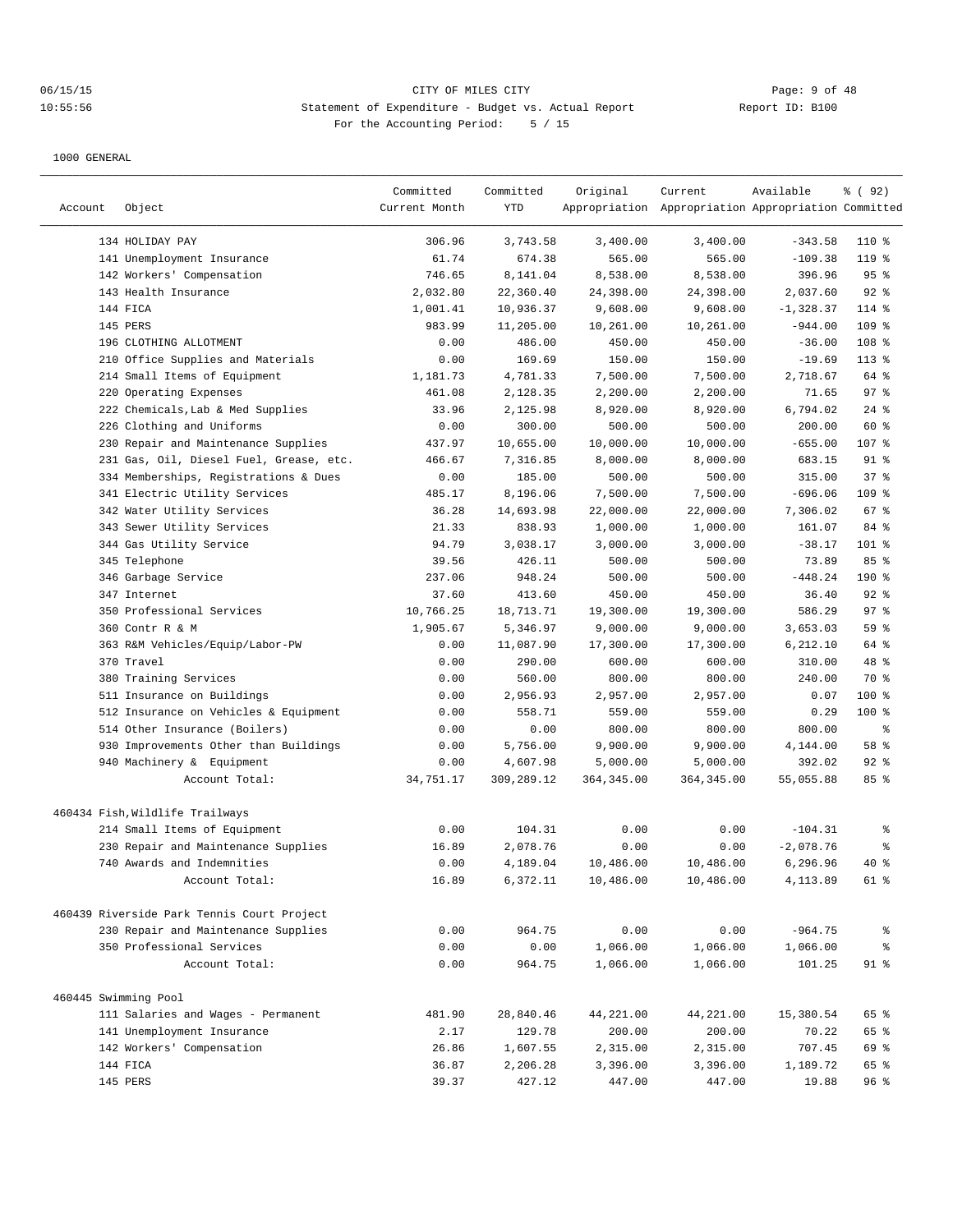CITY OF MILES CITY

Statement of Expenditure - Budget vs. Actual Report

For the Accounting Period: 5 / 15

1000 GENERAL

| Account | Object | Committed Current Month | Committed YTD | Original Appropriation | Current Appropriation | Available Appropriation | % ( 92) Committed |
|---|---|---|---|---|---|---|---|
| | 134 HOLIDAY PAY | 306.96 | 3,743.58 | 3,400.00 | 3,400.00 | -343.58 | 110 % |
| | 141 Unemployment Insurance | 61.74 | 674.38 | 565.00 | 565.00 | -109.38 | 119 % |
| | 142 Workers' Compensation | 746.65 | 8,141.04 | 8,538.00 | 8,538.00 | 396.96 | 95 % |
| | 143 Health Insurance | 2,032.80 | 22,360.40 | 24,398.00 | 24,398.00 | 2,037.60 | 92 % |
| | 144 FICA | 1,001.41 | 10,936.37 | 9,608.00 | 9,608.00 | -1,328.37 | 114 % |
| | 145 PERS | 983.99 | 11,205.00 | 10,261.00 | 10,261.00 | -944.00 | 109 % |
| | 196 CLOTHING ALLOTMENT | 0.00 | 486.00 | 450.00 | 450.00 | -36.00 | 108 % |
| | 210 Office Supplies and Materials | 0.00 | 169.69 | 150.00 | 150.00 | -19.69 | 113 % |
| | 214 Small Items of Equipment | 1,181.73 | 4,781.33 | 7,500.00 | 7,500.00 | 2,718.67 | 64 % |
| | 220 Operating Expenses | 461.08 | 2,128.35 | 2,200.00 | 2,200.00 | 71.65 | 97 % |
| | 222 Chemicals,Lab & Med Supplies | 33.96 | 2,125.98 | 8,920.00 | 8,920.00 | 6,794.02 | 24 % |
| | 226 Clothing and Uniforms | 0.00 | 300.00 | 500.00 | 500.00 | 200.00 | 60 % |
| | 230 Repair and Maintenance Supplies | 437.97 | 10,655.00 | 10,000.00 | 10,000.00 | -655.00 | 107 % |
| | 231 Gas, Oil, Diesel Fuel, Grease, etc. | 466.67 | 7,316.85 | 8,000.00 | 8,000.00 | 683.15 | 91 % |
| | 334 Memberships, Registrations & Dues | 0.00 | 185.00 | 500.00 | 500.00 | 315.00 | 37 % |
| | 341 Electric Utility Services | 485.17 | 8,196.06 | 7,500.00 | 7,500.00 | -696.06 | 109 % |
| | 342 Water Utility Services | 36.28 | 14,693.98 | 22,000.00 | 22,000.00 | 7,306.02 | 67 % |
| | 343 Sewer Utility Services | 21.33 | 838.93 | 1,000.00 | 1,000.00 | 161.07 | 84 % |
| | 344 Gas Utility Service | 94.79 | 3,038.17 | 3,000.00 | 3,000.00 | -38.17 | 101 % |
| | 345 Telephone | 39.56 | 426.11 | 500.00 | 500.00 | 73.89 | 85 % |
| | 346 Garbage Service | 237.06 | 948.24 | 500.00 | 500.00 | -448.24 | 190 % |
| | 347 Internet | 37.60 | 413.60 | 450.00 | 450.00 | 36.40 | 92 % |
| | 350 Professional Services | 10,766.25 | 18,713.71 | 19,300.00 | 19,300.00 | 586.29 | 97 % |
| | 360 Contr R & M | 1,905.67 | 5,346.97 | 9,000.00 | 9,000.00 | 3,653.03 | 59 % |
| | 363 R&M Vehicles/Equip/Labor-PW | 0.00 | 11,087.90 | 17,300.00 | 17,300.00 | 6,212.10 | 64 % |
| | 370 Travel | 0.00 | 290.00 | 600.00 | 600.00 | 310.00 | 48 % |
| | 380 Training Services | 0.00 | 560.00 | 800.00 | 800.00 | 240.00 | 70 % |
| | 511 Insurance on Buildings | 0.00 | 2,956.93 | 2,957.00 | 2,957.00 | 0.07 | 100 % |
| | 512 Insurance on Vehicles & Equipment | 0.00 | 558.71 | 559.00 | 559.00 | 0.29 | 100 % |
| | 514 Other Insurance (Boilers) | 0.00 | 0.00 | 800.00 | 800.00 | 800.00 | % |
| | 930 Improvements Other than Buildings | 0.00 | 5,756.00 | 9,900.00 | 9,900.00 | 4,144.00 | 58 % |
| | 940 Machinery & Equipment | 0.00 | 4,607.98 | 5,000.00 | 5,000.00 | 392.02 | 92 % |
| | Account Total: | 34,751.17 | 309,289.12 | 364,345.00 | 364,345.00 | 55,055.88 | 85 % |
| 460434 Fish,Wildlife Trailways | | | | | | | |
| | 214 Small Items of Equipment | 0.00 | 104.31 | 0.00 | 0.00 | -104.31 | % |
| | 230 Repair and Maintenance Supplies | 16.89 | 2,078.76 | 0.00 | 0.00 | -2,078.76 | % |
| | 740 Awards and Indemnities | 0.00 | 4,189.04 | 10,486.00 | 10,486.00 | 6,296.96 | 40 % |
| | Account Total: | 16.89 | 6,372.11 | 10,486.00 | 10,486.00 | 4,113.89 | 61 % |
| 460439 Riverside Park Tennis Court Project | | | | | | | |
| | 230 Repair and Maintenance Supplies | 0.00 | 964.75 | 0.00 | 0.00 | -964.75 | % |
| | 350 Professional Services | 0.00 | 0.00 | 1,066.00 | 1,066.00 | 1,066.00 | % |
| | Account Total: | 0.00 | 964.75 | 1,066.00 | 1,066.00 | 101.25 | 91 % |
| 460445 Swimming Pool | | | | | | | |
| | 111 Salaries and Wages - Permanent | 481.90 | 28,840.46 | 44,221.00 | 44,221.00 | 15,380.54 | 65 % |
| | 141 Unemployment Insurance | 2.17 | 129.78 | 200.00 | 200.00 | 70.22 | 65 % |
| | 142 Workers' Compensation | 26.86 | 1,607.55 | 2,315.00 | 2,315.00 | 707.45 | 69 % |
| | 144 FICA | 36.87 | 2,206.28 | 3,396.00 | 3,396.00 | 1,189.72 | 65 % |
| | 145 PERS | 39.37 | 427.12 | 447.00 | 447.00 | 19.88 | 96 % |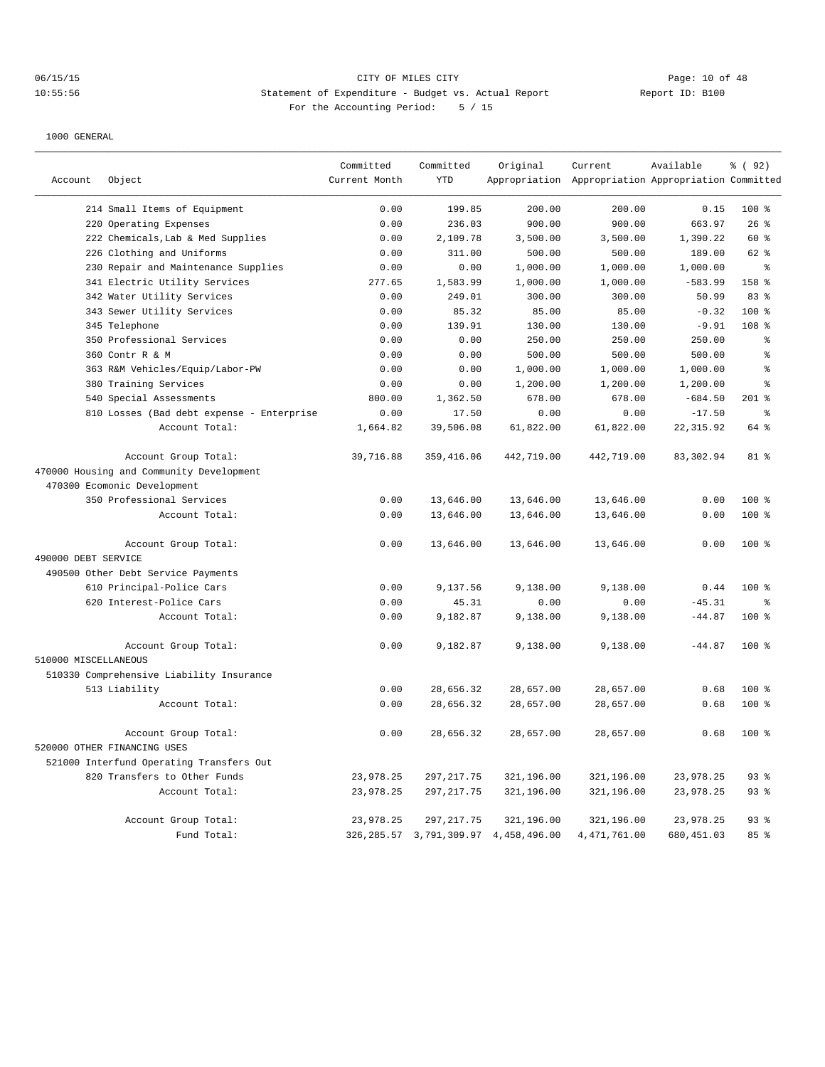CITY OF MILES CITY

Statement of Expenditure - Budget vs. Actual Report

For the Accounting Period: 5 / 15

06/15/15
10:55:56

Report ID: B100

1000 GENERAL

| Account | Object | Committed Current Month | Committed YTD | Original Appropriation | Current Appropriation | Available Appropriation | % ( 92) Committed |
|---|---|---|---|---|---|---|---|
| | 214 Small Items of Equipment | 0.00 | 199.85 | 200.00 | 200.00 | 0.15 | 100 % |
| | 220 Operating Expenses | 0.00 | 236.03 | 900.00 | 900.00 | 663.97 | 26 % |
| | 222 Chemicals,Lab & Med Supplies | 0.00 | 2,109.78 | 3,500.00 | 3,500.00 | 1,390.22 | 60 % |
| | 226 Clothing and Uniforms | 0.00 | 311.00 | 500.00 | 500.00 | 189.00 | 62 % |
| | 230 Repair and Maintenance Supplies | 0.00 | 0.00 | 1,000.00 | 1,000.00 | 1,000.00 | % |
| | 341 Electric Utility Services | 277.65 | 1,583.99 | 1,000.00 | 1,000.00 | -583.99 | 158 % |
| | 342 Water Utility Services | 0.00 | 249.01 | 300.00 | 300.00 | 50.99 | 83 % |
| | 343 Sewer Utility Services | 0.00 | 85.32 | 85.00 | 85.00 | -0.32 | 100 % |
| | 345 Telephone | 0.00 | 139.91 | 130.00 | 130.00 | -9.91 | 108 % |
| | 350 Professional Services | 0.00 | 0.00 | 250.00 | 250.00 | 250.00 | % |
| | 360 Contr R & M | 0.00 | 0.00 | 500.00 | 500.00 | 500.00 | % |
| | 363 R&M Vehicles/Equip/Labor-PW | 0.00 | 0.00 | 1,000.00 | 1,000.00 | 1,000.00 | % |
| | 380 Training Services | 0.00 | 0.00 | 1,200.00 | 1,200.00 | 1,200.00 | % |
| | 540 Special Assessments | 800.00 | 1,362.50 | 678.00 | 678.00 | -684.50 | 201 % |
| | 810 Losses (Bad debt expense - Enterprise | 0.00 | 17.50 | 0.00 | 0.00 | -17.50 | % |
| | Account Total: | 1,664.82 | 39,506.08 | 61,822.00 | 61,822.00 | 22,315.92 | 64 % |
| | Account Group Total: | 39,716.88 | 359,416.06 | 442,719.00 | 442,719.00 | 83,302.94 | 81 % |
| 470000 Housing and Community Development | | | | | | | |
| 470300 Ecomonic Development | | | | | | | |
| | 350 Professional Services | 0.00 | 13,646.00 | 13,646.00 | 13,646.00 | 0.00 | 100 % |
| | Account Total: | 0.00 | 13,646.00 | 13,646.00 | 13,646.00 | 0.00 | 100 % |
| | Account Group Total: | 0.00 | 13,646.00 | 13,646.00 | 13,646.00 | 0.00 | 100 % |
| 490000 DEBT SERVICE | | | | | | | |
| 490500 Other Debt Service Payments | | | | | | | |
| | 610 Principal-Police Cars | 0.00 | 9,137.56 | 9,138.00 | 9,138.00 | 0.44 | 100 % |
| | 620 Interest-Police Cars | 0.00 | 45.31 | 0.00 | 0.00 | -45.31 | % |
| | Account Total: | 0.00 | 9,182.87 | 9,138.00 | 9,138.00 | -44.87 | 100 % |
| | Account Group Total: | 0.00 | 9,182.87 | 9,138.00 | 9,138.00 | -44.87 | 100 % |
| 510000 MISCELLANEOUS | | | | | | | |
| 510330 Comprehensive Liability Insurance | | | | | | | |
| | 513 Liability | 0.00 | 28,656.32 | 28,657.00 | 28,657.00 | 0.68 | 100 % |
| | Account Total: | 0.00 | 28,656.32 | 28,657.00 | 28,657.00 | 0.68 | 100 % |
| | Account Group Total: | 0.00 | 28,656.32 | 28,657.00 | 28,657.00 | 0.68 | 100 % |
| 520000 OTHER FINANCING USES | | | | | | | |
| 521000 Interfund Operating Transfers Out | | | | | | | |
| | 820 Transfers to Other Funds | 23,978.25 | 297,217.75 | 321,196.00 | 321,196.00 | 23,978.25 | 93 % |
| | Account Total: | 23,978.25 | 297,217.75 | 321,196.00 | 321,196.00 | 23,978.25 | 93 % |
| | Account Group Total: | 23,978.25 | 297,217.75 | 321,196.00 | 321,196.00 | 23,978.25 | 93 % |
| | Fund Total: | 326,285.57 | 3,791,309.97 | 4,458,496.00 | 4,471,761.00 | 680,451.03 | 85 % |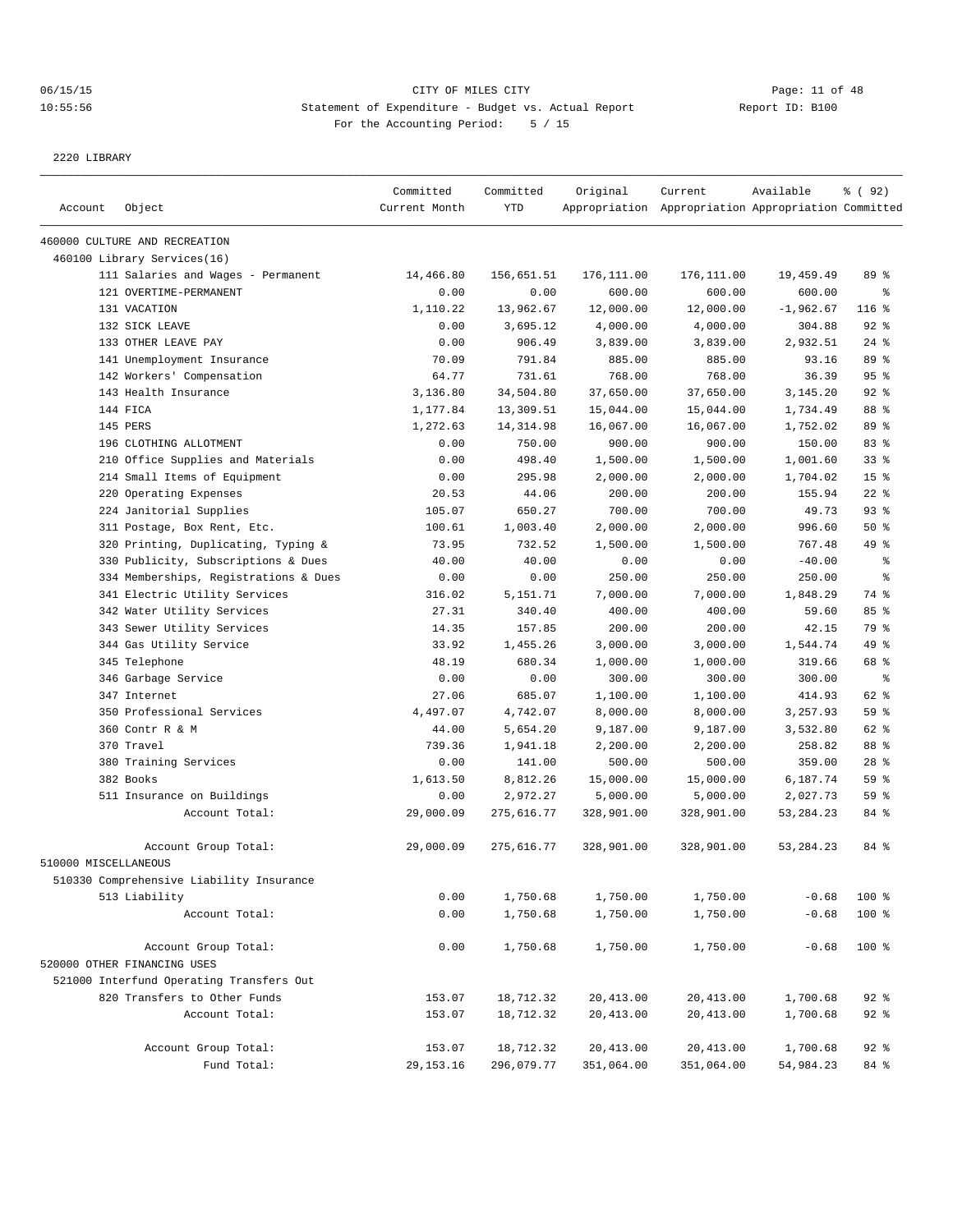# CITY OF MILES CITY

Statement of Expenditure - Budget vs. Actual Report

For the Accounting Period: 5 / 15

06/15/15 10:55:56 — Report ID: B100

2220 LIBRARY

| Account | Object | Committed Current Month | Committed YTD | Original Appropriation | Current Appropriation | Available Appropriation | % ( 92) Committed |
|---|---|---|---|---|---|---|---|
| 460000 CULTURE AND RECREATION | | | | | | | |
| 460100 Library Services(16) | | | | | | | |
| | 111 Salaries and Wages - Permanent | 14,466.80 | 156,651.51 | 176,111.00 | 176,111.00 | 19,459.49 | 89 % |
| | 121 OVERTIME-PERMANENT | 0.00 | 0.00 | 600.00 | 600.00 | 600.00 | % |
| | 131 VACATION | 1,110.22 | 13,962.67 | 12,000.00 | 12,000.00 | -1,962.67 | 116 % |
| | 132 SICK LEAVE | 0.00 | 3,695.12 | 4,000.00 | 4,000.00 | 304.88 | 92 % |
| | 133 OTHER LEAVE PAY | 0.00 | 906.49 | 3,839.00 | 3,839.00 | 2,932.51 | 24 % |
| | 141 Unemployment Insurance | 70.09 | 791.84 | 885.00 | 885.00 | 93.16 | 89 % |
| | 142 Workers' Compensation | 64.77 | 731.61 | 768.00 | 768.00 | 36.39 | 95 % |
| | 143 Health Insurance | 3,136.80 | 34,504.80 | 37,650.00 | 37,650.00 | 3,145.20 | 92 % |
| | 144 FICA | 1,177.84 | 13,309.51 | 15,044.00 | 15,044.00 | 1,734.49 | 88 % |
| | 145 PERS | 1,272.63 | 14,314.98 | 16,067.00 | 16,067.00 | 1,752.02 | 89 % |
| | 196 CLOTHING ALLOTMENT | 0.00 | 750.00 | 900.00 | 900.00 | 150.00 | 83 % |
| | 210 Office Supplies and Materials | 0.00 | 498.40 | 1,500.00 | 1,500.00 | 1,001.60 | 33 % |
| | 214 Small Items of Equipment | 0.00 | 295.98 | 2,000.00 | 2,000.00 | 1,704.02 | 15 % |
| | 220 Operating Expenses | 20.53 | 44.06 | 200.00 | 200.00 | 155.94 | 22 % |
| | 224 Janitorial Supplies | 105.07 | 650.27 | 700.00 | 700.00 | 49.73 | 93 % |
| | 311 Postage, Box Rent, Etc. | 100.61 | 1,003.40 | 2,000.00 | 2,000.00 | 996.60 | 50 % |
| | 320 Printing, Duplicating, Typing & | 73.95 | 732.52 | 1,500.00 | 1,500.00 | 767.48 | 49 % |
| | 330 Publicity, Subscriptions & Dues | 40.00 | 40.00 | 0.00 | 0.00 | -40.00 | % |
| | 334 Memberships, Registrations & Dues | 0.00 | 0.00 | 250.00 | 250.00 | 250.00 | % |
| | 341 Electric Utility Services | 316.02 | 5,151.71 | 7,000.00 | 7,000.00 | 1,848.29 | 74 % |
| | 342 Water Utility Services | 27.31 | 340.40 | 400.00 | 400.00 | 59.60 | 85 % |
| | 343 Sewer Utility Services | 14.35 | 157.85 | 200.00 | 200.00 | 42.15 | 79 % |
| | 344 Gas Utility Service | 33.92 | 1,455.26 | 3,000.00 | 3,000.00 | 1,544.74 | 49 % |
| | 345 Telephone | 48.19 | 680.34 | 1,000.00 | 1,000.00 | 319.66 | 68 % |
| | 346 Garbage Service | 0.00 | 0.00 | 300.00 | 300.00 | 300.00 | % |
| | 347 Internet | 27.06 | 685.07 | 1,100.00 | 1,100.00 | 414.93 | 62 % |
| | 350 Professional Services | 4,497.07 | 4,742.07 | 8,000.00 | 8,000.00 | 3,257.93 | 59 % |
| | 360 Contr R & M | 44.00 | 5,654.20 | 9,187.00 | 9,187.00 | 3,532.80 | 62 % |
| | 370 Travel | 739.36 | 1,941.18 | 2,200.00 | 2,200.00 | 258.82 | 88 % |
| | 380 Training Services | 0.00 | 141.00 | 500.00 | 500.00 | 359.00 | 28 % |
| | 382 Books | 1,613.50 | 8,812.26 | 15,000.00 | 15,000.00 | 6,187.74 | 59 % |
| | 511 Insurance on Buildings | 0.00 | 2,972.27 | 5,000.00 | 5,000.00 | 2,027.73 | 59 % |
| | Account Total: | 29,000.09 | 275,616.77 | 328,901.00 | 328,901.00 | 53,284.23 | 84 % |
| | Account Group Total: | 29,000.09 | 275,616.77 | 328,901.00 | 328,901.00 | 53,284.23 | 84 % |
| 510000 MISCELLANEOUS | | | | | | | |
| 510330 Comprehensive Liability Insurance | | | | | | | |
| | 513 Liability | 0.00 | 1,750.68 | 1,750.00 | 1,750.00 | -0.68 | 100 % |
| | Account Total: | 0.00 | 1,750.68 | 1,750.00 | 1,750.00 | -0.68 | 100 % |
| | Account Group Total: | 0.00 | 1,750.68 | 1,750.00 | 1,750.00 | -0.68 | 100 % |
| 520000 OTHER FINANCING USES | | | | | | | |
| 521000 Interfund Operating Transfers Out | | | | | | | |
| | 820 Transfers to Other Funds | 153.07 | 18,712.32 | 20,413.00 | 20,413.00 | 1,700.68 | 92 % |
| | Account Total: | 153.07 | 18,712.32 | 20,413.00 | 20,413.00 | 1,700.68 | 92 % |
| | Account Group Total: | 153.07 | 18,712.32 | 20,413.00 | 20,413.00 | 1,700.68 | 92 % |
| | Fund Total: | 29,153.16 | 296,079.77 | 351,064.00 | 351,064.00 | 54,984.23 | 84 % |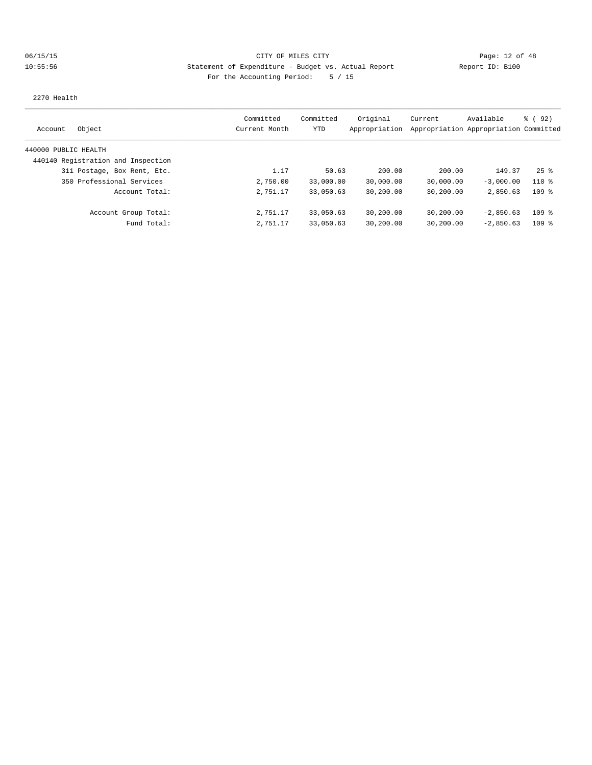CITY OF MILES CITY
Statement of Expenditure - Budget vs. Actual Report
For the Accounting Period: 5 / 15

06/15/15 10:55:56 Report ID: B100

2270 Health

| Account Object | Committed Current Month | Committed YTD | Original Appropriation | Current Appropriation | Available Appropriation | % ( 92) Committed |
|---|---|---|---|---|---|---|
| 440000 PUBLIC HEALTH | | | | | | |
| 440140 Registration and Inspection | | | | | | |
| 311 Postage, Box Rent, Etc. | 1.17 | 50.63 | 200.00 | 200.00 | 149.37 | 25 % |
| 350 Professional Services | 2,750.00 | 33,000.00 | 30,000.00 | 30,000.00 | -3,000.00 | 110 % |
| Account Total: | 2,751.17 | 33,050.63 | 30,200.00 | 30,200.00 | -2,850.63 | 109 % |
| Account Group Total: | 2,751.17 | 33,050.63 | 30,200.00 | 30,200.00 | -2,850.63 | 109 % |
| Fund Total: | 2,751.17 | 33,050.63 | 30,200.00 | 30,200.00 | -2,850.63 | 109 % |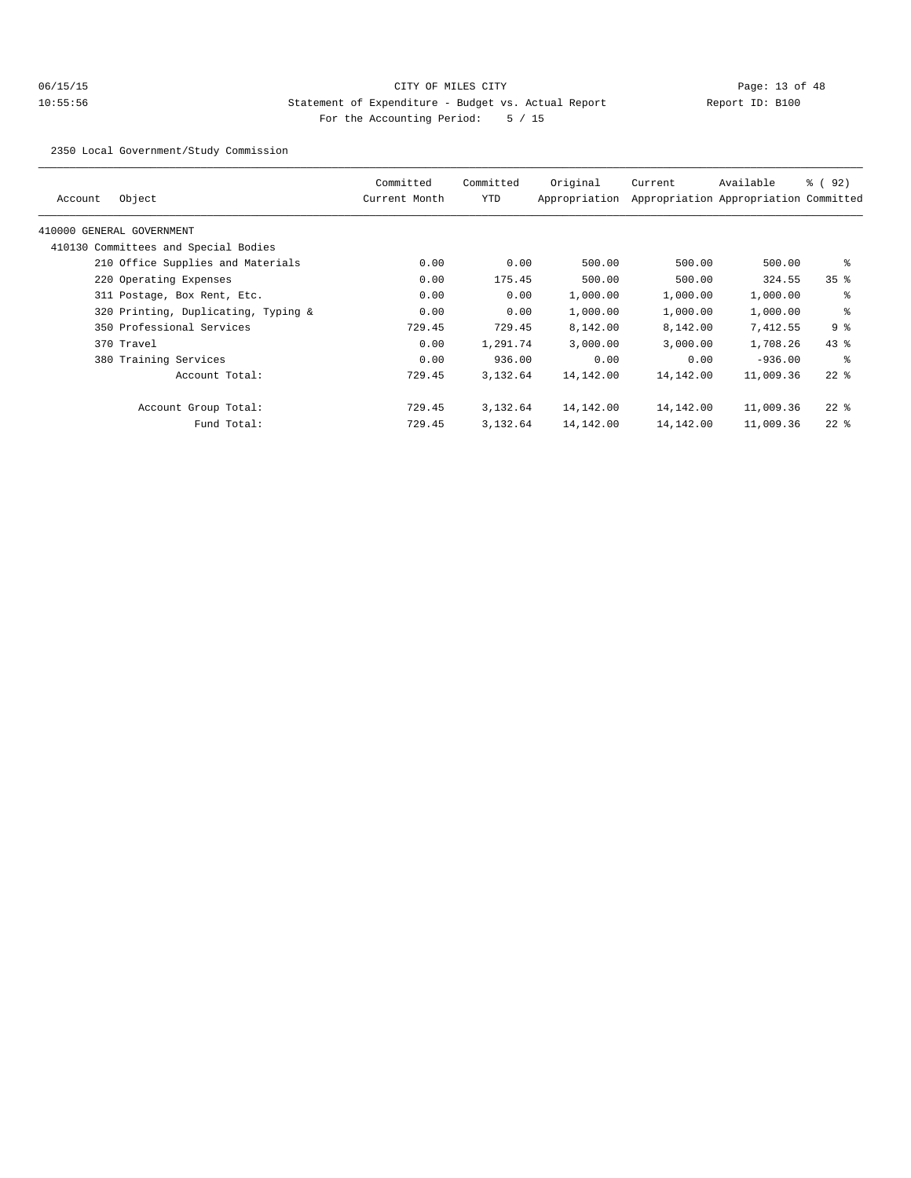CITY OF MILES CITY

Statement of Expenditure - Budget vs. Actual Report

Report ID: B100

For the Accounting Period: 5 / 15

2350 Local Government/Study Commission

| Account | Object | Committed Current Month | Committed YTD | Original Appropriation | Current Appropriation | Available Appropriation | % ( 92) Committed |
|---|---|---|---|---|---|---|---|
| 410000 GENERAL GOVERNMENT | | | | | | | |
| 410130 Committees and Special Bodies | | | | | | | |
| | 210 Office Supplies and Materials | 0.00 | 0.00 | 500.00 | 500.00 | 500.00 | % |
| | 220 Operating Expenses | 0.00 | 175.45 | 500.00 | 500.00 | 324.55 | 35 % |
| | 311 Postage, Box Rent, Etc. | 0.00 | 0.00 | 1,000.00 | 1,000.00 | 1,000.00 | % |
| | 320 Printing, Duplicating, Typing & | 0.00 | 0.00 | 1,000.00 | 1,000.00 | 1,000.00 | % |
| | 350 Professional Services | 729.45 | 729.45 | 8,142.00 | 8,142.00 | 7,412.55 | 9 % |
| | 370 Travel | 0.00 | 1,291.74 | 3,000.00 | 3,000.00 | 1,708.26 | 43 % |
| | 380 Training Services | 0.00 | 936.00 | 0.00 | 0.00 | -936.00 | % |
| | Account Total: | 729.45 | 3,132.64 | 14,142.00 | 14,142.00 | 11,009.36 | 22 % |
| | Account Group Total: | 729.45 | 3,132.64 | 14,142.00 | 14,142.00 | 11,009.36 | 22 % |
| | Fund Total: | 729.45 | 3,132.64 | 14,142.00 | 14,142.00 | 11,009.36 | 22 % |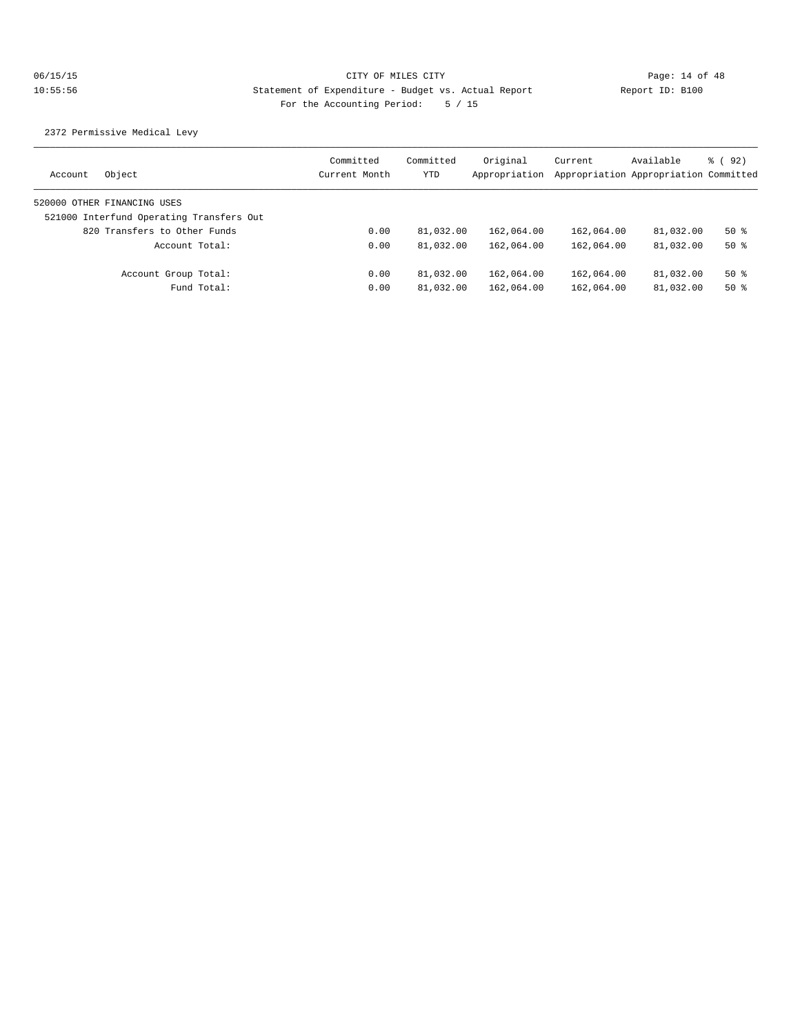CITY OF MILES CITY

Statement of Expenditure - Budget vs. Actual Report

Report ID: B100

For the Accounting Period: 5 / 15

06/15/15
10:55:56

2372 Permissive Medical Levy

| Account | Object | Committed Current Month | Committed YTD | Original Appropriation | Current Appropriation | Available Appropriation | % ( 92) Committed |
|---|---|---|---|---|---|---|---|
| 520000 OTHER FINANCING USES | | | | | | | |
| 521000 Interfund Operating Transfers Out | | | | | | | |
| | 820 Transfers to Other Funds | 0.00 | 81,032.00 | 162,064.00 | 162,064.00 | 81,032.00 | 50 % |
| | Account Total: | 0.00 | 81,032.00 | 162,064.00 | 162,064.00 | 81,032.00 | 50 % |
| | Account Group Total: | 0.00 | 81,032.00 | 162,064.00 | 162,064.00 | 81,032.00 | 50 % |
| | Fund Total: | 0.00 | 81,032.00 | 162,064.00 | 162,064.00 | 81,032.00 | 50 % |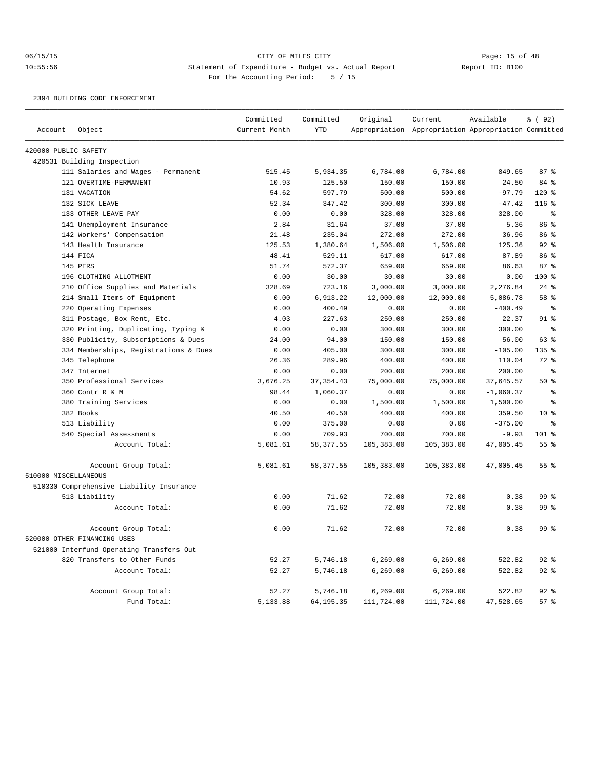CITY OF MILES CITY

Statement of Expenditure - Budget vs. Actual Report

Report ID: B100

For the Accounting Period: 5 / 15

06/15/15 10:55:56

2394 BUILDING CODE ENFORCEMENT

| Account | Object | Committed Current Month | Committed YTD | Original Appropriation | Current Appropriation | Available Appropriation | % ( 92) Committed |
|---|---|---|---|---|---|---|---|
| 420000 PUBLIC SAFETY | | | | | | | |
| 420531 Building Inspection | | | | | | | |
| | 111 Salaries and Wages - Permanent | 515.45 | 5,934.35 | 6,784.00 | 6,784.00 | 849.65 | 87 % |
| | 121 OVERTIME-PERMANENT | 10.93 | 125.50 | 150.00 | 150.00 | 24.50 | 84 % |
| | 131 VACATION | 54.62 | 597.79 | 500.00 | 500.00 | -97.79 | 120 % |
| | 132 SICK LEAVE | 52.34 | 347.42 | 300.00 | 300.00 | -47.42 | 116 % |
| | 133 OTHER LEAVE PAY | 0.00 | 0.00 | 328.00 | 328.00 | 328.00 | % |
| | 141 Unemployment Insurance | 2.84 | 31.64 | 37.00 | 37.00 | 5.36 | 86 % |
| | 142 Workers' Compensation | 21.48 | 235.04 | 272.00 | 272.00 | 36.96 | 86 % |
| | 143 Health Insurance | 125.53 | 1,380.64 | 1,506.00 | 1,506.00 | 125.36 | 92 % |
| | 144 FICA | 48.41 | 529.11 | 617.00 | 617.00 | 87.89 | 86 % |
| | 145 PERS | 51.74 | 572.37 | 659.00 | 659.00 | 86.63 | 87 % |
| | 196 CLOTHING ALLOTMENT | 0.00 | 30.00 | 30.00 | 30.00 | 0.00 | 100 % |
| | 210 Office Supplies and Materials | 328.69 | 723.16 | 3,000.00 | 3,000.00 | 2,276.84 | 24 % |
| | 214 Small Items of Equipment | 0.00 | 6,913.22 | 12,000.00 | 12,000.00 | 5,086.78 | 58 % |
| | 220 Operating Expenses | 0.00 | 400.49 | 0.00 | 0.00 | -400.49 | % |
| | 311 Postage, Box Rent, Etc. | 4.03 | 227.63 | 250.00 | 250.00 | 22.37 | 91 % |
| | 320 Printing, Duplicating, Typing & | 0.00 | 0.00 | 300.00 | 300.00 | 300.00 | % |
| | 330 Publicity, Subscriptions & Dues | 24.00 | 94.00 | 150.00 | 150.00 | 56.00 | 63 % |
| | 334 Memberships, Registrations & Dues | 0.00 | 405.00 | 300.00 | 300.00 | -105.00 | 135 % |
| | 345 Telephone | 26.36 | 289.96 | 400.00 | 400.00 | 110.04 | 72 % |
| | 347 Internet | 0.00 | 0.00 | 200.00 | 200.00 | 200.00 | % |
| | 350 Professional Services | 3,676.25 | 37,354.43 | 75,000.00 | 75,000.00 | 37,645.57 | 50 % |
| | 360 Contr R & M | 98.44 | 1,060.37 | 0.00 | 0.00 | -1,060.37 | % |
| | 380 Training Services | 0.00 | 0.00 | 1,500.00 | 1,500.00 | 1,500.00 | % |
| | 382 Books | 40.50 | 40.50 | 400.00 | 400.00 | 359.50 | 10 % |
| | 513 Liability | 0.00 | 375.00 | 0.00 | 0.00 | -375.00 | % |
| | 540 Special Assessments | 0.00 | 709.93 | 700.00 | 700.00 | -9.93 | 101 % |
| | Account Total: | 5,081.61 | 58,377.55 | 105,383.00 | 105,383.00 | 47,005.45 | 55 % |
| | Account Group Total: | 5,081.61 | 58,377.55 | 105,383.00 | 105,383.00 | 47,005.45 | 55 % |
| 510000 MISCELLANEOUS | | | | | | | |
| 510330 Comprehensive Liability Insurance | | | | | | | |
| | 513 Liability | 0.00 | 71.62 | 72.00 | 72.00 | 0.38 | 99 % |
| | Account Total: | 0.00 | 71.62 | 72.00 | 72.00 | 0.38 | 99 % |
| | Account Group Total: | 0.00 | 71.62 | 72.00 | 72.00 | 0.38 | 99 % |
| 520000 OTHER FINANCING USES | | | | | | | |
| 521000 Interfund Operating Transfers Out | | | | | | | |
| | 820 Transfers to Other Funds | 52.27 | 5,746.18 | 6,269.00 | 6,269.00 | 522.82 | 92 % |
| | Account Total: | 52.27 | 5,746.18 | 6,269.00 | 6,269.00 | 522.82 | 92 % |
| | Account Group Total: | 52.27 | 5,746.18 | 6,269.00 | 6,269.00 | 522.82 | 92 % |
| | Fund Total: | 5,133.88 | 64,195.35 | 111,724.00 | 111,724.00 | 47,528.65 | 57 % |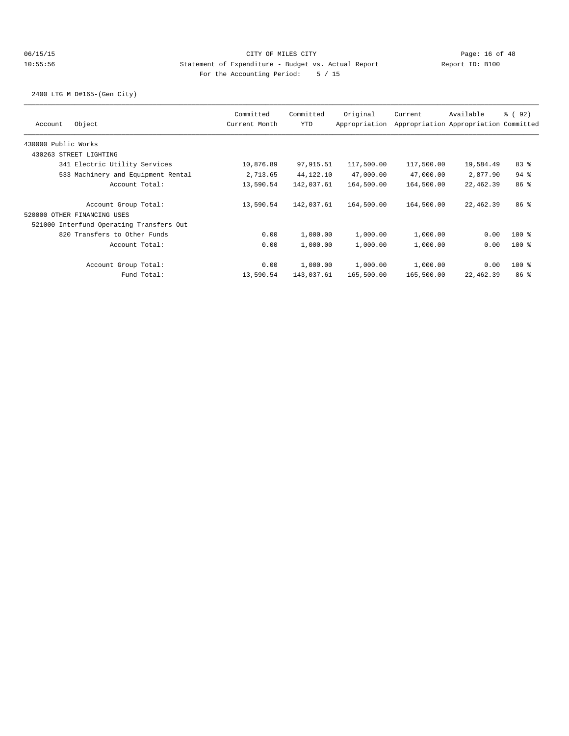CITY OF MILES CITY

Statement of Expenditure - Budget vs. Actual Report

Report ID: B100

For the Accounting Period: 5 / 15

2400 LTG M D#165-(Gen City)

| Account | Object | Committed Current Month | Committed YTD | Original Appropriation | Current Appropriation | Available Appropriation | % ( 92) Committed |
|---|---|---|---|---|---|---|---|
| 430000 Public Works | | | | | | | |
| 430263 STREET LIGHTING | | | | | | | |
| | 341 Electric Utility Services | 10,876.89 | 97,915.51 | 117,500.00 | 117,500.00 | 19,584.49 | 83 % |
| | 533 Machinery and Equipment Rental | 2,713.65 | 44,122.10 | 47,000.00 | 47,000.00 | 2,877.90 | 94 % |
| | Account Total: | 13,590.54 | 142,037.61 | 164,500.00 | 164,500.00 | 22,462.39 | 86 % |
| | Account Group Total: | 13,590.54 | 142,037.61 | 164,500.00 | 164,500.00 | 22,462.39 | 86 % |
| 520000 OTHER FINANCING USES | | | | | | | |
| 521000 Interfund Operating Transfers Out | | | | | | | |
| | 820 Transfers to Other Funds | 0.00 | 1,000.00 | 1,000.00 | 1,000.00 | 0.00 | 100 % |
| | Account Total: | 0.00 | 1,000.00 | 1,000.00 | 1,000.00 | 0.00 | 100 % |
| | Account Group Total: | 0.00 | 1,000.00 | 1,000.00 | 1,000.00 | 0.00 | 100 % |
| | Fund Total: | 13,590.54 | 143,037.61 | 165,500.00 | 165,500.00 | 22,462.39 | 86 % |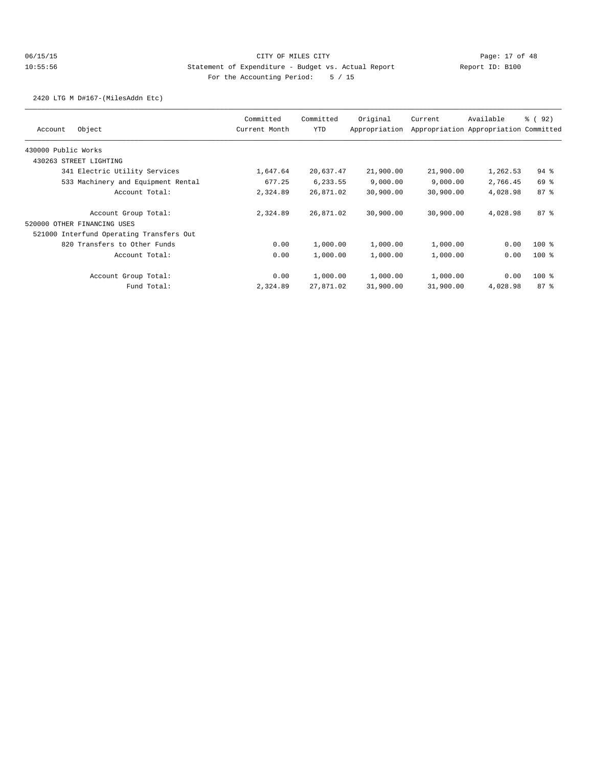CITY OF MILES CITY

Statement of Expenditure - Budget vs. Actual Report

Report ID: B100

For the Accounting Period: 5 / 15

2420 LTG M D#167-(MilesAddn Etc)

| Account Object | Committed Current Month | Committed YTD | Original Appropriation | Current Appropriation | Available Appropriation | % ( 92) Committed |
|---|---|---|---|---|---|---|
| 430000 Public Works | | | | | | |
| 430263 STREET LIGHTING | | | | | | |
| 341 Electric Utility Services | 1,647.64 | 20,637.47 | 21,900.00 | 21,900.00 | 1,262.53 | 94 % |
| 533 Machinery and Equipment Rental | 677.25 | 6,233.55 | 9,000.00 | 9,000.00 | 2,766.45 | 69 % |
| Account Total: | 2,324.89 | 26,871.02 | 30,900.00 | 30,900.00 | 4,028.98 | 87 % |
| Account Group Total: | 2,324.89 | 26,871.02 | 30,900.00 | 30,900.00 | 4,028.98 | 87 % |
| 520000 OTHER FINANCING USES | | | | | | |
| 521000 Interfund Operating Transfers Out | | | | | | |
| 820 Transfers to Other Funds | 0.00 | 1,000.00 | 1,000.00 | 1,000.00 | 0.00 | 100 % |
| Account Total: | 0.00 | 1,000.00 | 1,000.00 | 1,000.00 | 0.00 | 100 % |
| Account Group Total: | 0.00 | 1,000.00 | 1,000.00 | 1,000.00 | 0.00 | 100 % |
| Fund Total: | 2,324.89 | 27,871.02 | 31,900.00 | 31,900.00 | 4,028.98 | 87 % |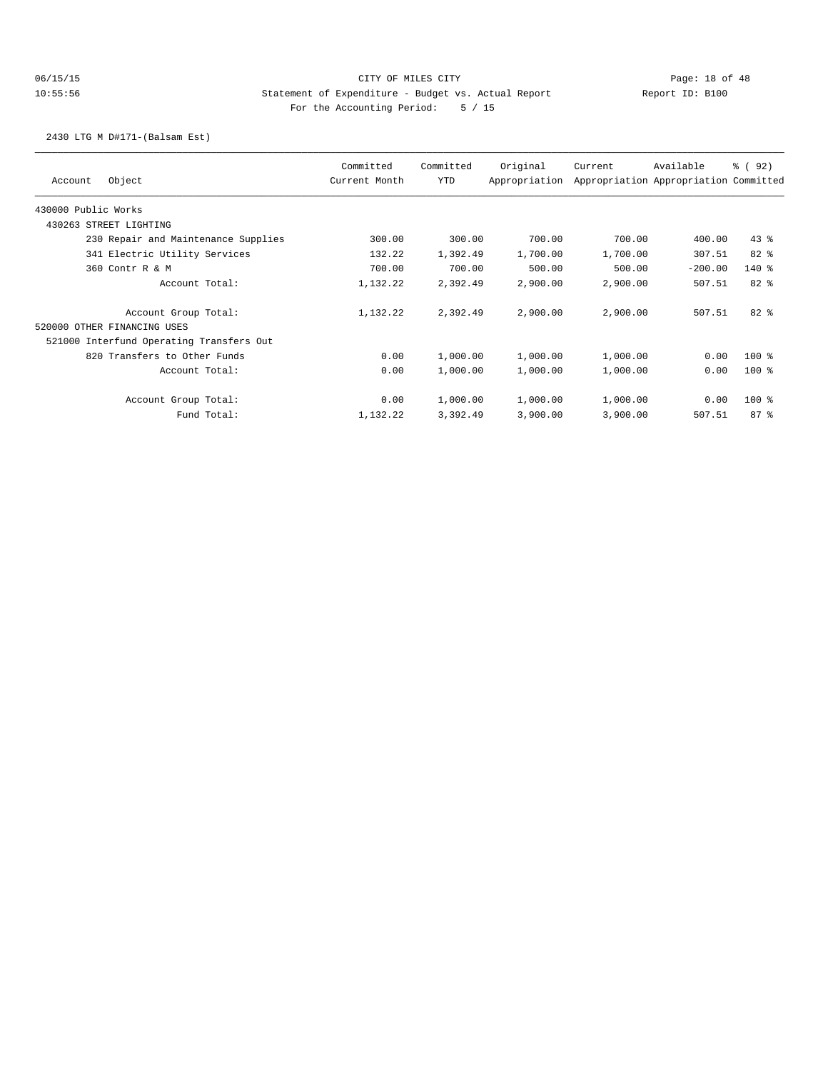CITY OF MILES CITY

Statement of Expenditure - Budget vs. Actual Report

Report ID: B100

For the Accounting Period: 5 / 15

2430 LTG M D#171-(Balsam Est)

| Account Object | Committed Current Month | Committed YTD | Original Appropriation | Current Appropriation | Available Appropriation | % ( 92) Committed |
|---|---|---|---|---|---|---|
| 430000 Public Works | | | | | | |
| 430263 STREET LIGHTING | | | | | | |
| 230 Repair and Maintenance Supplies | 300.00 | 300.00 | 700.00 | 700.00 | 400.00 | 43 % |
| 341 Electric Utility Services | 132.22 | 1,392.49 | 1,700.00 | 1,700.00 | 307.51 | 82 % |
| 360 Contr R & M | 700.00 | 700.00 | 500.00 | 500.00 | -200.00 | 140 % |
| Account Total: | 1,132.22 | 2,392.49 | 2,900.00 | 2,900.00 | 507.51 | 82 % |
| Account Group Total: | 1,132.22 | 2,392.49 | 2,900.00 | 2,900.00 | 507.51 | 82 % |
| 520000 OTHER FINANCING USES | | | | | | |
| 521000 Interfund Operating Transfers Out | | | | | | |
| 820 Transfers to Other Funds | 0.00 | 1,000.00 | 1,000.00 | 1,000.00 | 0.00 | 100 % |
| Account Total: | 0.00 | 1,000.00 | 1,000.00 | 1,000.00 | 0.00 | 100 % |
| Account Group Total: | 0.00 | 1,000.00 | 1,000.00 | 1,000.00 | 0.00 | 100 % |
| Fund Total: | 1,132.22 | 3,392.49 | 3,900.00 | 3,900.00 | 507.51 | 87 % |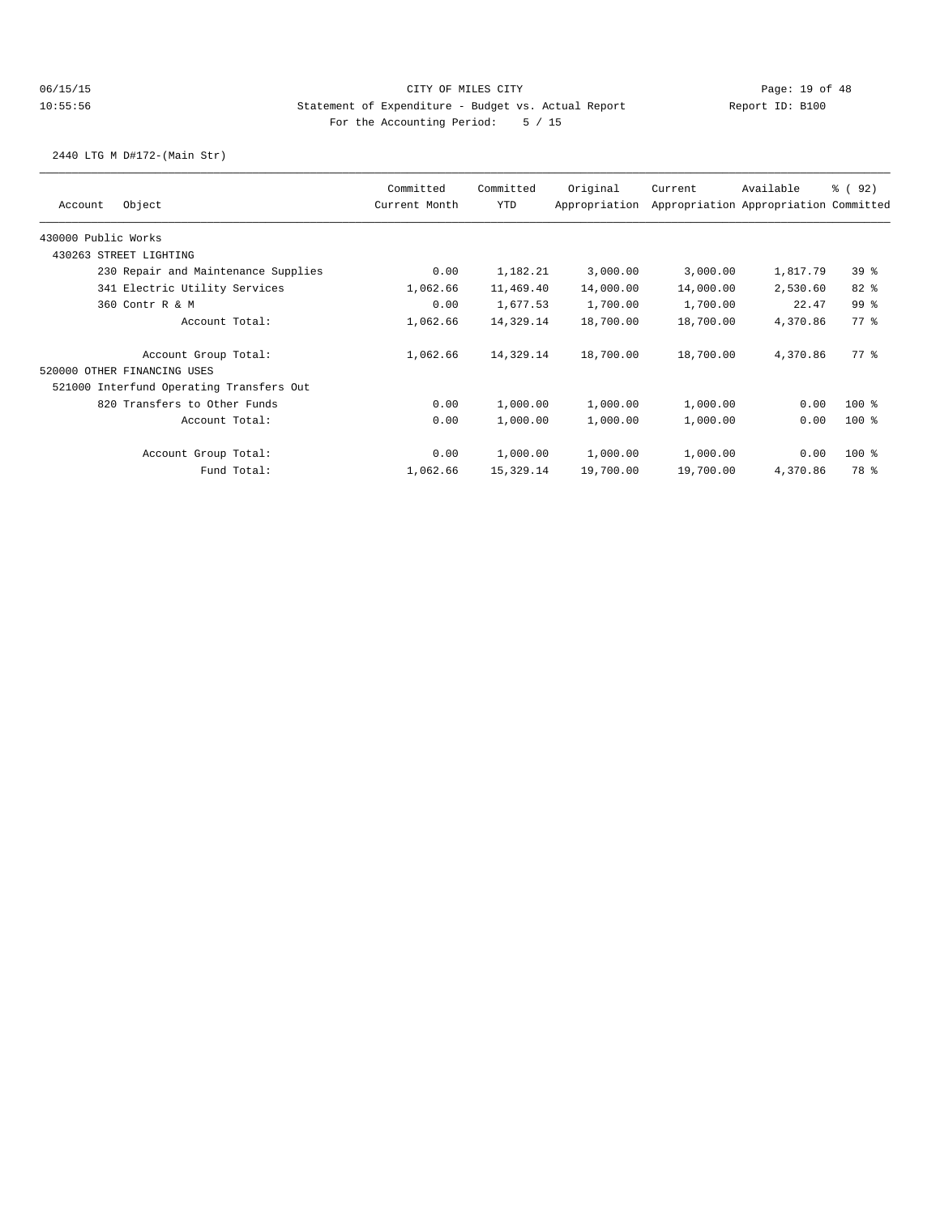CITY OF MILES CITY

Statement of Expenditure - Budget vs. Actual Report

For the Accounting Period: 5 / 15

06/15/15 10:55:56 — Report ID: B100

2440 LTG M D#172-(Main Str)

| Account Object | Committed Current Month | Committed YTD | Original Appropriation | Current Appropriation | Available Appropriation | % ( 92) Committed |
|---|---|---|---|---|---|---|
| 430000 Public Works | | | | | | |
| 430263 STREET LIGHTING | | | | | | |
| 230 Repair and Maintenance Supplies | 0.00 | 1,182.21 | 3,000.00 | 3,000.00 | 1,817.79 | 39 % |
| 341 Electric Utility Services | 1,062.66 | 11,469.40 | 14,000.00 | 14,000.00 | 2,530.60 | 82 % |
| 360 Contr R & M | 0.00 | 1,677.53 | 1,700.00 | 1,700.00 | 22.47 | 99 % |
| Account Total: | 1,062.66 | 14,329.14 | 18,700.00 | 18,700.00 | 4,370.86 | 77 % |
| Account Group Total: | 1,062.66 | 14,329.14 | 18,700.00 | 18,700.00 | 4,370.86 | 77 % |
| 520000 OTHER FINANCING USES | | | | | | |
| 521000 Interfund Operating Transfers Out | | | | | | |
| 820 Transfers to Other Funds | 0.00 | 1,000.00 | 1,000.00 | 1,000.00 | 0.00 | 100 % |
| Account Total: | 0.00 | 1,000.00 | 1,000.00 | 1,000.00 | 0.00 | 100 % |
| Account Group Total: | 0.00 | 1,000.00 | 1,000.00 | 1,000.00 | 0.00 | 100 % |
| Fund Total: | 1,062.66 | 15,329.14 | 19,700.00 | 19,700.00 | 4,370.86 | 78 % |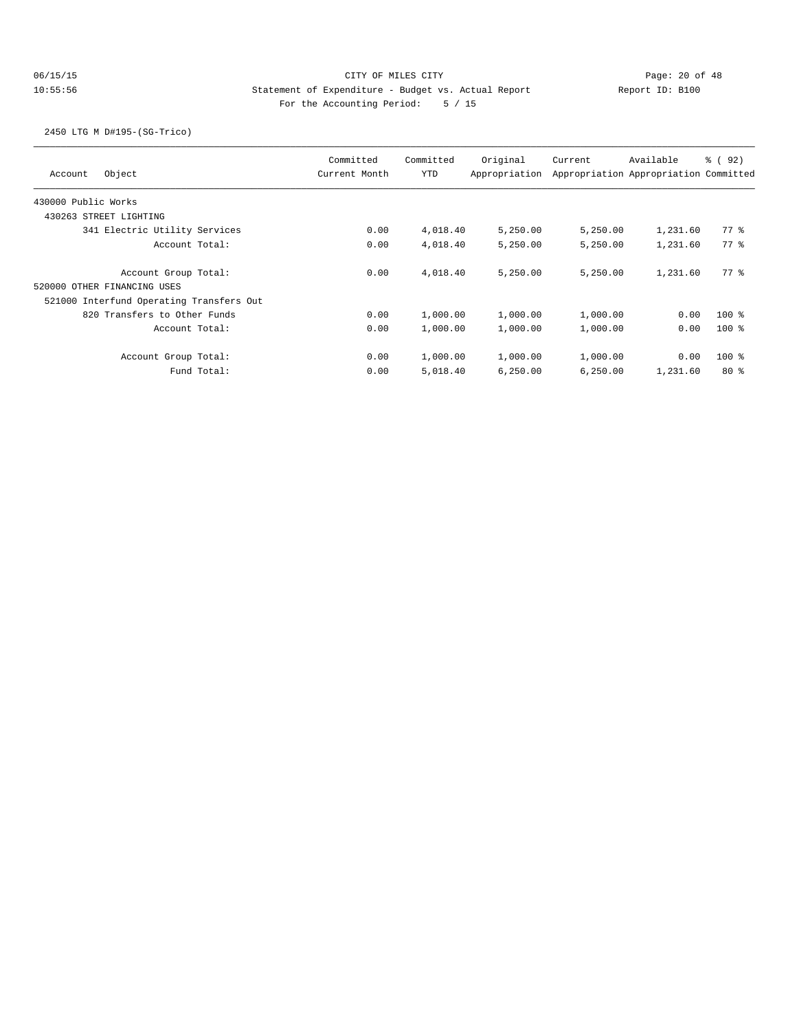CITY OF MILES CITY

Statement of Expenditure - Budget vs. Actual Report

Report ID: B100

For the Accounting Period: 5 / 15

06/15/15 10:55:56

2450 LTG M D#195-(SG-Trico)

| Account Object | Committed Current Month | Committed YTD | Original Appropriation | Current Appropriation | Available Appropriation | % ( 92) Committed |
|---|---|---|---|---|---|---|
| 430000 Public Works | | | | | | |
| 430263 STREET LIGHTING | | | | | | |
| 341 Electric Utility Services | 0.00 | 4,018.40 | 5,250.00 | 5,250.00 | 1,231.60 | 77 % |
| Account Total: | 0.00 | 4,018.40 | 5,250.00 | 5,250.00 | 1,231.60 | 77 % |
| Account Group Total: | 0.00 | 4,018.40 | 5,250.00 | 5,250.00 | 1,231.60 | 77 % |
| 520000 OTHER FINANCING USES | | | | | | |
| 521000 Interfund Operating Transfers Out | | | | | | |
| 820 Transfers to Other Funds | 0.00 | 1,000.00 | 1,000.00 | 1,000.00 | 0.00 | 100 % |
| Account Total: | 0.00 | 1,000.00 | 1,000.00 | 1,000.00 | 0.00 | 100 % |
| Account Group Total: | 0.00 | 1,000.00 | 1,000.00 | 1,000.00 | 0.00 | 100 % |
| Fund Total: | 0.00 | 5,018.40 | 6,250.00 | 6,250.00 | 1,231.60 | 80 % |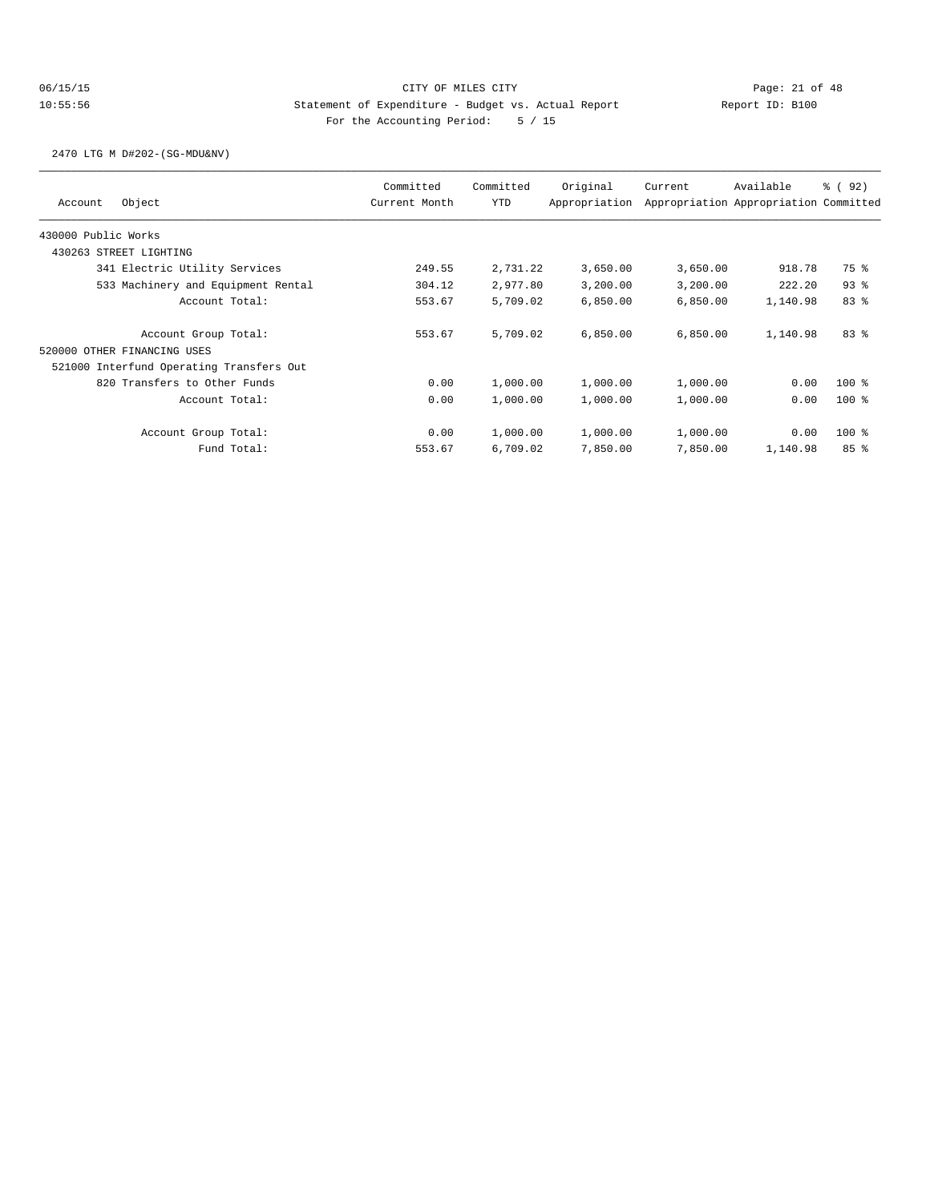# CITY OF MILES CITY

Statement of Expenditure - Budget vs. Actual Report

Report ID: B100

For the Accounting Period: 5 / 15

06/15/15 10:55:56

## 2470 LTG M D#202-(SG-MDU&NV)

| Account Object | Committed Current Month | Committed YTD | Original Appropriation | Current Appropriation | Available Appropriation | % ( 92) Committed |
|---|---|---|---|---|---|---|
| 430000 Public Works | | | | | | |
| 430263 STREET LIGHTING | | | | | | |
| 341 Electric Utility Services | 249.55 | 2,731.22 | 3,650.00 | 3,650.00 | 918.78 | 75 % |
| 533 Machinery and Equipment Rental | 304.12 | 2,977.80 | 3,200.00 | 3,200.00 | 222.20 | 93 % |
| Account Total: | 553.67 | 5,709.02 | 6,850.00 | 6,850.00 | 1,140.98 | 83 % |
| Account Group Total: | 553.67 | 5,709.02 | 6,850.00 | 6,850.00 | 1,140.98 | 83 % |
| 520000 OTHER FINANCING USES | | | | | | |
| 521000 Interfund Operating Transfers Out | | | | | | |
| 820 Transfers to Other Funds | 0.00 | 1,000.00 | 1,000.00 | 1,000.00 | 0.00 | 100 % |
| Account Total: | 0.00 | 1,000.00 | 1,000.00 | 1,000.00 | 0.00 | 100 % |
| Account Group Total: | 0.00 | 1,000.00 | 1,000.00 | 1,000.00 | 0.00 | 100 % |
| Fund Total: | 553.67 | 6,709.02 | 7,850.00 | 7,850.00 | 1,140.98 | 85 % |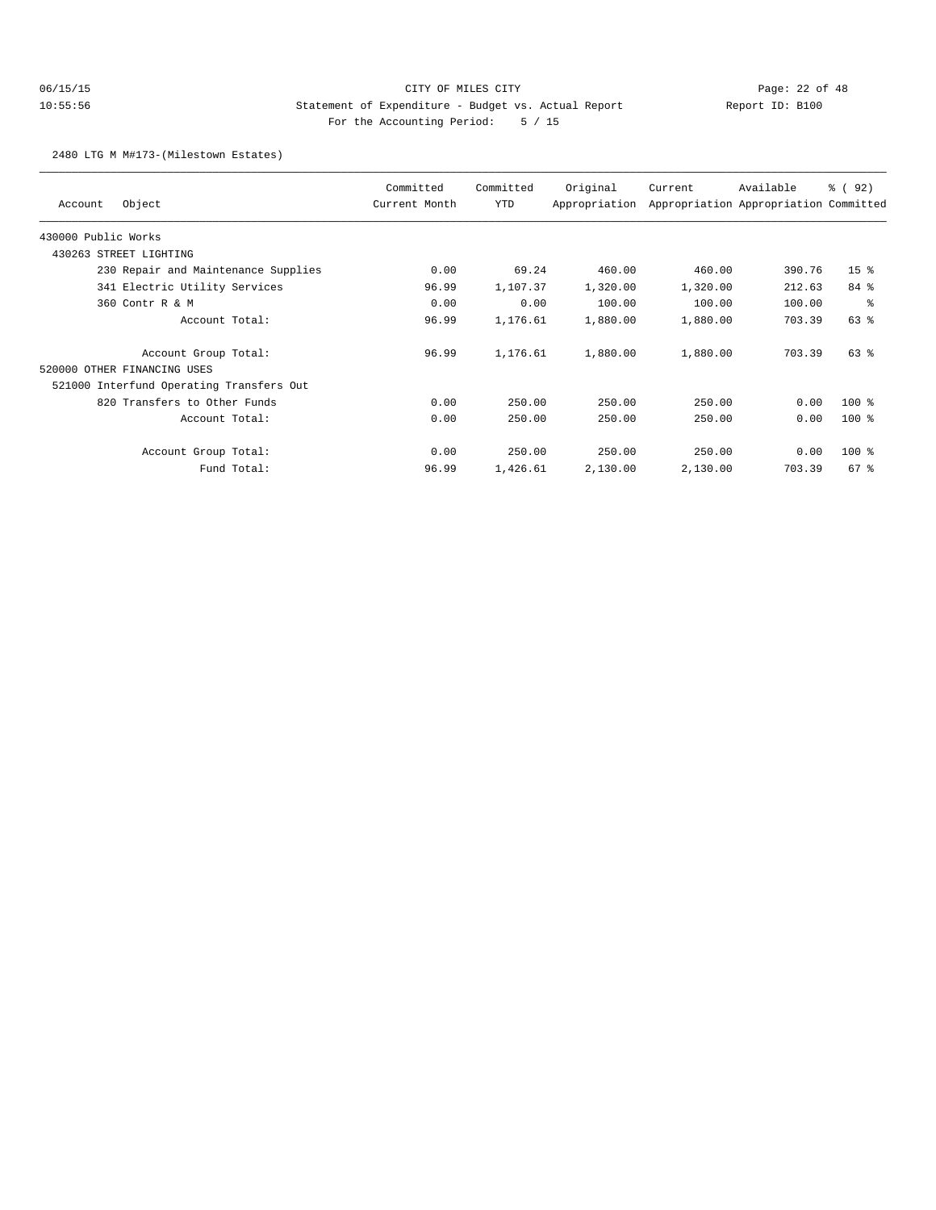CITY OF MILES CITY

Statement of Expenditure - Budget vs. Actual Report

Report ID: B100

For the Accounting Period: 5 / 15

2480 LTG M M#173-(Milestown Estates)

| Account | Object | Committed Current Month | Committed YTD | Original Appropriation | Current Appropriation | Available Appropriation | % ( 92) Committed |
|---|---|---|---|---|---|---|---|
| 430000 Public Works | | | | | | | |
| 430263 STREET LIGHTING | | | | | | | |
| | 230 Repair and Maintenance Supplies | 0.00 | 69.24 | 460.00 | 460.00 | 390.76 | 15 % |
| | 341 Electric Utility Services | 96.99 | 1,107.37 | 1,320.00 | 1,320.00 | 212.63 | 84 % |
| | 360 Contr R & M | 0.00 | 0.00 | 100.00 | 100.00 | 100.00 | % |
| | Account Total: | 96.99 | 1,176.61 | 1,880.00 | 1,880.00 | 703.39 | 63 % |
| | Account Group Total: | 96.99 | 1,176.61 | 1,880.00 | 1,880.00 | 703.39 | 63 % |
| 520000 OTHER FINANCING USES | | | | | | | |
| 521000 Interfund Operating Transfers Out | | | | | | | |
| | 820 Transfers to Other Funds | 0.00 | 250.00 | 250.00 | 250.00 | 0.00 | 100 % |
| | Account Total: | 0.00 | 250.00 | 250.00 | 250.00 | 0.00 | 100 % |
| | Account Group Total: | 0.00 | 250.00 | 250.00 | 250.00 | 0.00 | 100 % |
| | Fund Total: | 96.99 | 1,426.61 | 2,130.00 | 2,130.00 | 703.39 | 67 % |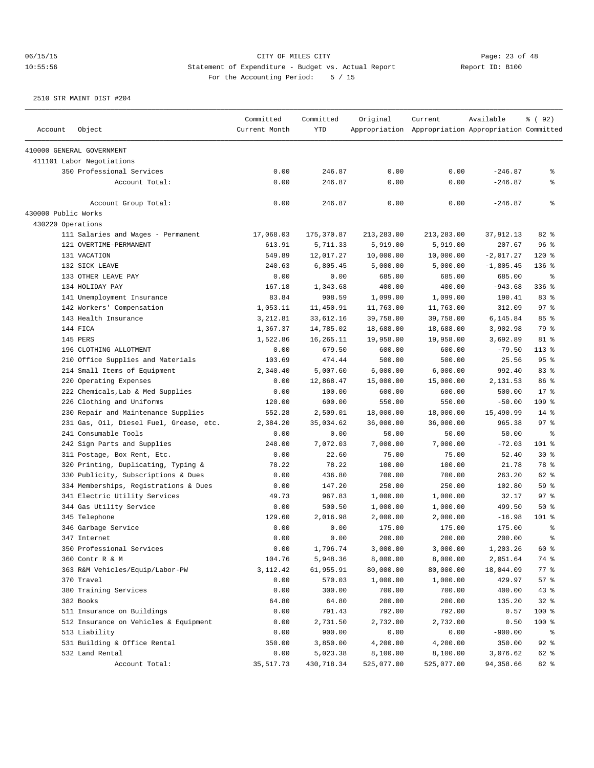CITY OF MILES CITY
Statement of Expenditure - Budget vs. Actual Report
For the Accounting Period: 5 / 15

06/15/15 10:55:56 Report ID: B100

2510 STR MAINT DIST #204

| Account | Object | Committed Current Month | Committed YTD | Original Appropriation | Current Appropriation | Available Appropriation | % ( 92) Committed |
|---|---|---|---|---|---|---|---|
| 410000 GENERAL GOVERNMENT | | | | | | | |
| 411101 Labor Negotiations | | | | | | | |
| | 350 Professional Services | 0.00 | 246.87 | 0.00 | 0.00 | -246.87 | % |
| | Account Total: | 0.00 | 246.87 | 0.00 | 0.00 | -246.87 | % |
| | Account Group Total: | 0.00 | 246.87 | 0.00 | 0.00 | -246.87 | % |
| 430000 Public Works | | | | | | | |
| 430220 Operations | | | | | | | |
| | 111 Salaries and Wages - Permanent | 17,068.03 | 175,370.87 | 213,283.00 | 213,283.00 | 37,912.13 | 82 % |
| | 121 OVERTIME-PERMANENT | 613.91 | 5,711.33 | 5,919.00 | 5,919.00 | 207.67 | 96 % |
| | 131 VACATION | 549.89 | 12,017.27 | 10,000.00 | 10,000.00 | -2,017.27 | 120 % |
| | 132 SICK LEAVE | 240.63 | 6,805.45 | 5,000.00 | 5,000.00 | -1,805.45 | 136 % |
| | 133 OTHER LEAVE PAY | 0.00 | 0.00 | 685.00 | 685.00 | 685.00 | % |
| | 134 HOLIDAY PAY | 167.18 | 1,343.68 | 400.00 | 400.00 | -943.68 | 336 % |
| | 141 Unemployment Insurance | 83.84 | 908.59 | 1,099.00 | 1,099.00 | 190.41 | 83 % |
| | 142 Workers' Compensation | 1,053.11 | 11,450.91 | 11,763.00 | 11,763.00 | 312.09 | 97 % |
| | 143 Health Insurance | 3,212.81 | 33,612.16 | 39,758.00 | 39,758.00 | 6,145.84 | 85 % |
| | 144 FICA | 1,367.37 | 14,785.02 | 18,688.00 | 18,688.00 | 3,902.98 | 79 % |
| | 145 PERS | 1,522.86 | 16,265.11 | 19,958.00 | 19,958.00 | 3,692.89 | 81 % |
| | 196 CLOTHING ALLOTMENT | 0.00 | 679.50 | 600.00 | 600.00 | -79.50 | 113 % |
| | 210 Office Supplies and Materials | 103.69 | 474.44 | 500.00 | 500.00 | 25.56 | 95 % |
| | 214 Small Items of Equipment | 2,340.40 | 5,007.60 | 6,000.00 | 6,000.00 | 992.40 | 83 % |
| | 220 Operating Expenses | 0.00 | 12,868.47 | 15,000.00 | 15,000.00 | 2,131.53 | 86 % |
| | 222 Chemicals,Lab & Med Supplies | 0.00 | 100.00 | 600.00 | 600.00 | 500.00 | 17 % |
| | 226 Clothing and Uniforms | 120.00 | 600.00 | 550.00 | 550.00 | -50.00 | 109 % |
| | 230 Repair and Maintenance Supplies | 552.28 | 2,509.01 | 18,000.00 | 18,000.00 | 15,490.99 | 14 % |
| | 231 Gas, Oil, Diesel Fuel, Grease, etc. | 2,384.20 | 35,034.62 | 36,000.00 | 36,000.00 | 965.38 | 97 % |
| | 241 Consumable Tools | 0.00 | 0.00 | 50.00 | 50.00 | 50.00 | % |
| | 242 Sign Parts and Supplies | 248.00 | 7,072.03 | 7,000.00 | 7,000.00 | -72.03 | 101 % |
| | 311 Postage, Box Rent, Etc. | 0.00 | 22.60 | 75.00 | 75.00 | 52.40 | 30 % |
| | 320 Printing, Duplicating, Typing & | 78.22 | 78.22 | 100.00 | 100.00 | 21.78 | 78 % |
| | 330 Publicity, Subscriptions & Dues | 0.00 | 436.80 | 700.00 | 700.00 | 263.20 | 62 % |
| | 334 Memberships, Registrations & Dues | 0.00 | 147.20 | 250.00 | 250.00 | 102.80 | 59 % |
| | 341 Electric Utility Services | 49.73 | 967.83 | 1,000.00 | 1,000.00 | 32.17 | 97 % |
| | 344 Gas Utility Service | 0.00 | 500.50 | 1,000.00 | 1,000.00 | 499.50 | 50 % |
| | 345 Telephone | 129.60 | 2,016.98 | 2,000.00 | 2,000.00 | -16.98 | 101 % |
| | 346 Garbage Service | 0.00 | 0.00 | 175.00 | 175.00 | 175.00 | % |
| | 347 Internet | 0.00 | 0.00 | 200.00 | 200.00 | 200.00 | % |
| | 350 Professional Services | 0.00 | 1,796.74 | 3,000.00 | 3,000.00 | 1,203.26 | 60 % |
| | 360 Contr R & M | 104.76 | 5,948.36 | 8,000.00 | 8,000.00 | 2,051.64 | 74 % |
| | 363 R&M Vehicles/Equip/Labor-PW | 3,112.42 | 61,955.91 | 80,000.00 | 80,000.00 | 18,044.09 | 77 % |
| | 370 Travel | 0.00 | 570.03 | 1,000.00 | 1,000.00 | 429.97 | 57 % |
| | 380 Training Services | 0.00 | 300.00 | 700.00 | 700.00 | 400.00 | 43 % |
| | 382 Books | 64.80 | 64.80 | 200.00 | 200.00 | 135.20 | 32 % |
| | 511 Insurance on Buildings | 0.00 | 791.43 | 792.00 | 792.00 | 0.57 | 100 % |
| | 512 Insurance on Vehicles & Equipment | 0.00 | 2,731.50 | 2,732.00 | 2,732.00 | 0.50 | 100 % |
| | 513 Liability | 0.00 | 900.00 | 0.00 | 0.00 | -900.00 | % |
| | 531 Building & Office Rental | 350.00 | 3,850.00 | 4,200.00 | 4,200.00 | 350.00 | 92 % |
| | 532 Land Rental | 0.00 | 5,023.38 | 8,100.00 | 8,100.00 | 3,076.62 | 62 % |
| | Account Total: | 35,517.73 | 430,718.34 | 525,077.00 | 525,077.00 | 94,358.66 | 82 % |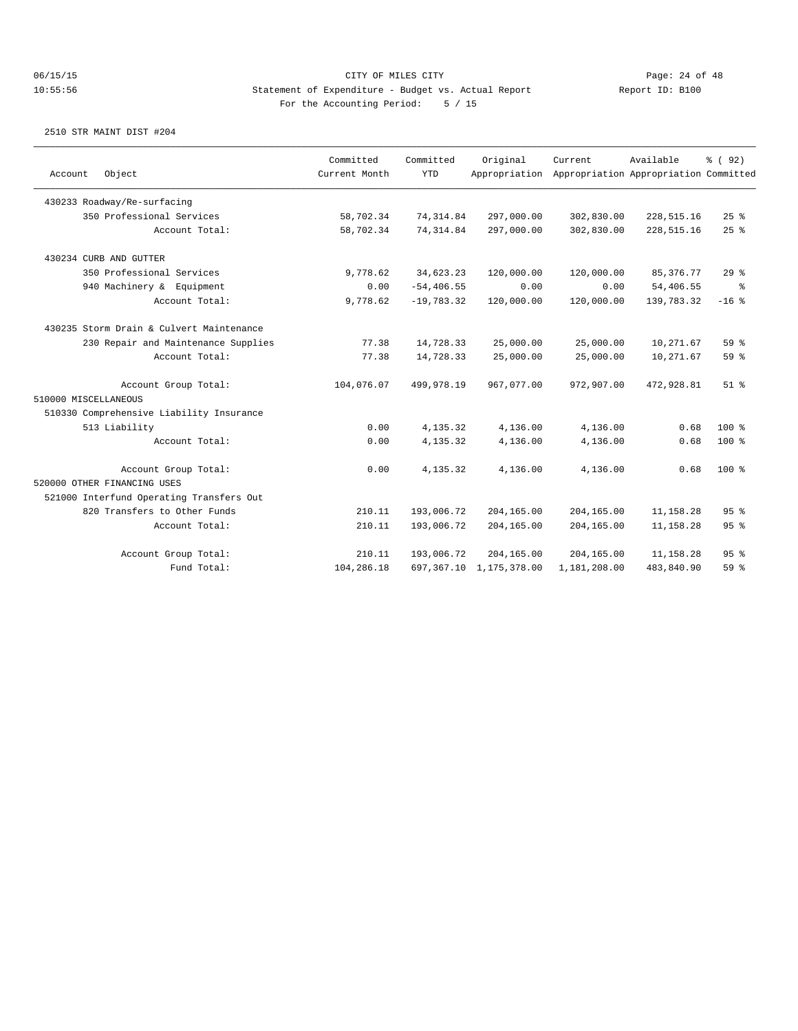CITY OF MILES CITY

Statement of Expenditure - Budget vs. Actual Report

Report ID: B100

For the Accounting Period: 5 / 15

06/15/15 10:55:56

2510 STR MAINT DIST #204

| Account Object | Committed Current Month | Committed YTD | Original Appropriation | Current Appropriation | Available Appropriation | % ( 92) Committed |
|---|---|---|---|---|---|---|
| 430233 Roadway/Re-surfacing | | | | | | |
| 350 Professional Services | 58,702.34 | 74,314.84 | 297,000.00 | 302,830.00 | 228,515.16 | 25 % |
| Account Total: | 58,702.34 | 74,314.84 | 297,000.00 | 302,830.00 | 228,515.16 | 25 % |
| 430234 CURB AND GUTTER | | | | | | |
| 350 Professional Services | 9,778.62 | 34,623.23 | 120,000.00 | 120,000.00 | 85,376.77 | 29 % |
| 940 Machinery & Equipment | 0.00 | -54,406.55 | 0.00 | 0.00 | 54,406.55 | % |
| Account Total: | 9,778.62 | -19,783.32 | 120,000.00 | 120,000.00 | 139,783.32 | -16 % |
| 430235 Storm Drain & Culvert Maintenance | | | | | | |
| 230 Repair and Maintenance Supplies | 77.38 | 14,728.33 | 25,000.00 | 25,000.00 | 10,271.67 | 59 % |
| Account Total: | 77.38 | 14,728.33 | 25,000.00 | 25,000.00 | 10,271.67 | 59 % |
| Account Group Total: | 104,076.07 | 499,978.19 | 967,077.00 | 972,907.00 | 472,928.81 | 51 % |
| 510000 MISCELLANEOUS | | | | | | |
| 510330 Comprehensive Liability Insurance | | | | | | |
| 513 Liability | 0.00 | 4,135.32 | 4,136.00 | 4,136.00 | 0.68 | 100 % |
| Account Total: | 0.00 | 4,135.32 | 4,136.00 | 4,136.00 | 0.68 | 100 % |
| Account Group Total: | 0.00 | 4,135.32 | 4,136.00 | 4,136.00 | 0.68 | 100 % |
| 520000 OTHER FINANCING USES | | | | | | |
| 521000 Interfund Operating Transfers Out | | | | | | |
| 820 Transfers to Other Funds | 210.11 | 193,006.72 | 204,165.00 | 204,165.00 | 11,158.28 | 95 % |
| Account Total: | 210.11 | 193,006.72 | 204,165.00 | 204,165.00 | 11,158.28 | 95 % |
| Account Group Total: | 210.11 | 193,006.72 | 204,165.00 | 204,165.00 | 11,158.28 | 95 % |
| Fund Total: | 104,286.18 | 697,367.10 | 1,175,378.00 | 1,181,208.00 | 483,840.90 | 59 % |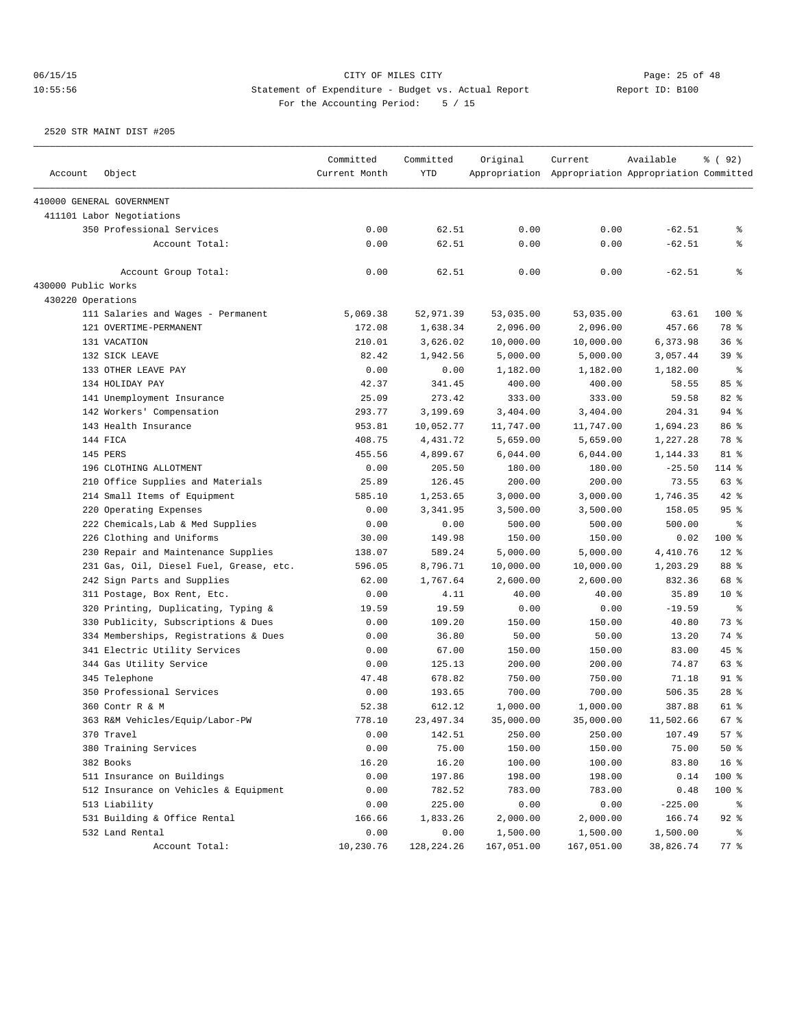06/15/15 CITY OF MILES CITY
10:55:56 Statement of Expenditure - Budget vs. Actual Report Report ID: B100
For the Accounting Period: 5 / 15

2520 STR MAINT DIST #205

| Account | Object | Committed Current Month | Committed YTD | Original Appropriation | Current Appropriation | Available Appropriation | % ( 92) Committed |
|---|---|---|---|---|---|---|---|
| 410000 GENERAL GOVERNMENT | | | | | | | |
| 411101 Labor Negotiations | | | | | | | |
| | 350 Professional Services | 0.00 | 62.51 | 0.00 | 0.00 | -62.51 | % |
| | Account Total: | 0.00 | 62.51 | 0.00 | 0.00 | -62.51 | % |
| | Account Group Total: | 0.00 | 62.51 | 0.00 | 0.00 | -62.51 | % |
| 430000 Public Works | | | | | | | |
| 430220 Operations | | | | | | | |
| | 111 Salaries and Wages - Permanent | 5,069.38 | 52,971.39 | 53,035.00 | 53,035.00 | 63.61 | 100 % |
| | 121 OVERTIME-PERMANENT | 172.08 | 1,638.34 | 2,096.00 | 2,096.00 | 457.66 | 78 % |
| | 131 VACATION | 210.01 | 3,626.02 | 10,000.00 | 10,000.00 | 6,373.98 | 36 % |
| | 132 SICK LEAVE | 82.42 | 1,942.56 | 5,000.00 | 5,000.00 | 3,057.44 | 39 % |
| | 133 OTHER LEAVE PAY | 0.00 | 0.00 | 1,182.00 | 1,182.00 | 1,182.00 | % |
| | 134 HOLIDAY PAY | 42.37 | 341.45 | 400.00 | 400.00 | 58.55 | 85 % |
| | 141 Unemployment Insurance | 25.09 | 273.42 | 333.00 | 333.00 | 59.58 | 82 % |
| | 142 Workers' Compensation | 293.77 | 3,199.69 | 3,404.00 | 3,404.00 | 204.31 | 94 % |
| | 143 Health Insurance | 953.81 | 10,052.77 | 11,747.00 | 11,747.00 | 1,694.23 | 86 % |
| | 144 FICA | 408.75 | 4,431.72 | 5,659.00 | 5,659.00 | 1,227.28 | 78 % |
| | 145 PERS | 455.56 | 4,899.67 | 6,044.00 | 6,044.00 | 1,144.33 | 81 % |
| | 196 CLOTHING ALLOTMENT | 0.00 | 205.50 | 180.00 | 180.00 | -25.50 | 114 % |
| | 210 Office Supplies and Materials | 25.89 | 126.45 | 200.00 | 200.00 | 73.55 | 63 % |
| | 214 Small Items of Equipment | 585.10 | 1,253.65 | 3,000.00 | 3,000.00 | 1,746.35 | 42 % |
| | 220 Operating Expenses | 0.00 | 3,341.95 | 3,500.00 | 3,500.00 | 158.05 | 95 % |
| | 222 Chemicals,Lab & Med Supplies | 0.00 | 0.00 | 500.00 | 500.00 | 500.00 | % |
| | 226 Clothing and Uniforms | 30.00 | 149.98 | 150.00 | 150.00 | 0.02 | 100 % |
| | 230 Repair and Maintenance Supplies | 138.07 | 589.24 | 5,000.00 | 5,000.00 | 4,410.76 | 12 % |
| | 231 Gas, Oil, Diesel Fuel, Grease, etc. | 596.05 | 8,796.71 | 10,000.00 | 10,000.00 | 1,203.29 | 88 % |
| | 242 Sign Parts and Supplies | 62.00 | 1,767.64 | 2,600.00 | 2,600.00 | 832.36 | 68 % |
| | 311 Postage, Box Rent, Etc. | 0.00 | 4.11 | 40.00 | 40.00 | 35.89 | 10 % |
| | 320 Printing, Duplicating, Typing & | 19.59 | 19.59 | 0.00 | 0.00 | -19.59 | % |
| | 330 Publicity, Subscriptions & Dues | 0.00 | 109.20 | 150.00 | 150.00 | 40.80 | 73 % |
| | 334 Memberships, Registrations & Dues | 0.00 | 36.80 | 50.00 | 50.00 | 13.20 | 74 % |
| | 341 Electric Utility Services | 0.00 | 67.00 | 150.00 | 150.00 | 83.00 | 45 % |
| | 344 Gas Utility Service | 0.00 | 125.13 | 200.00 | 200.00 | 74.87 | 63 % |
| | 345 Telephone | 47.48 | 678.82 | 750.00 | 750.00 | 71.18 | 91 % |
| | 350 Professional Services | 0.00 | 193.65 | 700.00 | 700.00 | 506.35 | 28 % |
| | 360 Contr R & M | 52.38 | 612.12 | 1,000.00 | 1,000.00 | 387.88 | 61 % |
| | 363 R&M Vehicles/Equip/Labor-PW | 778.10 | 23,497.34 | 35,000.00 | 35,000.00 | 11,502.66 | 67 % |
| | 370 Travel | 0.00 | 142.51 | 250.00 | 250.00 | 107.49 | 57 % |
| | 380 Training Services | 0.00 | 75.00 | 150.00 | 150.00 | 75.00 | 50 % |
| | 382 Books | 16.20 | 16.20 | 100.00 | 100.00 | 83.80 | 16 % |
| | 511 Insurance on Buildings | 0.00 | 197.86 | 198.00 | 198.00 | 0.14 | 100 % |
| | 512 Insurance on Vehicles & Equipment | 0.00 | 782.52 | 783.00 | 783.00 | 0.48 | 100 % |
| | 513 Liability | 0.00 | 225.00 | 0.00 | 0.00 | -225.00 | % |
| | 531 Building & Office Rental | 166.66 | 1,833.26 | 2,000.00 | 2,000.00 | 166.74 | 92 % |
| | 532 Land Rental | 0.00 | 0.00 | 1,500.00 | 1,500.00 | 1,500.00 | % |
| | Account Total: | 10,230.76 | 128,224.26 | 167,051.00 | 167,051.00 | 38,826.74 | 77 % |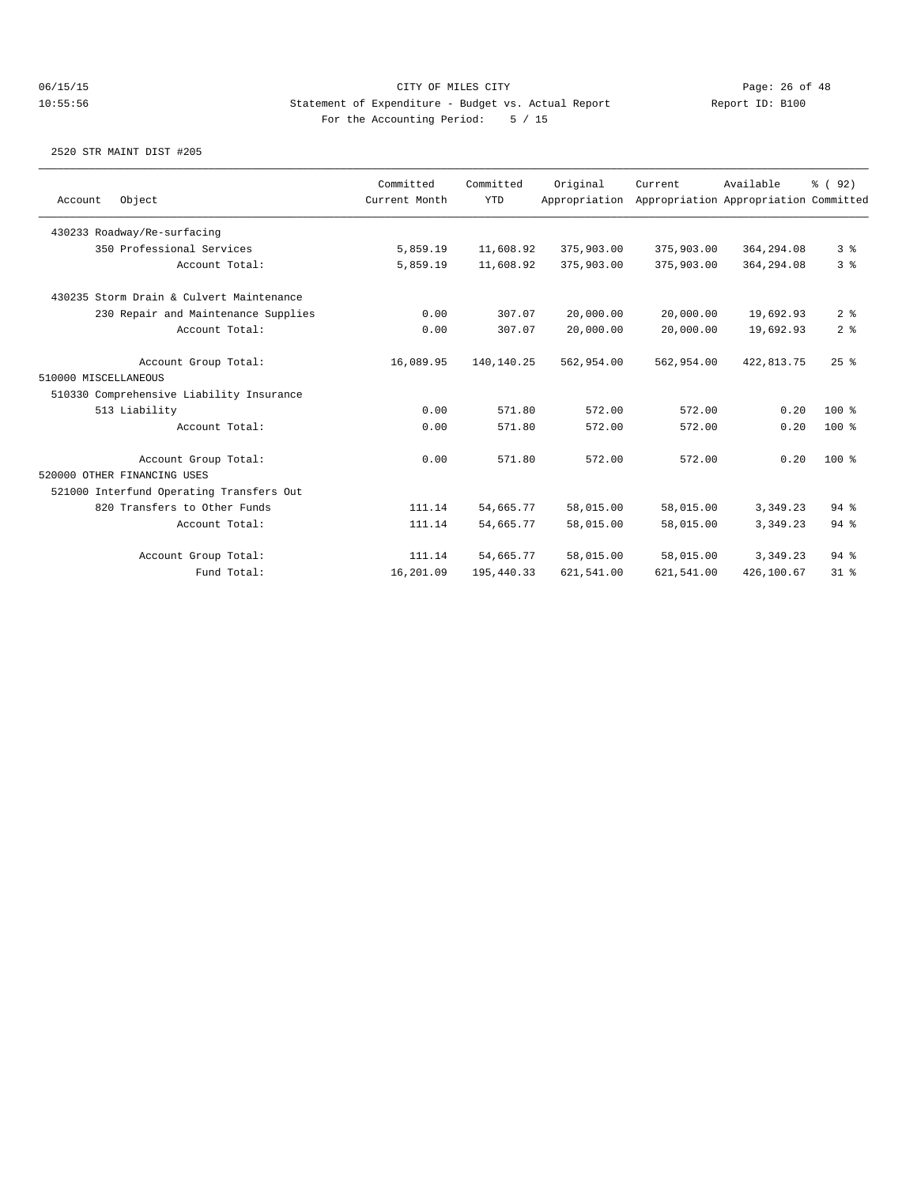CITY OF MILES CITY

Statement of Expenditure - Budget vs. Actual Report

Report ID: B100

For the Accounting Period: 5 / 15

06/15/15 10:55:56

2520 STR MAINT DIST #205

| Account | Object | Committed Current Month | Committed YTD | Original Appropriation | Current Appropriation | Available Appropriation | % ( 92) Committed |
|---|---|---|---|---|---|---|---|
| 430233 Roadway/Re-surfacing | | | | | | | |
| | 350 Professional Services | 5,859.19 | 11,608.92 | 375,903.00 | 375,903.00 | 364,294.08 | 3 % |
| | Account Total: | 5,859.19 | 11,608.92 | 375,903.00 | 375,903.00 | 364,294.08 | 3 % |
| 430235 Storm Drain & Culvert Maintenance | | | | | | | |
| | 230 Repair and Maintenance Supplies | 0.00 | 307.07 | 20,000.00 | 20,000.00 | 19,692.93 | 2 % |
| | Account Total: | 0.00 | 307.07 | 20,000.00 | 20,000.00 | 19,692.93 | 2 % |
| | Account Group Total: | 16,089.95 | 140,140.25 | 562,954.00 | 562,954.00 | 422,813.75 | 25 % |
| 510000 MISCELLANEOUS | | | | | | | |
| 510330 Comprehensive Liability Insurance | | | | | | | |
| | 513 Liability | 0.00 | 571.80 | 572.00 | 572.00 | 0.20 | 100 % |
| | Account Total: | 0.00 | 571.80 | 572.00 | 572.00 | 0.20 | 100 % |
| | Account Group Total: | 0.00 | 571.80 | 572.00 | 572.00 | 0.20 | 100 % |
| 520000 OTHER FINANCING USES | | | | | | | |
| 521000 Interfund Operating Transfers Out | | | | | | | |
| | 820 Transfers to Other Funds | 111.14 | 54,665.77 | 58,015.00 | 58,015.00 | 3,349.23 | 94 % |
| | Account Total: | 111.14 | 54,665.77 | 58,015.00 | 58,015.00 | 3,349.23 | 94 % |
| | Account Group Total: | 111.14 | 54,665.77 | 58,015.00 | 58,015.00 | 3,349.23 | 94 % |
| | Fund Total: | 16,201.09 | 195,440.33 | 621,541.00 | 621,541.00 | 426,100.67 | 31 % |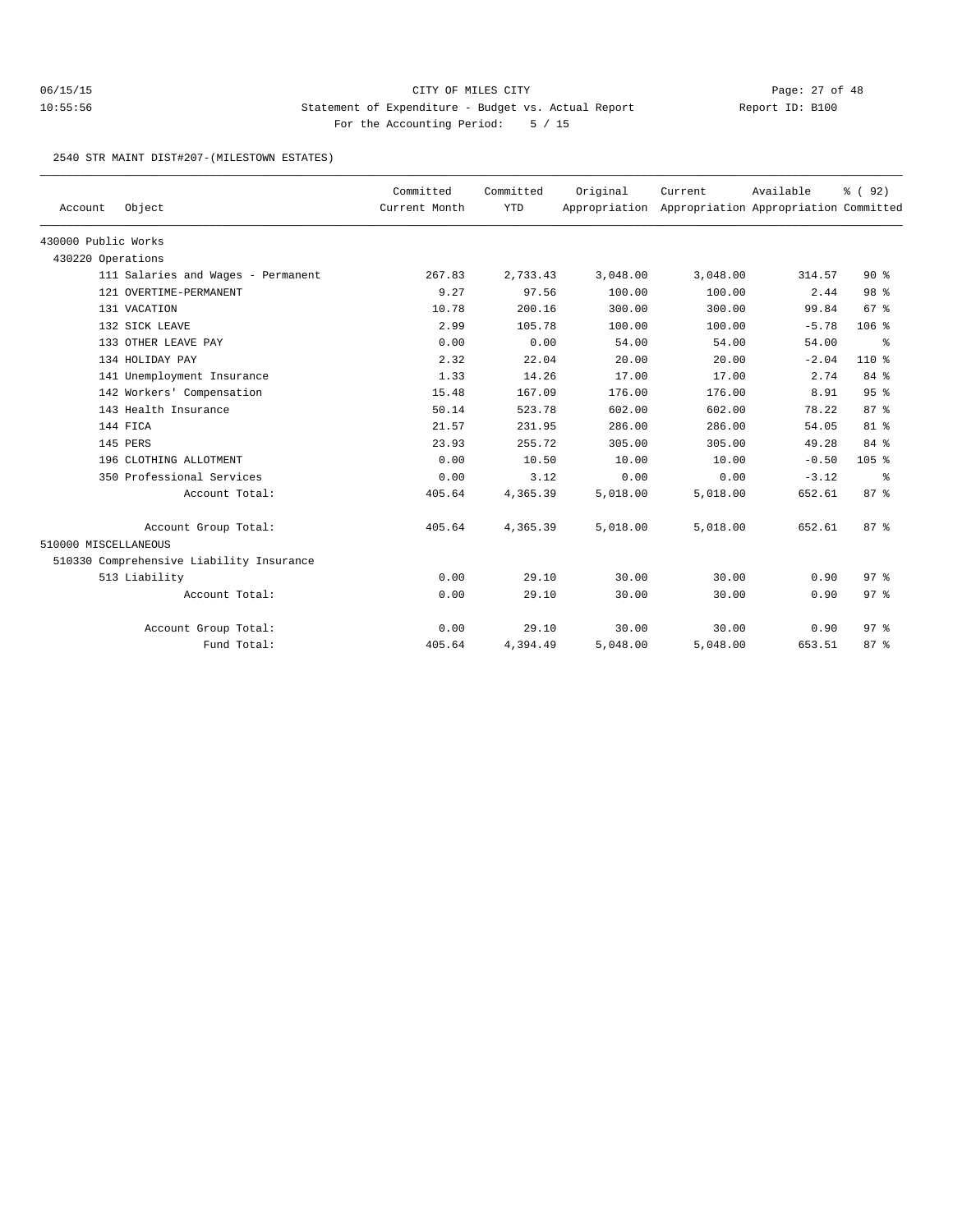CITY OF MILES CITY

Statement of Expenditure - Budget vs. Actual Report

For the Accounting Period: 5 / 15

2540 STR MAINT DIST#207-(MILESTOWN ESTATES)

| Account Object | Committed Current Month | Committed YTD | Original Appropriation | Current Appropriation | Available Appropriation | % ( 92) Committed |
|---|---|---|---|---|---|---|
| 430000 Public Works | | | | | | |
| 430220 Operations | | | | | | |
| 111 Salaries and Wages - Permanent | 267.83 | 2,733.43 | 3,048.00 | 3,048.00 | 314.57 | 90 % |
| 121 OVERTIME-PERMANENT | 9.27 | 97.56 | 100.00 | 100.00 | 2.44 | 98 % |
| 131 VACATION | 10.78 | 200.16 | 300.00 | 300.00 | 99.84 | 67 % |
| 132 SICK LEAVE | 2.99 | 105.78 | 100.00 | 100.00 | -5.78 | 106 % |
| 133 OTHER LEAVE PAY | 0.00 | 0.00 | 54.00 | 54.00 | 54.00 | % |
| 134 HOLIDAY PAY | 2.32 | 22.04 | 20.00 | 20.00 | -2.04 | 110 % |
| 141 Unemployment Insurance | 1.33 | 14.26 | 17.00 | 17.00 | 2.74 | 84 % |
| 142 Workers' Compensation | 15.48 | 167.09 | 176.00 | 176.00 | 8.91 | 95 % |
| 143 Health Insurance | 50.14 | 523.78 | 602.00 | 602.00 | 78.22 | 87 % |
| 144 FICA | 21.57 | 231.95 | 286.00 | 286.00 | 54.05 | 81 % |
| 145 PERS | 23.93 | 255.72 | 305.00 | 305.00 | 49.28 | 84 % |
| 196 CLOTHING ALLOTMENT | 0.00 | 10.50 | 10.00 | 10.00 | -0.50 | 105 % |
| 350 Professional Services | 0.00 | 3.12 | 0.00 | 0.00 | -3.12 | % |
| Account Total: | 405.64 | 4,365.39 | 5,018.00 | 5,018.00 | 652.61 | 87 % |
| Account Group Total: | 405.64 | 4,365.39 | 5,018.00 | 5,018.00 | 652.61 | 87 % |
| 510000 MISCELLANEOUS | | | | | | |
| 510330 Comprehensive Liability Insurance | | | | | | |
| 513 Liability | 0.00 | 29.10 | 30.00 | 30.00 | 0.90 | 97 % |
| Account Total: | 0.00 | 29.10 | 30.00 | 30.00 | 0.90 | 97 % |
| Account Group Total: | 0.00 | 29.10 | 30.00 | 30.00 | 0.90 | 97 % |
| Fund Total: | 405.64 | 4,394.49 | 5,048.00 | 5,048.00 | 653.51 | 87 % |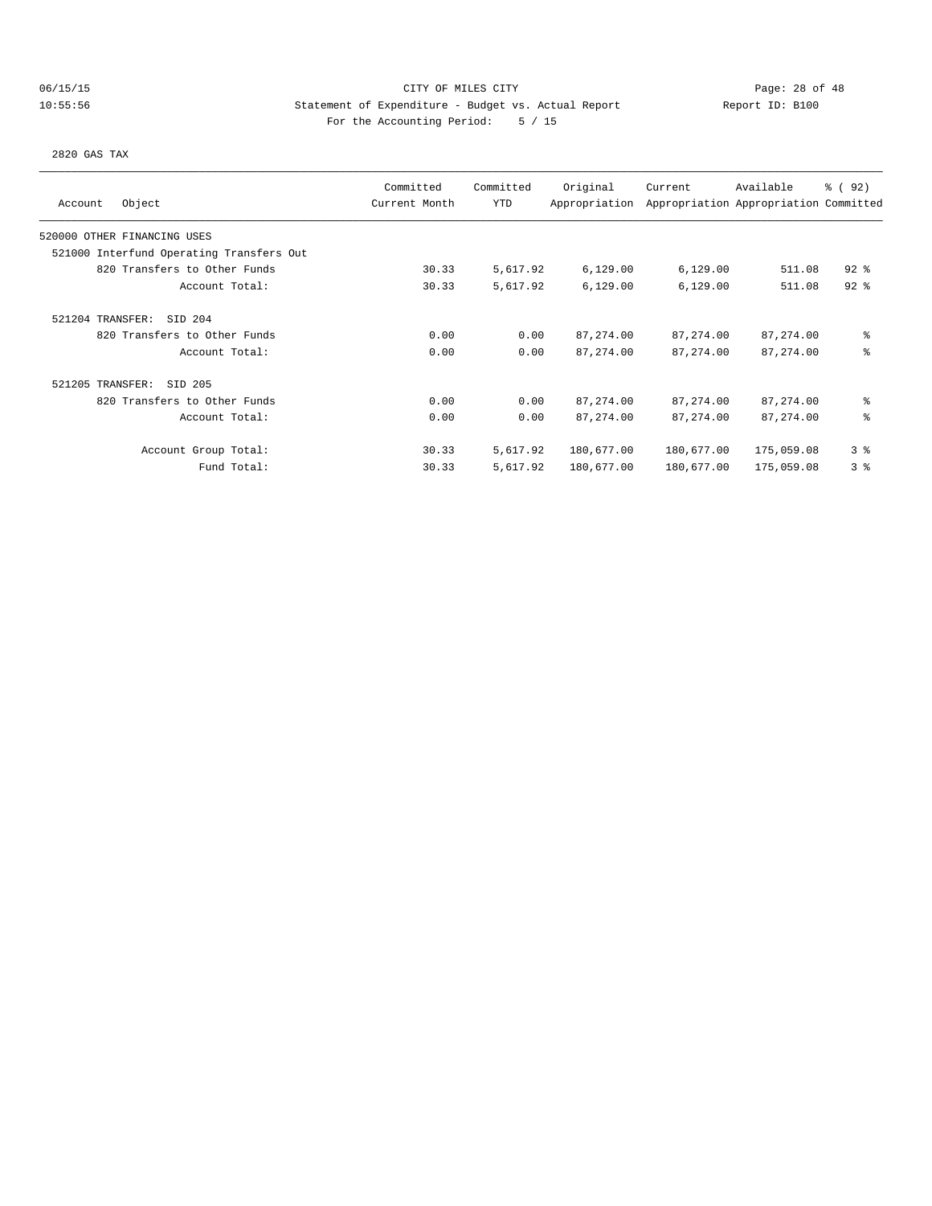CITY OF MILES CITY
Statement of Expenditure - Budget vs. Actual Report
For the Accounting Period: 5 / 15

06/15/15
10:55:56

Report ID: B100

2820 GAS TAX

| Account | Object | Committed Current Month | Committed YTD | Original Appropriation | Current Appropriation | Available Appropriation | % ( 92) Committed |
|---|---|---|---|---|---|---|---|
| 520000 OTHER FINANCING USES | | | | | | | |
| 521000 Interfund Operating Transfers Out | | | | | | | |
| | 820 Transfers to Other Funds | 30.33 | 5,617.92 | 6,129.00 | 6,129.00 | 511.08 | 92 % |
| | Account Total: | 30.33 | 5,617.92 | 6,129.00 | 6,129.00 | 511.08 | 92 % |
| 521204 TRANSFER: SID 204 | | | | | | | |
| | 820 Transfers to Other Funds | 0.00 | 0.00 | 87,274.00 | 87,274.00 | 87,274.00 | % |
| | Account Total: | 0.00 | 0.00 | 87,274.00 | 87,274.00 | 87,274.00 | % |
| 521205 TRANSFER: SID 205 | | | | | | | |
| | 820 Transfers to Other Funds | 0.00 | 0.00 | 87,274.00 | 87,274.00 | 87,274.00 | % |
| | Account Total: | 0.00 | 0.00 | 87,274.00 | 87,274.00 | 87,274.00 | % |
| | Account Group Total: | 30.33 | 5,617.92 | 180,677.00 | 180,677.00 | 175,059.08 | 3 % |
| | Fund Total: | 30.33 | 5,617.92 | 180,677.00 | 180,677.00 | 175,059.08 | 3 % |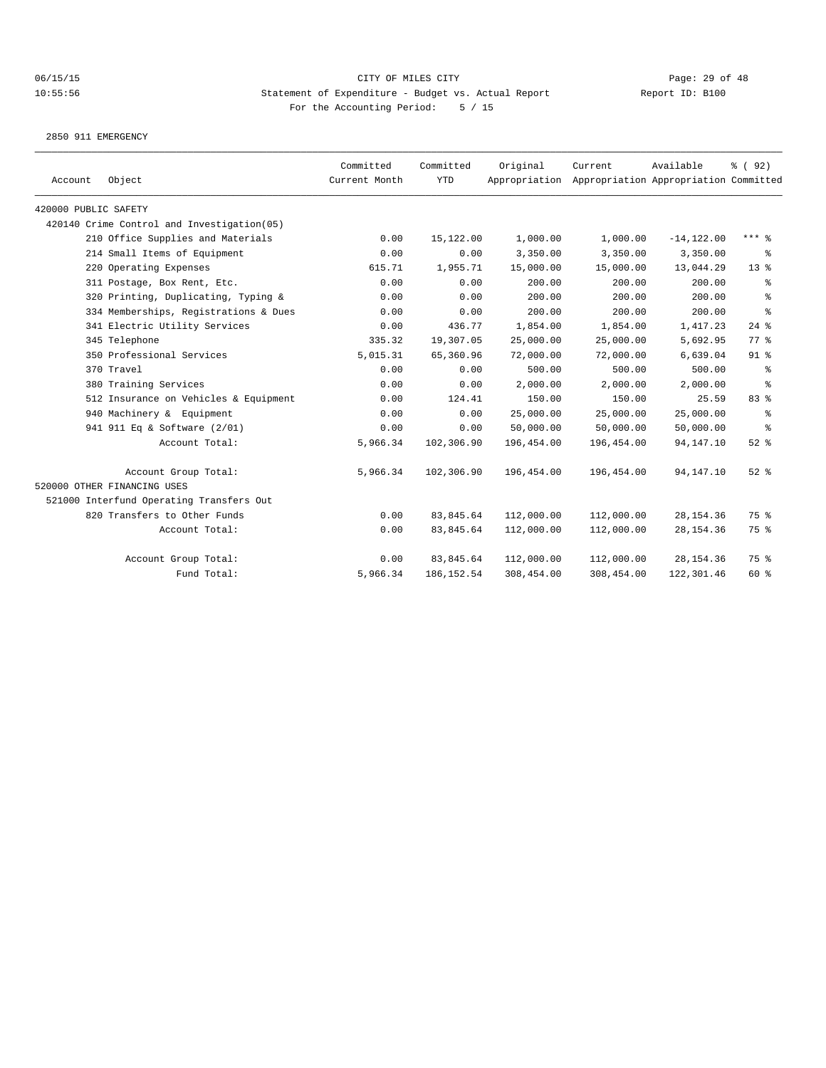CITY OF MILES CITY
Statement of Expenditure - Budget vs. Actual Report
Report ID: B100
For the Accounting Period: 5 / 15

06/15/15
10:55:56

2850 911 EMERGENCY

| Account | Object | Committed Current Month | Committed YTD | Original Appropriation | Current Appropriation | Available Appropriation | % ( 92) Committed |
|---|---|---|---|---|---|---|---|
| 420000 PUBLIC SAFETY | | | | | | | |
| 420140 Crime Control and Investigation(05) | | | | | | | |
| | 210 Office Supplies and Materials | 0.00 | 15,122.00 | 1,000.00 | 1,000.00 | -14,122.00 | *** % |
| | 214 Small Items of Equipment | 0.00 | 0.00 | 3,350.00 | 3,350.00 | 3,350.00 | % |
| | 220 Operating Expenses | 615.71 | 1,955.71 | 15,000.00 | 15,000.00 | 13,044.29 | 13 % |
| | 311 Postage, Box Rent, Etc. | 0.00 | 0.00 | 200.00 | 200.00 | 200.00 | % |
| | 320 Printing, Duplicating, Typing & | 0.00 | 0.00 | 200.00 | 200.00 | 200.00 | % |
| | 334 Memberships, Registrations & Dues | 0.00 | 0.00 | 200.00 | 200.00 | 200.00 | % |
| | 341 Electric Utility Services | 0.00 | 436.77 | 1,854.00 | 1,854.00 | 1,417.23 | 24 % |
| | 345 Telephone | 335.32 | 19,307.05 | 25,000.00 | 25,000.00 | 5,692.95 | 77 % |
| | 350 Professional Services | 5,015.31 | 65,360.96 | 72,000.00 | 72,000.00 | 6,639.04 | 91 % |
| | 370 Travel | 0.00 | 0.00 | 500.00 | 500.00 | 500.00 | % |
| | 380 Training Services | 0.00 | 0.00 | 2,000.00 | 2,000.00 | 2,000.00 | % |
| | 512 Insurance on Vehicles & Equipment | 0.00 | 124.41 | 150.00 | 150.00 | 25.59 | 83 % |
| | 940 Machinery & Equipment | 0.00 | 0.00 | 25,000.00 | 25,000.00 | 25,000.00 | % |
| | 941 911 Eq & Software (2/01) | 0.00 | 0.00 | 50,000.00 | 50,000.00 | 50,000.00 | % |
| | Account Total: | 5,966.34 | 102,306.90 | 196,454.00 | 196,454.00 | 94,147.10 | 52 % |
| | Account Group Total: | 5,966.34 | 102,306.90 | 196,454.00 | 196,454.00 | 94,147.10 | 52 % |
| 520000 OTHER FINANCING USES | | | | | | | |
| 521000 Interfund Operating Transfers Out | | | | | | | |
| | 820 Transfers to Other Funds | 0.00 | 83,845.64 | 112,000.00 | 112,000.00 | 28,154.36 | 75 % |
| | Account Total: | 0.00 | 83,845.64 | 112,000.00 | 112,000.00 | 28,154.36 | 75 % |
| | Account Group Total: | 0.00 | 83,845.64 | 112,000.00 | 112,000.00 | 28,154.36 | 75 % |
| | Fund Total: | 5,966.34 | 186,152.54 | 308,454.00 | 308,454.00 | 122,301.46 | 60 % |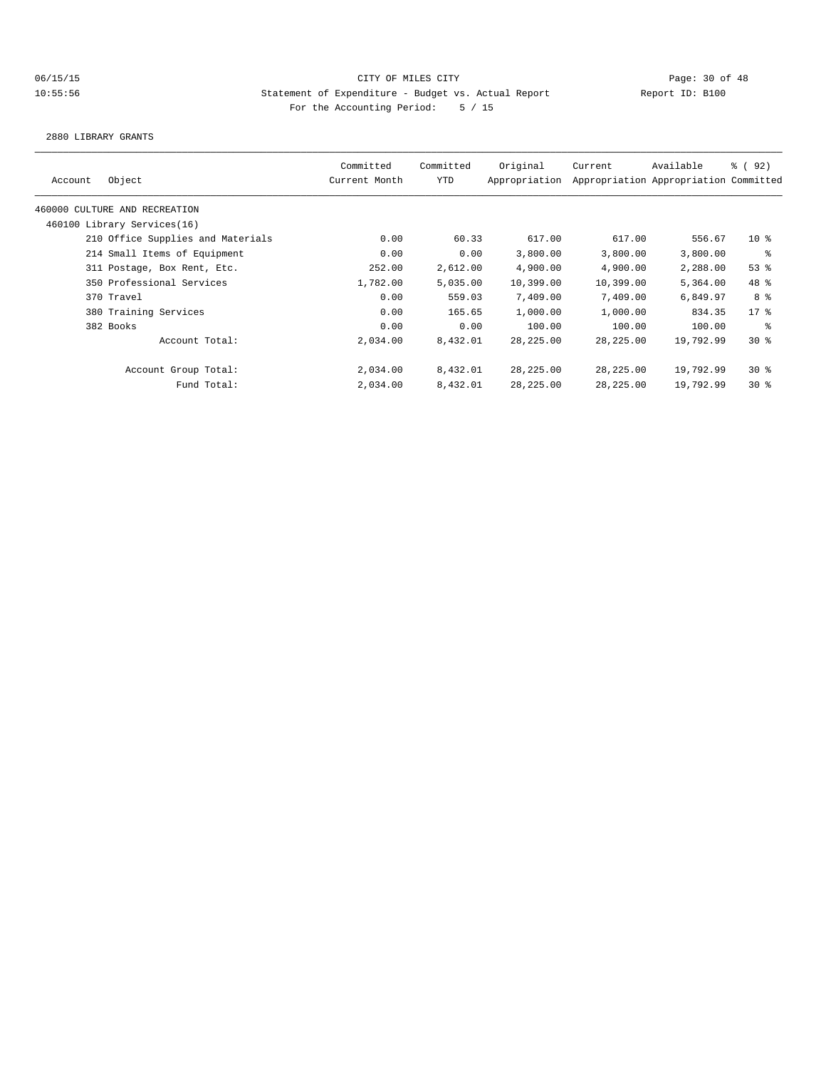CITY OF MILES CITY

Statement of Expenditure - Budget vs. Actual Report

Report ID: B100

For the Accounting Period: 5 / 15

2880 LIBRARY GRANTS

| Account | Object | Committed Current Month | Committed YTD | Original Appropriation | Current Appropriation | Available Appropriation | % ( 92) Committed |
|---|---|---|---|---|---|---|---|
| 460000 CULTURE AND RECREATION | | | | | | | |
| 460100 Library Services(16) | | | | | | | |
| | 210 Office Supplies and Materials | 0.00 | 60.33 | 617.00 | 617.00 | 556.67 | 10 % |
| | 214 Small Items of Equipment | 0.00 | 0.00 | 3,800.00 | 3,800.00 | 3,800.00 | % |
| | 311 Postage, Box Rent, Etc. | 252.00 | 2,612.00 | 4,900.00 | 4,900.00 | 2,288.00 | 53 % |
| | 350 Professional Services | 1,782.00 | 5,035.00 | 10,399.00 | 10,399.00 | 5,364.00 | 48 % |
| | 370 Travel | 0.00 | 559.03 | 7,409.00 | 7,409.00 | 6,849.97 | 8 % |
| | 380 Training Services | 0.00 | 165.65 | 1,000.00 | 1,000.00 | 834.35 | 17 % |
| | 382 Books | 0.00 | 0.00 | 100.00 | 100.00 | 100.00 | % |
| | Account Total: | 2,034.00 | 8,432.01 | 28,225.00 | 28,225.00 | 19,792.99 | 30 % |
| | Account Group Total: | 2,034.00 | 8,432.01 | 28,225.00 | 28,225.00 | 19,792.99 | 30 % |
| | Fund Total: | 2,034.00 | 8,432.01 | 28,225.00 | 28,225.00 | 19,792.99 | 30 % |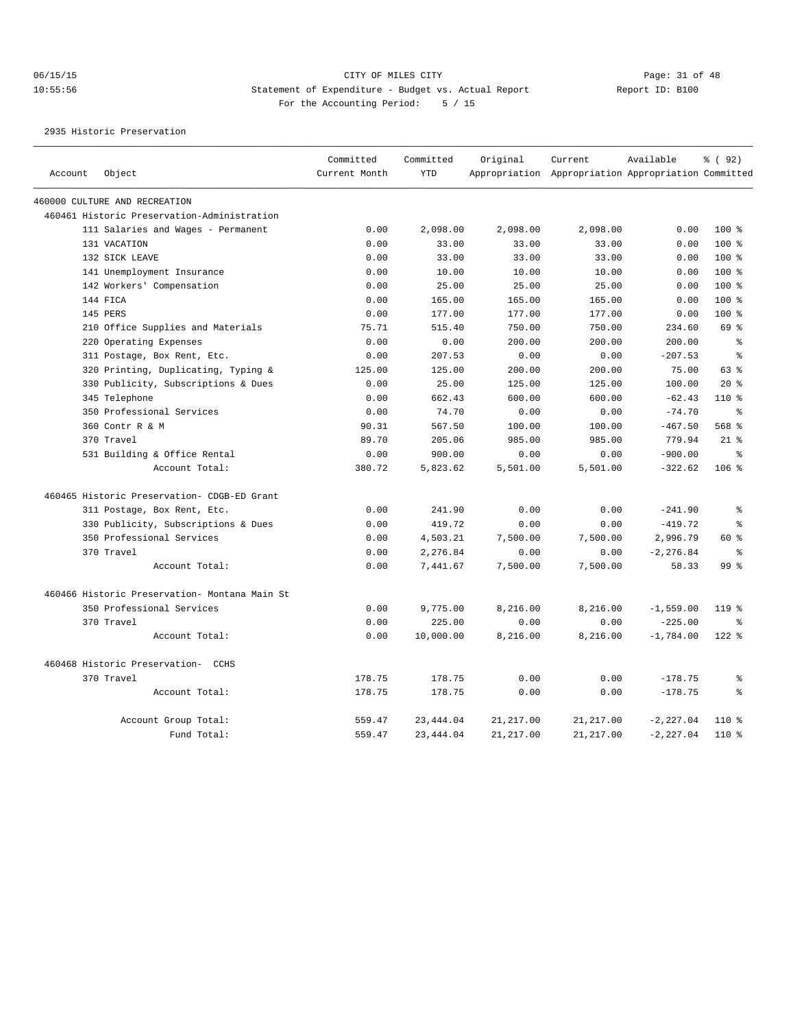CITY OF MILES CITY

Statement of Expenditure - Budget vs. Actual Report

Report ID: B100

For the Accounting Period: 5 / 15

06/15/15 10:55:56

2935 Historic Preservation

| Account Object | Committed Current Month | Committed YTD | Original Appropriation | Current Appropriation | Available Appropriation | % ( 92) Committed |
|---|---|---|---|---|---|---|
| 460000 CULTURE AND RECREATION | | | | | | |
| 460461 Historic Preservation-Administration | | | | | | |
| 111 Salaries and Wages - Permanent | 0.00 | 2,098.00 | 2,098.00 | 2,098.00 | 0.00 | 100 % |
| 131 VACATION | 0.00 | 33.00 | 33.00 | 33.00 | 0.00 | 100 % |
| 132 SICK LEAVE | 0.00 | 33.00 | 33.00 | 33.00 | 0.00 | 100 % |
| 141 Unemployment Insurance | 0.00 | 10.00 | 10.00 | 10.00 | 0.00 | 100 % |
| 142 Workers' Compensation | 0.00 | 25.00 | 25.00 | 25.00 | 0.00 | 100 % |
| 144 FICA | 0.00 | 165.00 | 165.00 | 165.00 | 0.00 | 100 % |
| 145 PERS | 0.00 | 177.00 | 177.00 | 177.00 | 0.00 | 100 % |
| 210 Office Supplies and Materials | 75.71 | 515.40 | 750.00 | 750.00 | 234.60 | 69 % |
| 220 Operating Expenses | 0.00 | 0.00 | 200.00 | 200.00 | 200.00 | % |
| 311 Postage, Box Rent, Etc. | 0.00 | 207.53 | 0.00 | 0.00 | -207.53 | % |
| 320 Printing, Duplicating, Typing & | 125.00 | 125.00 | 200.00 | 200.00 | 75.00 | 63 % |
| 330 Publicity, Subscriptions & Dues | 0.00 | 25.00 | 125.00 | 125.00 | 100.00 | 20 % |
| 345 Telephone | 0.00 | 662.43 | 600.00 | 600.00 | -62.43 | 110 % |
| 350 Professional Services | 0.00 | 74.70 | 0.00 | 0.00 | -74.70 | % |
| 360 Contr R & M | 90.31 | 567.50 | 100.00 | 100.00 | -467.50 | 568 % |
| 370 Travel | 89.70 | 205.06 | 985.00 | 985.00 | 779.94 | 21 % |
| 531 Building & Office Rental | 0.00 | 900.00 | 0.00 | 0.00 | -900.00 | % |
| Account Total: | 380.72 | 5,823.62 | 5,501.00 | 5,501.00 | -322.62 | 106 % |
| 460465 Historic Preservation- CDGB-ED Grant | | | | | | |
| 311 Postage, Box Rent, Etc. | 0.00 | 241.90 | 0.00 | 0.00 | -241.90 | % |
| 330 Publicity, Subscriptions & Dues | 0.00 | 419.72 | 0.00 | 0.00 | -419.72 | % |
| 350 Professional Services | 0.00 | 4,503.21 | 7,500.00 | 7,500.00 | 2,996.79 | 60 % |
| 370 Travel | 0.00 | 2,276.84 | 0.00 | 0.00 | -2,276.84 | % |
| Account Total: | 0.00 | 7,441.67 | 7,500.00 | 7,500.00 | 58.33 | 99 % |
| 460466 Historic Preservation- Montana Main St | | | | | | |
| 350 Professional Services | 0.00 | 9,775.00 | 8,216.00 | 8,216.00 | -1,559.00 | 119 % |
| 370 Travel | 0.00 | 225.00 | 0.00 | 0.00 | -225.00 | % |
| Account Total: | 0.00 | 10,000.00 | 8,216.00 | 8,216.00 | -1,784.00 | 122 % |
| 460468 Historic Preservation- CCHS | | | | | | |
| 370 Travel | 178.75 | 178.75 | 0.00 | 0.00 | -178.75 | % |
| Account Total: | 178.75 | 178.75 | 0.00 | 0.00 | -178.75 | % |
| Account Group Total: | 559.47 | 23,444.04 | 21,217.00 | 21,217.00 | -2,227.04 | 110 % |
| Fund Total: | 559.47 | 23,444.04 | 21,217.00 | 21,217.00 | -2,227.04 | 110 % |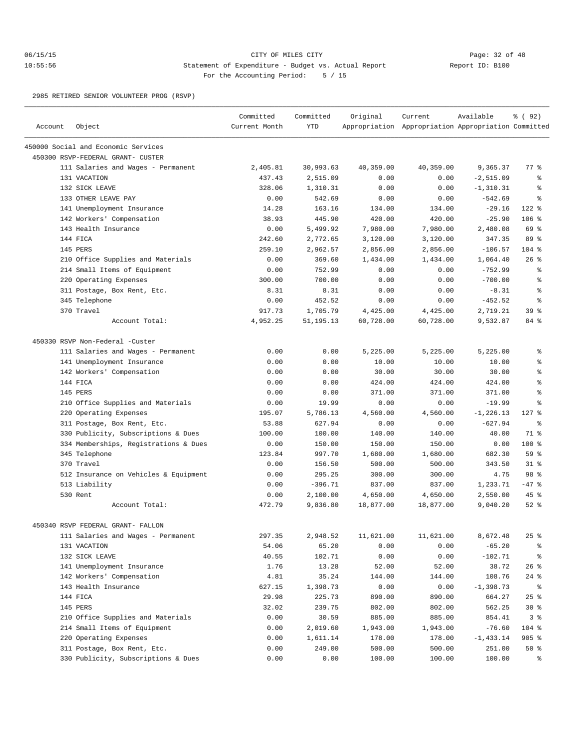CITY OF MILES CITY
Statement of Expenditure - Budget vs. Actual Report
For the Accounting Period: 5 / 15

2985 RETIRED SENIOR VOLUNTEER PROG (RSVP)

| Account | Object | Committed Current Month | Committed YTD | Original Appropriation | Current Appropriation | Available Appropriation | % ( 92) Committed |
|---|---|---|---|---|---|---|---|
| 450000 Social and Economic Services | | | | | | | |
| 450300 RSVP-FEDERAL GRANT- CUSTER | | | | | | | |
| | 111 Salaries and Wages - Permanent | 2,405.81 | 30,993.63 | 40,359.00 | 40,359.00 | 9,365.37 | 77 % |
| | 131 VACATION | 437.43 | 2,515.09 | 0.00 | 0.00 | -2,515.09 | % |
| | 132 SICK LEAVE | 328.06 | 1,310.31 | 0.00 | 0.00 | -1,310.31 | % |
| | 133 OTHER LEAVE PAY | 0.00 | 542.69 | 0.00 | 0.00 | -542.69 | % |
| | 141 Unemployment Insurance | 14.28 | 163.16 | 134.00 | 134.00 | -29.16 | 122 % |
| | 142 Workers' Compensation | 38.93 | 445.90 | 420.00 | 420.00 | -25.90 | 106 % |
| | 143 Health Insurance | 0.00 | 5,499.92 | 7,980.00 | 7,980.00 | 2,480.08 | 69 % |
| | 144 FICA | 242.60 | 2,772.65 | 3,120.00 | 3,120.00 | 347.35 | 89 % |
| | 145 PERS | 259.10 | 2,962.57 | 2,856.00 | 2,856.00 | -106.57 | 104 % |
| | 210 Office Supplies and Materials | 0.00 | 369.60 | 1,434.00 | 1,434.00 | 1,064.40 | 26 % |
| | 214 Small Items of Equipment | 0.00 | 752.99 | 0.00 | 0.00 | -752.99 | % |
| | 220 Operating Expenses | 300.00 | 700.00 | 0.00 | 0.00 | -700.00 | % |
| | 311 Postage, Box Rent, Etc. | 8.31 | 8.31 | 0.00 | 0.00 | -8.31 | % |
| | 345 Telephone | 0.00 | 452.52 | 0.00 | 0.00 | -452.52 | % |
| | 370 Travel | 917.73 | 1,705.79 | 4,425.00 | 4,425.00 | 2,719.21 | 39 % |
| | Account Total: | 4,952.25 | 51,195.13 | 60,728.00 | 60,728.00 | 9,532.87 | 84 % |
| 450330 RSVP Non-Federal -Custer | | | | | | | |
| | 111 Salaries and Wages - Permanent | 0.00 | 0.00 | 5,225.00 | 5,225.00 | 5,225.00 | % |
| | 141 Unemployment Insurance | 0.00 | 0.00 | 10.00 | 10.00 | 10.00 | % |
| | 142 Workers' Compensation | 0.00 | 0.00 | 30.00 | 30.00 | 30.00 | % |
| | 144 FICA | 0.00 | 0.00 | 424.00 | 424.00 | 424.00 | % |
| | 145 PERS | 0.00 | 0.00 | 371.00 | 371.00 | 371.00 | % |
| | 210 Office Supplies and Materials | 0.00 | 19.99 | 0.00 | 0.00 | -19.99 | % |
| | 220 Operating Expenses | 195.07 | 5,786.13 | 4,560.00 | 4,560.00 | -1,226.13 | 127 % |
| | 311 Postage, Box Rent, Etc. | 53.88 | 627.94 | 0.00 | 0.00 | -627.94 | % |
| | 330 Publicity, Subscriptions & Dues | 100.00 | 100.00 | 140.00 | 140.00 | 40.00 | 71 % |
| | 334 Memberships, Registrations & Dues | 0.00 | 150.00 | 150.00 | 150.00 | 0.00 | 100 % |
| | 345 Telephone | 123.84 | 997.70 | 1,680.00 | 1,680.00 | 682.30 | 59 % |
| | 370 Travel | 0.00 | 156.50 | 500.00 | 500.00 | 343.50 | 31 % |
| | 512 Insurance on Vehicles & Equipment | 0.00 | 295.25 | 300.00 | 300.00 | 4.75 | 98 % |
| | 513 Liability | 0.00 | -396.71 | 837.00 | 837.00 | 1,233.71 | -47 % |
| | 530 Rent | 0.00 | 2,100.00 | 4,650.00 | 4,650.00 | 2,550.00 | 45 % |
| | Account Total: | 472.79 | 9,836.80 | 18,877.00 | 18,877.00 | 9,040.20 | 52 % |
| 450340 RSVP FEDERAL GRANT- FALLON | | | | | | | |
| | 111 Salaries and Wages - Permanent | 297.35 | 2,948.52 | 11,621.00 | 11,621.00 | 8,672.48 | 25 % |
| | 131 VACATION | 54.06 | 65.20 | 0.00 | 0.00 | -65.20 | % |
| | 132 SICK LEAVE | 40.55 | 102.71 | 0.00 | 0.00 | -102.71 | % |
| | 141 Unemployment Insurance | 1.76 | 13.28 | 52.00 | 52.00 | 38.72 | 26 % |
| | 142 Workers' Compensation | 4.81 | 35.24 | 144.00 | 144.00 | 108.76 | 24 % |
| | 143 Health Insurance | 627.15 | 1,398.73 | 0.00 | 0.00 | -1,398.73 | % |
| | 144 FICA | 29.98 | 225.73 | 890.00 | 890.00 | 664.27 | 25 % |
| | 145 PERS | 32.02 | 239.75 | 802.00 | 802.00 | 562.25 | 30 % |
| | 210 Office Supplies and Materials | 0.00 | 30.59 | 885.00 | 885.00 | 854.41 | 3 % |
| | 214 Small Items of Equipment | 0.00 | 2,019.60 | 1,943.00 | 1,943.00 | -76.60 | 104 % |
| | 220 Operating Expenses | 0.00 | 1,611.14 | 178.00 | 178.00 | -1,433.14 | 905 % |
| | 311 Postage, Box Rent, Etc. | 0.00 | 249.00 | 500.00 | 500.00 | 251.00 | 50 % |
| | 330 Publicity, Subscriptions & Dues | 0.00 | 0.00 | 100.00 | 100.00 | 100.00 | % |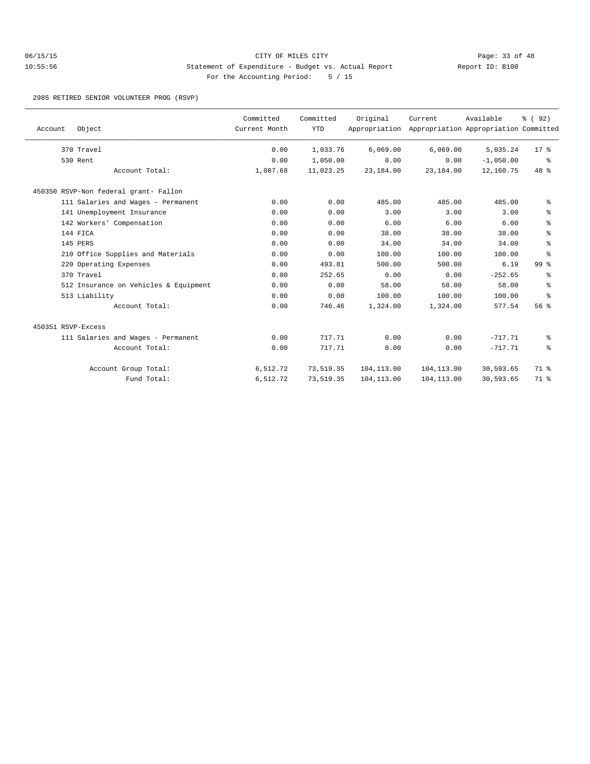CITY OF MILES CITY

Statement of Expenditure - Budget vs. Actual Report

Report ID: B100

For the Accounting Period: 5 / 15

06/15/15 10:55:56

2985 RETIRED SENIOR VOLUNTEER PROG (RSVP)

| Account | Object | Committed Current Month | Committed YTD | Original Appropriation | Current Appropriation | Available Appropriation | % ( 92) Committed |
|---|---|---|---|---|---|---|---|
| | 370 Travel | 0.00 | 1,033.76 | 6,069.00 | 6,069.00 | 5,035.24 | 17 % |
| | 530 Rent | 0.00 | 1,050.00 | 0.00 | 0.00 | -1,050.00 | % |
| | Account Total: | 1,087.68 | 11,023.25 | 23,184.00 | 23,184.00 | 12,160.75 | 48 % |
| 450350 RSVP-Non federal grant- Fallon | | | | | | | |
| | 111 Salaries and Wages - Permanent | 0.00 | 0.00 | 485.00 | 485.00 | 485.00 | % |
| | 141 Unemployment Insurance | 0.00 | 0.00 | 3.00 | 3.00 | 3.00 | % |
| | 142 Workers' Compensation | 0.00 | 0.00 | 6.00 | 6.00 | 6.00 | % |
| | 144 FICA | 0.00 | 0.00 | 38.00 | 38.00 | 38.00 | % |
| | 145 PERS | 0.00 | 0.00 | 34.00 | 34.00 | 34.00 | % |
| | 210 Office Supplies and Materials | 0.00 | 0.00 | 100.00 | 100.00 | 100.00 | % |
| | 220 Operating Expenses | 0.00 | 493.81 | 500.00 | 500.00 | 6.19 | 99 % |
| | 370 Travel | 0.00 | 252.65 | 0.00 | 0.00 | -252.65 | % |
| | 512 Insurance on Vehicles & Equipment | 0.00 | 0.00 | 58.00 | 58.00 | 58.00 | % |
| | 513 Liability | 0.00 | 0.00 | 100.00 | 100.00 | 100.00 | % |
| | Account Total: | 0.00 | 746.46 | 1,324.00 | 1,324.00 | 577.54 | 56 % |
| 450351 RSVP-Excess | | | | | | | |
| | 111 Salaries and Wages - Permanent | 0.00 | 717.71 | 0.00 | 0.00 | -717.71 | % |
| | Account Total: | 0.00 | 717.71 | 0.00 | 0.00 | -717.71 | % |
| | Account Group Total: | 6,512.72 | 73,519.35 | 104,113.00 | 104,113.00 | 30,593.65 | 71 % |
| | Fund Total: | 6,512.72 | 73,519.35 | 104,113.00 | 104,113.00 | 30,593.65 | 71 % |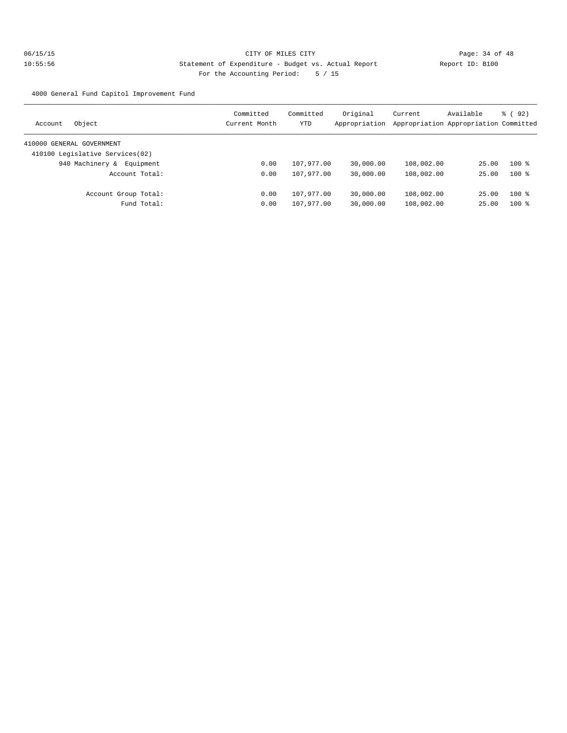CITY OF MILES CITY

Statement of Expenditure - Budget vs. Actual Report

Report ID: B100

For the Accounting Period: 5 / 15

4000 General Fund Capitol Improvement Fund

| Account Object | Committed Current Month | Committed YTD | Original Appropriation | Current Appropriation | Available Appropriation | % ( 92) Committed |
|---|---|---|---|---|---|---|
| 410000 GENERAL GOVERNMENT | | | | | | |
| 410100 Legislative Services(02) | | | | | | |
| 940 Machinery & Equipment | 0.00 | 107,977.00 | 30,000.00 | 108,002.00 | 25.00 | 100 % |
| Account Total: | 0.00 | 107,977.00 | 30,000.00 | 108,002.00 | 25.00 | 100 % |
| Account Group Total: | 0.00 | 107,977.00 | 30,000.00 | 108,002.00 | 25.00 | 100 % |
| Fund Total: | 0.00 | 107,977.00 | 30,000.00 | 108,002.00 | 25.00 | 100 % |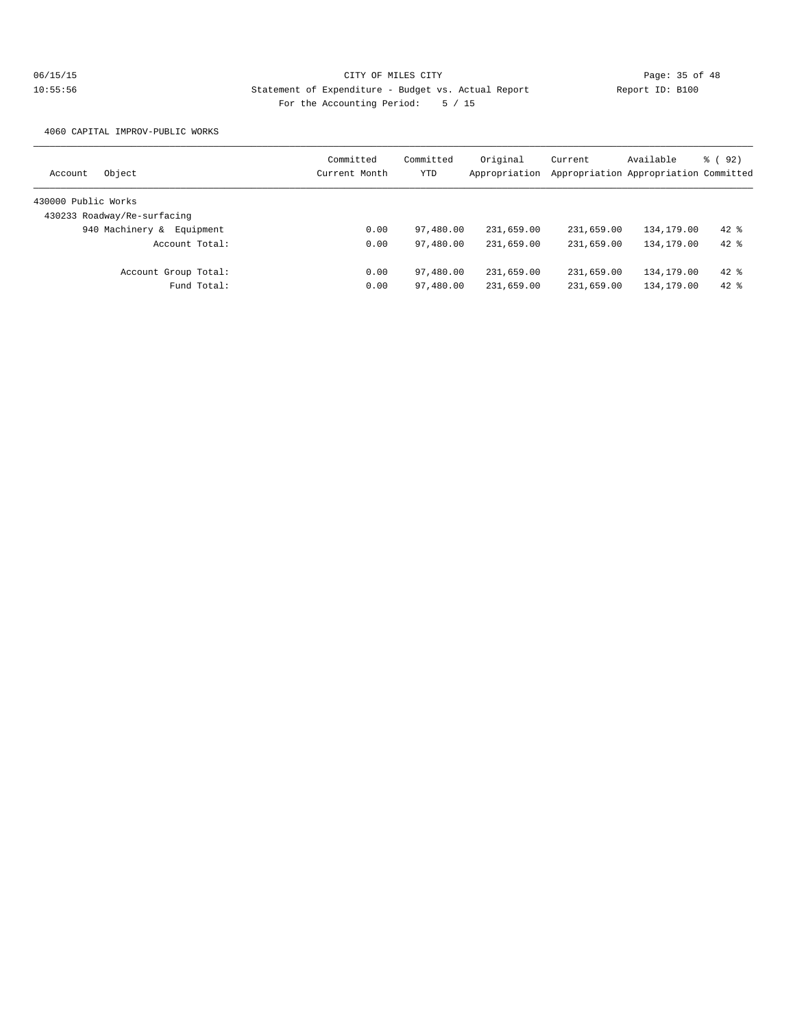CITY OF MILES CITY

Statement of Expenditure - Budget vs. Actual Report

Report ID: B100

For the Accounting Period: 5 / 15

06/15/15
10:55:56

4060 CAPITAL IMPROV-PUBLIC WORKS

| Account Object | Committed Current Month | Committed YTD | Original Appropriation | Current Appropriation | Available Appropriation | % ( 92) Committed |
|---|---|---|---|---|---|---|
| 430000 Public Works | | | | | | |
| 430233 Roadway/Re-surfacing | | | | | | |
| 940 Machinery & Equipment | 0.00 | 97,480.00 | 231,659.00 | 231,659.00 | 134,179.00 | 42 % |
| Account Total: | 0.00 | 97,480.00 | 231,659.00 | 231,659.00 | 134,179.00 | 42 % |
| Account Group Total: | 0.00 | 97,480.00 | 231,659.00 | 231,659.00 | 134,179.00 | 42 % |
| Fund Total: | 0.00 | 97,480.00 | 231,659.00 | 231,659.00 | 134,179.00 | 42 % |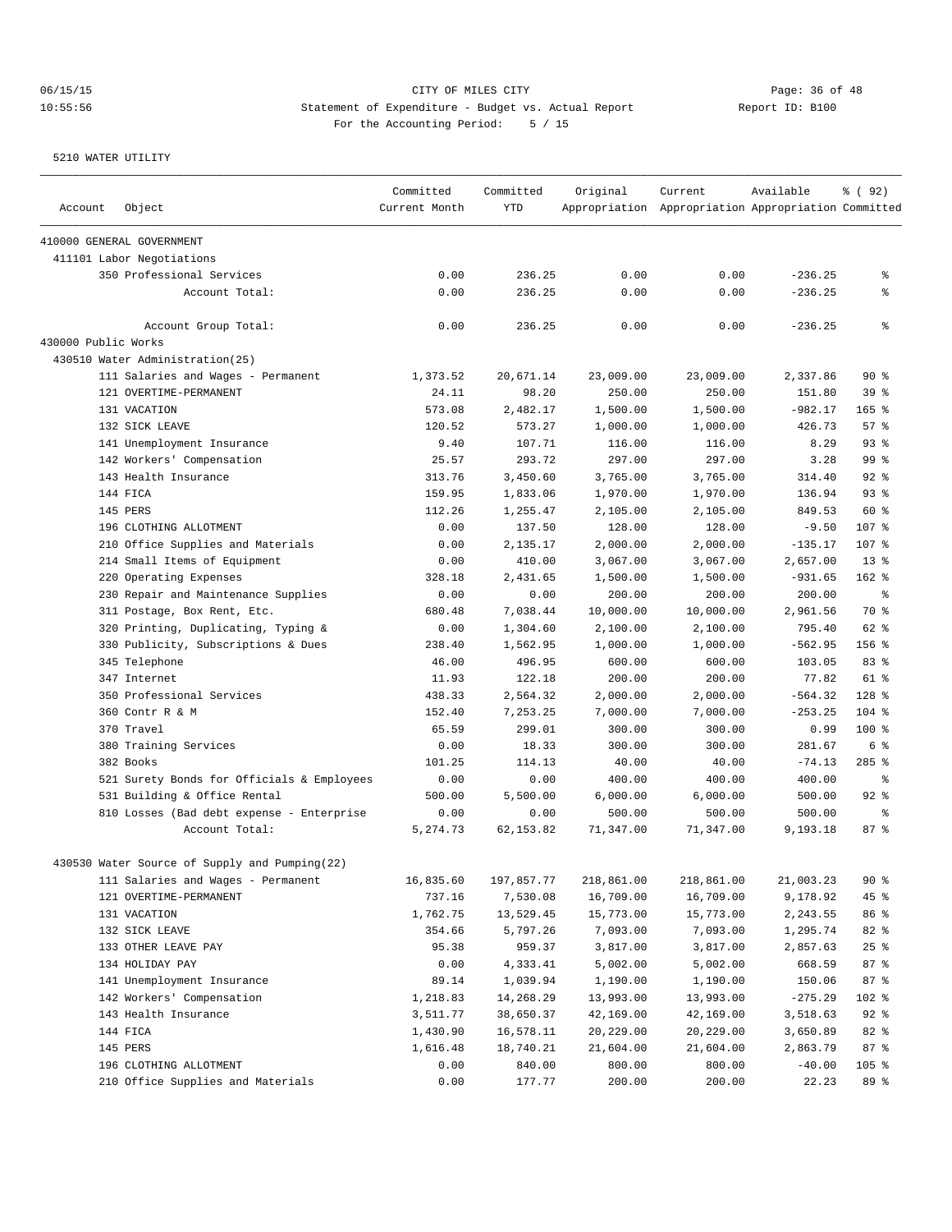CITY OF MILES CITY
Statement of Expenditure - Budget vs. Actual Report
For the Accounting Period: 5 / 15

06/15/15 10:55:56 — Report ID: B100

5210 WATER UTILITY

| Account | Object | Committed Current Month | Committed YTD | Original Appropriation | Current Appropriation | Available Appropriation | % ( 92) Committed |
|---|---|---|---|---|---|---|---|
| 410000 GENERAL GOVERNMENT | | | | | | | |
| 411101 Labor Negotiations | | | | | | | |
| | 350 Professional Services | 0.00 | 236.25 | 0.00 | 0.00 | -236.25 | % |
| | Account Total: | 0.00 | 236.25 | 0.00 | 0.00 | -236.25 | % |
| | Account Group Total: | 0.00 | 236.25 | 0.00 | 0.00 | -236.25 | % |
| 430000 Public Works | | | | | | | |
| 430510 Water Administration(25) | | | | | | | |
| | 111 Salaries and Wages - Permanent | 1,373.52 | 20,671.14 | 23,009.00 | 23,009.00 | 2,337.86 | 90 % |
| | 121 OVERTIME-PERMANENT | 24.11 | 98.20 | 250.00 | 250.00 | 151.80 | 39 % |
| | 131 VACATION | 573.08 | 2,482.17 | 1,500.00 | 1,500.00 | -982.17 | 165 % |
| | 132 SICK LEAVE | 120.52 | 573.27 | 1,000.00 | 1,000.00 | 426.73 | 57 % |
| | 141 Unemployment Insurance | 9.40 | 107.71 | 116.00 | 116.00 | 8.29 | 93 % |
| | 142 Workers' Compensation | 25.57 | 293.72 | 297.00 | 297.00 | 3.28 | 99 % |
| | 143 Health Insurance | 313.76 | 3,450.60 | 3,765.00 | 3,765.00 | 314.40 | 92 % |
| | 144 FICA | 159.95 | 1,833.06 | 1,970.00 | 1,970.00 | 136.94 | 93 % |
| | 145 PERS | 112.26 | 1,255.47 | 2,105.00 | 2,105.00 | 849.53 | 60 % |
| | 196 CLOTHING ALLOTMENT | 0.00 | 137.50 | 128.00 | 128.00 | -9.50 | 107 % |
| | 210 Office Supplies and Materials | 0.00 | 2,135.17 | 2,000.00 | 2,000.00 | -135.17 | 107 % |
| | 214 Small Items of Equipment | 0.00 | 410.00 | 3,067.00 | 3,067.00 | 2,657.00 | 13 % |
| | 220 Operating Expenses | 328.18 | 2,431.65 | 1,500.00 | 1,500.00 | -931.65 | 162 % |
| | 230 Repair and Maintenance Supplies | 0.00 | 0.00 | 200.00 | 200.00 | 200.00 | % |
| | 311 Postage, Box Rent, Etc. | 680.48 | 7,038.44 | 10,000.00 | 10,000.00 | 2,961.56 | 70 % |
| | 320 Printing, Duplicating, Typing & | 0.00 | 1,304.60 | 2,100.00 | 2,100.00 | 795.40 | 62 % |
| | 330 Publicity, Subscriptions & Dues | 238.40 | 1,562.95 | 1,000.00 | 1,000.00 | -562.95 | 156 % |
| | 345 Telephone | 46.00 | 496.95 | 600.00 | 600.00 | 103.05 | 83 % |
| | 347 Internet | 11.93 | 122.18 | 200.00 | 200.00 | 77.82 | 61 % |
| | 350 Professional Services | 438.33 | 2,564.32 | 2,000.00 | 2,000.00 | -564.32 | 128 % |
| | 360 Contr R & M | 152.40 | 7,253.25 | 7,000.00 | 7,000.00 | -253.25 | 104 % |
| | 370 Travel | 65.59 | 299.01 | 300.00 | 300.00 | 0.99 | 100 % |
| | 380 Training Services | 0.00 | 18.33 | 300.00 | 300.00 | 281.67 | 6 % |
| | 382 Books | 101.25 | 114.13 | 40.00 | 40.00 | -74.13 | 285 % |
| | 521 Surety Bonds for Officials & Employees | 0.00 | 0.00 | 400.00 | 400.00 | 400.00 | % |
| | 531 Building & Office Rental | 500.00 | 5,500.00 | 6,000.00 | 6,000.00 | 500.00 | 92 % |
| | 810 Losses (Bad debt expense - Enterprise | 0.00 | 0.00 | 500.00 | 500.00 | 500.00 | % |
| | Account Total: | 5,274.73 | 62,153.82 | 71,347.00 | 71,347.00 | 9,193.18 | 87 % |
| 430530 Water Source of Supply and Pumping(22) | | | | | | | |
| | 111 Salaries and Wages - Permanent | 16,835.60 | 197,857.77 | 218,861.00 | 218,861.00 | 21,003.23 | 90 % |
| | 121 OVERTIME-PERMANENT | 737.16 | 7,530.08 | 16,709.00 | 16,709.00 | 9,178.92 | 45 % |
| | 131 VACATION | 1,762.75 | 13,529.45 | 15,773.00 | 15,773.00 | 2,243.55 | 86 % |
| | 132 SICK LEAVE | 354.66 | 5,797.26 | 7,093.00 | 7,093.00 | 1,295.74 | 82 % |
| | 133 OTHER LEAVE PAY | 95.38 | 959.37 | 3,817.00 | 3,817.00 | 2,857.63 | 25 % |
| | 134 HOLIDAY PAY | 0.00 | 4,333.41 | 5,002.00 | 5,002.00 | 668.59 | 87 % |
| | 141 Unemployment Insurance | 89.14 | 1,039.94 | 1,190.00 | 1,190.00 | 150.06 | 87 % |
| | 142 Workers' Compensation | 1,218.83 | 14,268.29 | 13,993.00 | 13,993.00 | -275.29 | 102 % |
| | 143 Health Insurance | 3,511.77 | 38,650.37 | 42,169.00 | 42,169.00 | 3,518.63 | 92 % |
| | 144 FICA | 1,430.90 | 16,578.11 | 20,229.00 | 20,229.00 | 3,650.89 | 82 % |
| | 145 PERS | 1,616.48 | 18,740.21 | 21,604.00 | 21,604.00 | 2,863.79 | 87 % |
| | 196 CLOTHING ALLOTMENT | 0.00 | 840.00 | 800.00 | 800.00 | -40.00 | 105 % |
| | 210 Office Supplies and Materials | 0.00 | 177.77 | 200.00 | 200.00 | 22.23 | 89 % |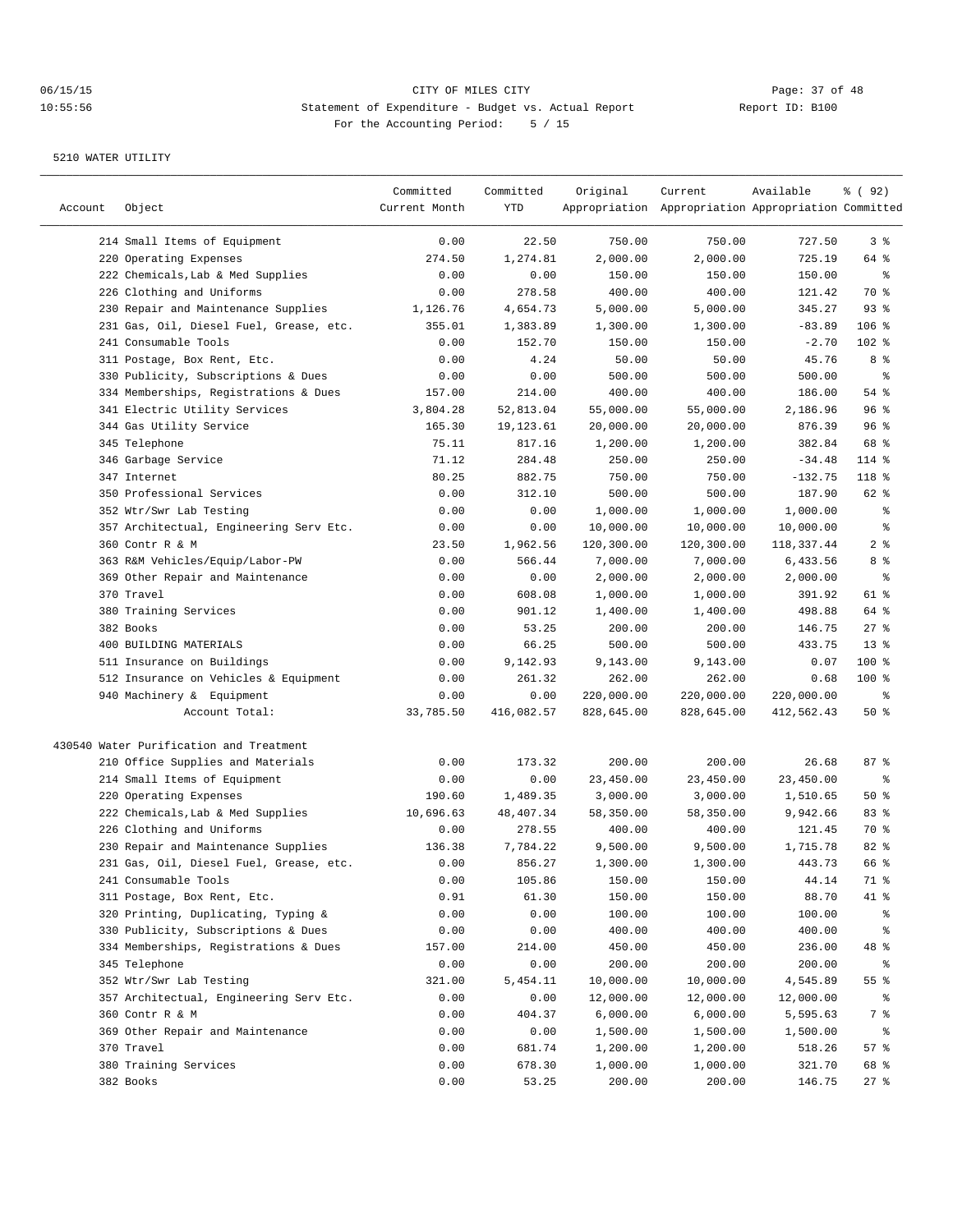CITY OF MILES CITY

Statement of Expenditure - Budget vs. Actual Report

For the Accounting Period: 5 / 15

06/15/15 10:55:56 Report ID: B100

5210 WATER UTILITY

| Account | Object | Committed Current Month | Committed YTD | Original Appropriation | Current Appropriation | Available Appropriation | % ( 92) Committed |
|---|---|---|---|---|---|---|---|
| | 214 Small Items of Equipment | 0.00 | 22.50 | 750.00 | 750.00 | 727.50 | 3 % |
| | 220 Operating Expenses | 274.50 | 1,274.81 | 2,000.00 | 2,000.00 | 725.19 | 64 % |
| | 222 Chemicals,Lab & Med Supplies | 0.00 | 0.00 | 150.00 | 150.00 | 150.00 | % |
| | 226 Clothing and Uniforms | 0.00 | 278.58 | 400.00 | 400.00 | 121.42 | 70 % |
| | 230 Repair and Maintenance Supplies | 1,126.76 | 4,654.73 | 5,000.00 | 5,000.00 | 345.27 | 93 % |
| | 231 Gas, Oil, Diesel Fuel, Grease, etc. | 355.01 | 1,383.89 | 1,300.00 | 1,300.00 | -83.89 | 106 % |
| | 241 Consumable Tools | 0.00 | 152.70 | 150.00 | 150.00 | -2.70 | 102 % |
| | 311 Postage, Box Rent, Etc. | 0.00 | 4.24 | 50.00 | 50.00 | 45.76 | 8 % |
| | 330 Publicity, Subscriptions & Dues | 0.00 | 0.00 | 500.00 | 500.00 | 500.00 | % |
| | 334 Memberships, Registrations & Dues | 157.00 | 214.00 | 400.00 | 400.00 | 186.00 | 54 % |
| | 341 Electric Utility Services | 3,804.28 | 52,813.04 | 55,000.00 | 55,000.00 | 2,186.96 | 96 % |
| | 344 Gas Utility Service | 165.30 | 19,123.61 | 20,000.00 | 20,000.00 | 876.39 | 96 % |
| | 345 Telephone | 75.11 | 817.16 | 1,200.00 | 1,200.00 | 382.84 | 68 % |
| | 346 Garbage Service | 71.12 | 284.48 | 250.00 | 250.00 | -34.48 | 114 % |
| | 347 Internet | 80.25 | 882.75 | 750.00 | 750.00 | -132.75 | 118 % |
| | 350 Professional Services | 0.00 | 312.10 | 500.00 | 500.00 | 187.90 | 62 % |
| | 352 Wtr/Swr Lab Testing | 0.00 | 0.00 | 1,000.00 | 1,000.00 | 1,000.00 | % |
| | 357 Architectual, Engineering Serv Etc. | 0.00 | 0.00 | 10,000.00 | 10,000.00 | 10,000.00 | % |
| | 360 Contr R & M | 23.50 | 1,962.56 | 120,300.00 | 120,300.00 | 118,337.44 | 2 % |
| | 363 R&M Vehicles/Equip/Labor-PW | 0.00 | 566.44 | 7,000.00 | 7,000.00 | 6,433.56 | 8 % |
| | 369 Other Repair and Maintenance | 0.00 | 0.00 | 2,000.00 | 2,000.00 | 2,000.00 | % |
| | 370 Travel | 0.00 | 608.08 | 1,000.00 | 1,000.00 | 391.92 | 61 % |
| | 380 Training Services | 0.00 | 901.12 | 1,400.00 | 1,400.00 | 498.88 | 64 % |
| | 382 Books | 0.00 | 53.25 | 200.00 | 200.00 | 146.75 | 27 % |
| | 400 BUILDING MATERIALS | 0.00 | 66.25 | 500.00 | 500.00 | 433.75 | 13 % |
| | 511 Insurance on Buildings | 0.00 | 9,142.93 | 9,143.00 | 9,143.00 | 0.07 | 100 % |
| | 512 Insurance on Vehicles & Equipment | 0.00 | 261.32 | 262.00 | 262.00 | 0.68 | 100 % |
| | 940 Machinery & Equipment | 0.00 | 0.00 | 220,000.00 | 220,000.00 | 220,000.00 | % |
| | Account Total: | 33,785.50 | 416,082.57 | 828,645.00 | 828,645.00 | 412,562.43 | 50 % |
| 430540 | Water Purification and Treatment | | | | | | |
| | 210 Office Supplies and Materials | 0.00 | 173.32 | 200.00 | 200.00 | 26.68 | 87 % |
| | 214 Small Items of Equipment | 0.00 | 0.00 | 23,450.00 | 23,450.00 | 23,450.00 | % |
| | 220 Operating Expenses | 190.60 | 1,489.35 | 3,000.00 | 3,000.00 | 1,510.65 | 50 % |
| | 222 Chemicals,Lab & Med Supplies | 10,696.63 | 48,407.34 | 58,350.00 | 58,350.00 | 9,942.66 | 83 % |
| | 226 Clothing and Uniforms | 0.00 | 278.55 | 400.00 | 400.00 | 121.45 | 70 % |
| | 230 Repair and Maintenance Supplies | 136.38 | 7,784.22 | 9,500.00 | 9,500.00 | 1,715.78 | 82 % |
| | 231 Gas, Oil, Diesel Fuel, Grease, etc. | 0.00 | 856.27 | 1,300.00 | 1,300.00 | 443.73 | 66 % |
| | 241 Consumable Tools | 0.00 | 105.86 | 150.00 | 150.00 | 44.14 | 71 % |
| | 311 Postage, Box Rent, Etc. | 0.91 | 61.30 | 150.00 | 150.00 | 88.70 | 41 % |
| | 320 Printing, Duplicating, Typing & | 0.00 | 0.00 | 100.00 | 100.00 | 100.00 | % |
| | 330 Publicity, Subscriptions & Dues | 0.00 | 0.00 | 400.00 | 400.00 | 400.00 | % |
| | 334 Memberships, Registrations & Dues | 157.00 | 214.00 | 450.00 | 450.00 | 236.00 | 48 % |
| | 345 Telephone | 0.00 | 0.00 | 200.00 | 200.00 | 200.00 | % |
| | 352 Wtr/Swr Lab Testing | 321.00 | 5,454.11 | 10,000.00 | 10,000.00 | 4,545.89 | 55 % |
| | 357 Architectual, Engineering Serv Etc. | 0.00 | 0.00 | 12,000.00 | 12,000.00 | 12,000.00 | % |
| | 360 Contr R & M | 0.00 | 404.37 | 6,000.00 | 6,000.00 | 5,595.63 | 7 % |
| | 369 Other Repair and Maintenance | 0.00 | 0.00 | 1,500.00 | 1,500.00 | 1,500.00 | % |
| | 370 Travel | 0.00 | 681.74 | 1,200.00 | 1,200.00 | 518.26 | 57 % |
| | 380 Training Services | 0.00 | 678.30 | 1,000.00 | 1,000.00 | 321.70 | 68 % |
| | 382 Books | 0.00 | 53.25 | 200.00 | 200.00 | 146.75 | 27 % |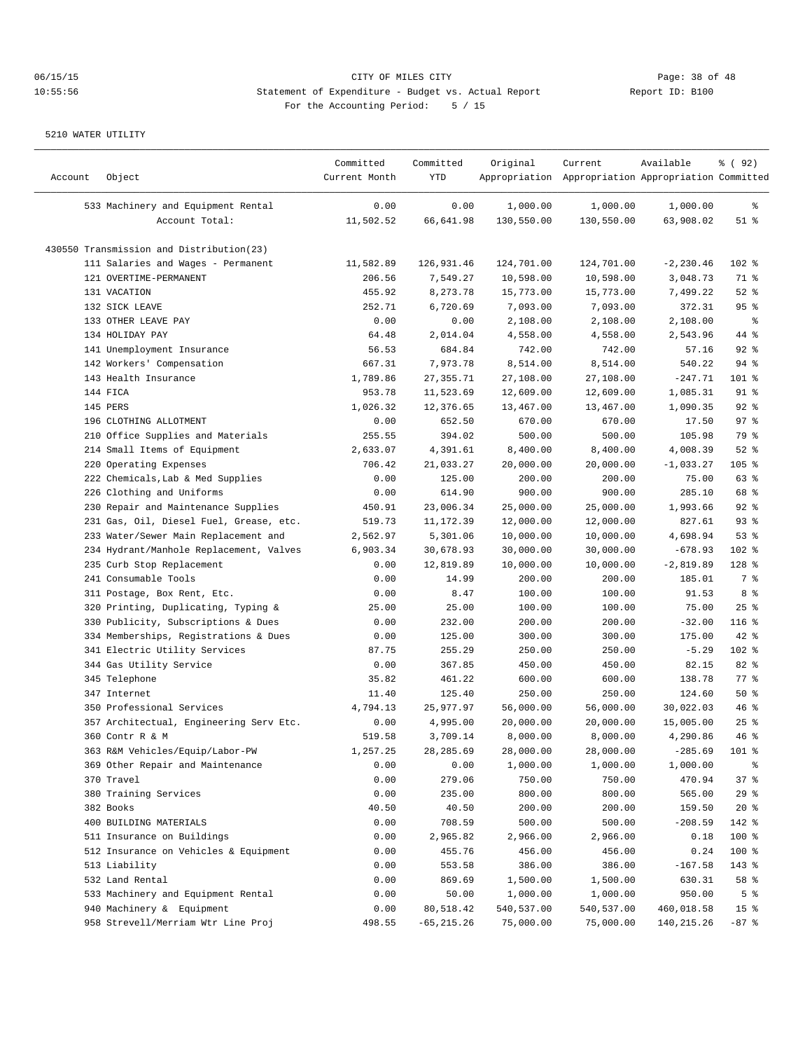CITY OF MILES CITY
Statement of Expenditure - Budget vs. Actual Report
For the Accounting Period: 5 / 15

06/15/15 10:55:56 — Report ID: B100

5210 WATER UTILITY

| Account | Object | Committed Current Month | Committed YTD | Original Appropriation | Current Appropriation | Available Appropriation | % ( 92) Committed |
|---|---|---|---|---|---|---|---|
| | 533 Machinery and Equipment Rental | 0.00 | 0.00 | 1,000.00 | 1,000.00 | 1,000.00 | % |
| | Account Total: | 11,502.52 | 66,641.98 | 130,550.00 | 130,550.00 | 63,908.02 | 51 % |
| 430550 Transmission and Distribution(23) | | | | | | | |
| | 111 Salaries and Wages - Permanent | 11,582.89 | 126,931.46 | 124,701.00 | 124,701.00 | -2,230.46 | 102 % |
| | 121 OVERTIME-PERMANENT | 206.56 | 7,549.27 | 10,598.00 | 10,598.00 | 3,048.73 | 71 % |
| | 131 VACATION | 455.92 | 8,273.78 | 15,773.00 | 15,773.00 | 7,499.22 | 52 % |
| | 132 SICK LEAVE | 252.71 | 6,720.69 | 7,093.00 | 7,093.00 | 372.31 | 95 % |
| | 133 OTHER LEAVE PAY | 0.00 | 0.00 | 2,108.00 | 2,108.00 | 2,108.00 | % |
| | 134 HOLIDAY PAY | 64.48 | 2,014.04 | 4,558.00 | 4,558.00 | 2,543.96 | 44 % |
| | 141 Unemployment Insurance | 56.53 | 684.84 | 742.00 | 742.00 | 57.16 | 92 % |
| | 142 Workers' Compensation | 667.31 | 7,973.78 | 8,514.00 | 8,514.00 | 540.22 | 94 % |
| | 143 Health Insurance | 1,789.86 | 27,355.71 | 27,108.00 | 27,108.00 | -247.71 | 101 % |
| | 144 FICA | 953.78 | 11,523.69 | 12,609.00 | 12,609.00 | 1,085.31 | 91 % |
| | 145 PERS | 1,026.32 | 12,376.65 | 13,467.00 | 13,467.00 | 1,090.35 | 92 % |
| | 196 CLOTHING ALLOTMENT | 0.00 | 652.50 | 670.00 | 670.00 | 17.50 | 97 % |
| | 210 Office Supplies and Materials | 255.55 | 394.02 | 500.00 | 500.00 | 105.98 | 79 % |
| | 214 Small Items of Equipment | 2,633.07 | 4,391.61 | 8,400.00 | 8,400.00 | 4,008.39 | 52 % |
| | 220 Operating Expenses | 706.42 | 21,033.27 | 20,000.00 | 20,000.00 | -1,033.27 | 105 % |
| | 222 Chemicals,Lab & Med Supplies | 0.00 | 125.00 | 200.00 | 200.00 | 75.00 | 63 % |
| | 226 Clothing and Uniforms | 0.00 | 614.90 | 900.00 | 900.00 | 285.10 | 68 % |
| | 230 Repair and Maintenance Supplies | 450.91 | 23,006.34 | 25,000.00 | 25,000.00 | 1,993.66 | 92 % |
| | 231 Gas, Oil, Diesel Fuel, Grease, etc. | 519.73 | 11,172.39 | 12,000.00 | 12,000.00 | 827.61 | 93 % |
| | 233 Water/Sewer Main Replacement and | 2,562.97 | 5,301.06 | 10,000.00 | 10,000.00 | 4,698.94 | 53 % |
| | 234 Hydrant/Manhole Replacement, Valves | 6,903.34 | 30,678.93 | 30,000.00 | 30,000.00 | -678.93 | 102 % |
| | 235 Curb Stop Replacement | 0.00 | 12,819.89 | 10,000.00 | 10,000.00 | -2,819.89 | 128 % |
| | 241 Consumable Tools | 0.00 | 14.99 | 200.00 | 200.00 | 185.01 | 7 % |
| | 311 Postage, Box Rent, Etc. | 0.00 | 8.47 | 100.00 | 100.00 | 91.53 | 8 % |
| | 320 Printing, Duplicating, Typing & | 25.00 | 25.00 | 100.00 | 100.00 | 75.00 | 25 % |
| | 330 Publicity, Subscriptions & Dues | 0.00 | 232.00 | 200.00 | 200.00 | -32.00 | 116 % |
| | 334 Memberships, Registrations & Dues | 0.00 | 125.00 | 300.00 | 300.00 | 175.00 | 42 % |
| | 341 Electric Utility Services | 87.75 | 255.29 | 250.00 | 250.00 | -5.29 | 102 % |
| | 344 Gas Utility Service | 0.00 | 367.85 | 450.00 | 450.00 | 82.15 | 82 % |
| | 345 Telephone | 35.82 | 461.22 | 600.00 | 600.00 | 138.78 | 77 % |
| | 347 Internet | 11.40 | 125.40 | 250.00 | 250.00 | 124.60 | 50 % |
| | 350 Professional Services | 4,794.13 | 25,977.97 | 56,000.00 | 56,000.00 | 30,022.03 | 46 % |
| | 357 Architectual, Engineering Serv Etc. | 0.00 | 4,995.00 | 20,000.00 | 20,000.00 | 15,005.00 | 25 % |
| | 360 Contr R & M | 519.58 | 3,709.14 | 8,000.00 | 8,000.00 | 4,290.86 | 46 % |
| | 363 R&M Vehicles/Equip/Labor-PW | 1,257.25 | 28,285.69 | 28,000.00 | 28,000.00 | -285.69 | 101 % |
| | 369 Other Repair and Maintenance | 0.00 | 0.00 | 1,000.00 | 1,000.00 | 1,000.00 | % |
| | 370 Travel | 0.00 | 279.06 | 750.00 | 750.00 | 470.94 | 37 % |
| | 380 Training Services | 0.00 | 235.00 | 800.00 | 800.00 | 565.00 | 29 % |
| | 382 Books | 40.50 | 40.50 | 200.00 | 200.00 | 159.50 | 20 % |
| | 400 BUILDING MATERIALS | 0.00 | 708.59 | 500.00 | 500.00 | -208.59 | 142 % |
| | 511 Insurance on Buildings | 0.00 | 2,965.82 | 2,966.00 | 2,966.00 | 0.18 | 100 % |
| | 512 Insurance on Vehicles & Equipment | 0.00 | 455.76 | 456.00 | 456.00 | 0.24 | 100 % |
| | 513 Liability | 0.00 | 553.58 | 386.00 | 386.00 | -167.58 | 143 % |
| | 532 Land Rental | 0.00 | 869.69 | 1,500.00 | 1,500.00 | 630.31 | 58 % |
| | 533 Machinery and Equipment Rental | 0.00 | 50.00 | 1,000.00 | 1,000.00 | 950.00 | 5 % |
| | 940 Machinery & Equipment | 0.00 | 80,518.42 | 540,537.00 | 540,537.00 | 460,018.58 | 15 % |
| | 958 Strevell/Merriam Wtr Line Proj | 498.55 | -65,215.26 | 75,000.00 | 75,000.00 | 140,215.26 | -87 % |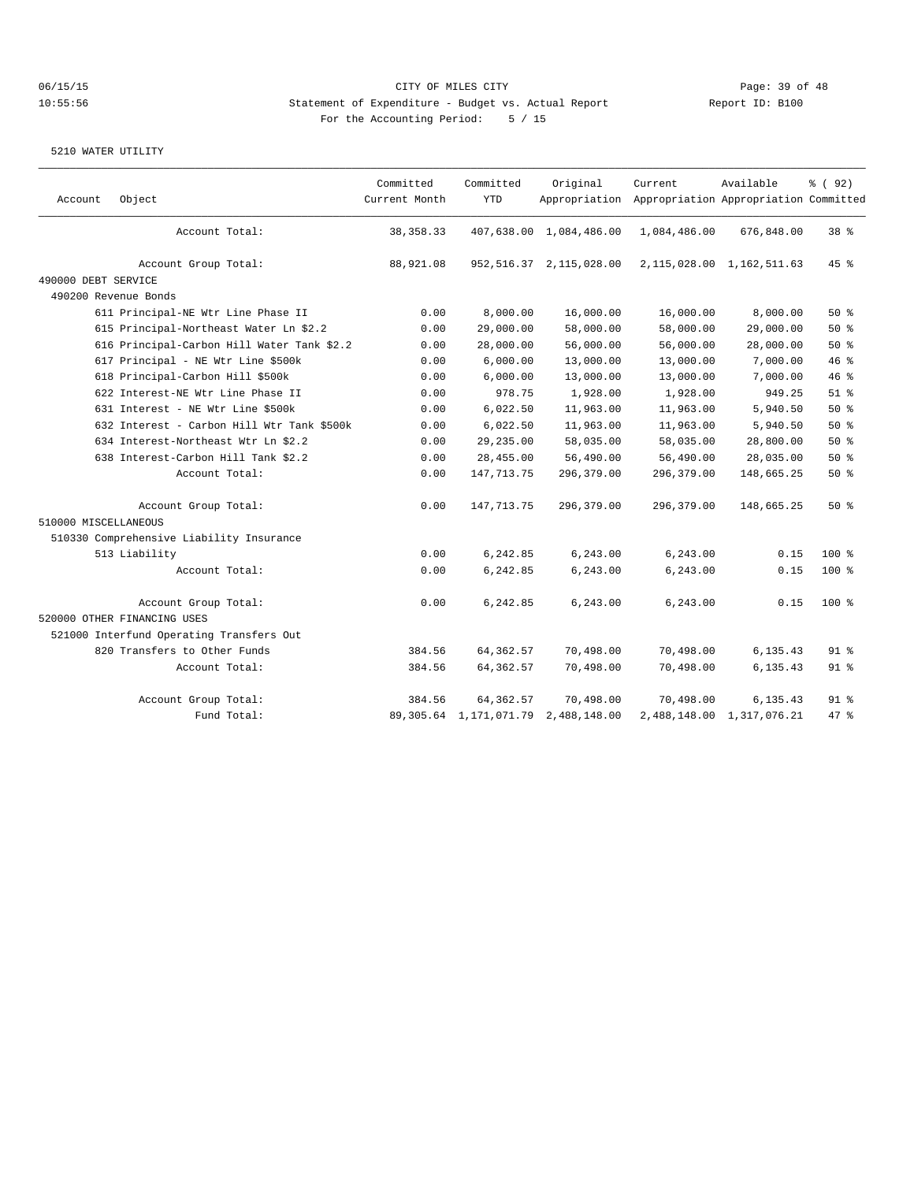CITY OF MILES CITY
Statement of Expenditure - Budget vs. Actual Report
For the Accounting Period: 5 / 15

06/15/15 10:55:56 — Report ID: B100

5210 WATER UTILITY

| Account | Object | Committed Current Month | Committed YTD | Original Appropriation | Current Appropriation | Available Appropriation | % ( 92) Committed |
|---|---|---|---|---|---|---|---|
| | Account Total: | 38,358.33 | 407,638.00 | 1,084,486.00 | 1,084,486.00 | 676,848.00 | 38 % |
| | Account Group Total: | 88,921.08 | 952,516.37 | 2,115,028.00 | 2,115,028.00 | 1,162,511.63 | 45 % |
| 490000 DEBT SERVICE | | | | | | | |
| 490200 Revenue Bonds | | | | | | | |
| | 611 Principal-NE Wtr Line Phase II | 0.00 | 8,000.00 | 16,000.00 | 16,000.00 | 8,000.00 | 50 % |
| | 615 Principal-Northeast Water Ln $2.2 | 0.00 | 29,000.00 | 58,000.00 | 58,000.00 | 29,000.00 | 50 % |
| | 616 Principal-Carbon Hill Water Tank $2.2 | 0.00 | 28,000.00 | 56,000.00 | 56,000.00 | 28,000.00 | 50 % |
| | 617 Principal - NE Wtr Line $500k | 0.00 | 6,000.00 | 13,000.00 | 13,000.00 | 7,000.00 | 46 % |
| | 618 Principal-Carbon Hill $500k | 0.00 | 6,000.00 | 13,000.00 | 13,000.00 | 7,000.00 | 46 % |
| | 622 Interest-NE Wtr Line Phase II | 0.00 | 978.75 | 1,928.00 | 1,928.00 | 949.25 | 51 % |
| | 631 Interest - NE Wtr Line $500k | 0.00 | 6,022.50 | 11,963.00 | 11,963.00 | 5,940.50 | 50 % |
| | 632 Interest - Carbon Hill Wtr Tank $500k | 0.00 | 6,022.50 | 11,963.00 | 11,963.00 | 5,940.50 | 50 % |
| | 634 Interest-Northeast Wtr Ln $2.2 | 0.00 | 29,235.00 | 58,035.00 | 58,035.00 | 28,800.00 | 50 % |
| | 638 Interest-Carbon Hill Tank $2.2 | 0.00 | 28,455.00 | 56,490.00 | 56,490.00 | 28,035.00 | 50 % |
| | Account Total: | 0.00 | 147,713.75 | 296,379.00 | 296,379.00 | 148,665.25 | 50 % |
| | Account Group Total: | 0.00 | 147,713.75 | 296,379.00 | 296,379.00 | 148,665.25 | 50 % |
| 510000 MISCELLANEOUS | | | | | | | |
| 510330 Comprehensive Liability Insurance | | | | | | | |
| | 513 Liability | 0.00 | 6,242.85 | 6,243.00 | 6,243.00 | 0.15 | 100 % |
| | Account Total: | 0.00 | 6,242.85 | 6,243.00 | 6,243.00 | 0.15 | 100 % |
| | Account Group Total: | 0.00 | 6,242.85 | 6,243.00 | 6,243.00 | 0.15 | 100 % |
| 520000 OTHER FINANCING USES | | | | | | | |
| 521000 Interfund Operating Transfers Out | | | | | | | |
| | 820 Transfers to Other Funds | 384.56 | 64,362.57 | 70,498.00 | 70,498.00 | 6,135.43 | 91 % |
| | Account Total: | 384.56 | 64,362.57 | 70,498.00 | 70,498.00 | 6,135.43 | 91 % |
| | Account Group Total: | 384.56 | 64,362.57 | 70,498.00 | 70,498.00 | 6,135.43 | 91 % |
| | Fund Total: | 89,305.64 | 1,171,071.79 | 2,488,148.00 | 2,488,148.00 | 1,317,076.21 | 47 % |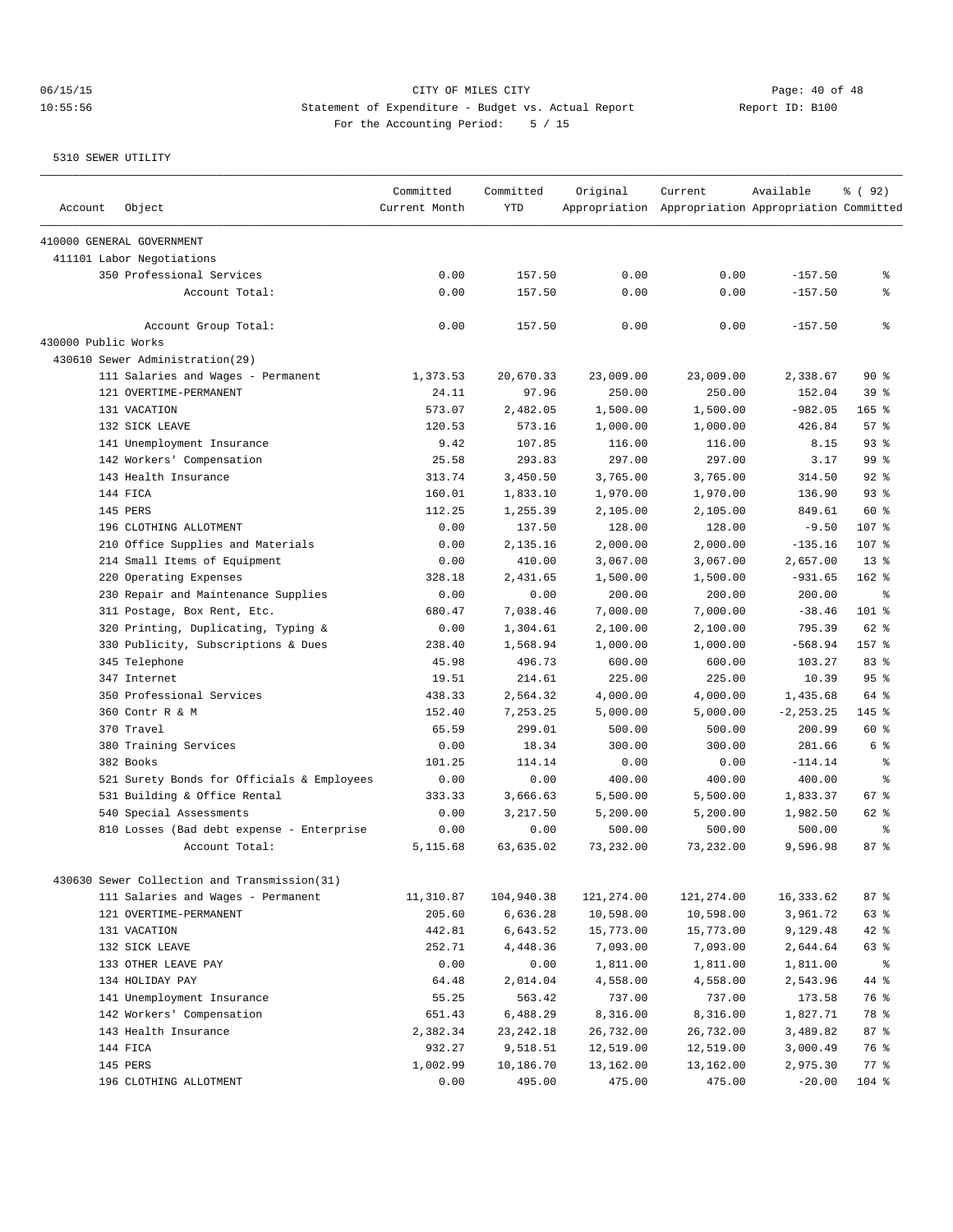CITY OF MILES CITY

Statement of Expenditure - Budget vs. Actual Report

Report ID: B100

06/15/15 10:55:56

For the Accounting Period: 5 / 15

5310 SEWER UTILITY

| Account | Object | Committed Current Month | Committed YTD | Original Appropriation | Current Appropriation | Available Appropriation | % ( 92) Committed |
|---|---|---|---|---|---|---|---|
| 410000 GENERAL GOVERNMENT | | | | | | | |
| 411101 Labor Negotiations | | | | | | | |
| | 350 Professional Services | 0.00 | 157.50 | 0.00 | 0.00 | -157.50 | % |
| | Account Total: | 0.00 | 157.50 | 0.00 | 0.00 | -157.50 | % |
| | Account Group Total: | 0.00 | 157.50 | 0.00 | 0.00 | -157.50 | % |
| 430000 Public Works | | | | | | | |
| 430610 Sewer Administration(29) | | | | | | | |
| | 111 Salaries and Wages - Permanent | 1,373.53 | 20,670.33 | 23,009.00 | 23,009.00 | 2,338.67 | 90 % |
| | 121 OVERTIME-PERMANENT | 24.11 | 97.96 | 250.00 | 250.00 | 152.04 | 39 % |
| | 131 VACATION | 573.07 | 2,482.05 | 1,500.00 | 1,500.00 | -982.05 | 165 % |
| | 132 SICK LEAVE | 120.53 | 573.16 | 1,000.00 | 1,000.00 | 426.84 | 57 % |
| | 141 Unemployment Insurance | 9.42 | 107.85 | 116.00 | 116.00 | 8.15 | 93 % |
| | 142 Workers' Compensation | 25.58 | 293.83 | 297.00 | 297.00 | 3.17 | 99 % |
| | 143 Health Insurance | 313.74 | 3,450.50 | 3,765.00 | 3,765.00 | 314.50 | 92 % |
| | 144 FICA | 160.01 | 1,833.10 | 1,970.00 | 1,970.00 | 136.90 | 93 % |
| | 145 PERS | 112.25 | 1,255.39 | 2,105.00 | 2,105.00 | 849.61 | 60 % |
| | 196 CLOTHING ALLOTMENT | 0.00 | 137.50 | 128.00 | 128.00 | -9.50 | 107 % |
| | 210 Office Supplies and Materials | 0.00 | 2,135.16 | 2,000.00 | 2,000.00 | -135.16 | 107 % |
| | 214 Small Items of Equipment | 0.00 | 410.00 | 3,067.00 | 3,067.00 | 2,657.00 | 13 % |
| | 220 Operating Expenses | 328.18 | 2,431.65 | 1,500.00 | 1,500.00 | -931.65 | 162 % |
| | 230 Repair and Maintenance Supplies | 0.00 | 0.00 | 200.00 | 200.00 | 200.00 | % |
| | 311 Postage, Box Rent, Etc. | 680.47 | 7,038.46 | 7,000.00 | 7,000.00 | -38.46 | 101 % |
| | 320 Printing, Duplicating, Typing & | 0.00 | 1,304.61 | 2,100.00 | 2,100.00 | 795.39 | 62 % |
| | 330 Publicity, Subscriptions & Dues | 238.40 | 1,568.94 | 1,000.00 | 1,000.00 | -568.94 | 157 % |
| | 345 Telephone | 45.98 | 496.73 | 600.00 | 600.00 | 103.27 | 83 % |
| | 347 Internet | 19.51 | 214.61 | 225.00 | 225.00 | 10.39 | 95 % |
| | 350 Professional Services | 438.33 | 2,564.32 | 4,000.00 | 4,000.00 | 1,435.68 | 64 % |
| | 360 Contr R & M | 152.40 | 7,253.25 | 5,000.00 | 5,000.00 | -2,253.25 | 145 % |
| | 370 Travel | 65.59 | 299.01 | 500.00 | 500.00 | 200.99 | 60 % |
| | 380 Training Services | 0.00 | 18.34 | 300.00 | 300.00 | 281.66 | 6 % |
| | 382 Books | 101.25 | 114.14 | 0.00 | 0.00 | -114.14 | % |
| | 521 Surety Bonds for Officials & Employees | 0.00 | 0.00 | 400.00 | 400.00 | 400.00 | % |
| | 531 Building & Office Rental | 333.33 | 3,666.63 | 5,500.00 | 5,500.00 | 1,833.37 | 67 % |
| | 540 Special Assessments | 0.00 | 3,217.50 | 5,200.00 | 5,200.00 | 1,982.50 | 62 % |
| | 810 Losses (Bad debt expense - Enterprise | 0.00 | 0.00 | 500.00 | 500.00 | 500.00 | % |
| | Account Total: | 5,115.68 | 63,635.02 | 73,232.00 | 73,232.00 | 9,596.98 | 87 % |
| 430630 Sewer Collection and Transmission(31) | | | | | | | |
| | 111 Salaries and Wages - Permanent | 11,310.87 | 104,940.38 | 121,274.00 | 121,274.00 | 16,333.62 | 87 % |
| | 121 OVERTIME-PERMANENT | 205.60 | 6,636.28 | 10,598.00 | 10,598.00 | 3,961.72 | 63 % |
| | 131 VACATION | 442.81 | 6,643.52 | 15,773.00 | 15,773.00 | 9,129.48 | 42 % |
| | 132 SICK LEAVE | 252.71 | 4,448.36 | 7,093.00 | 7,093.00 | 2,644.64 | 63 % |
| | 133 OTHER LEAVE PAY | 0.00 | 0.00 | 1,811.00 | 1,811.00 | 1,811.00 | % |
| | 134 HOLIDAY PAY | 64.48 | 2,014.04 | 4,558.00 | 4,558.00 | 2,543.96 | 44 % |
| | 141 Unemployment Insurance | 55.25 | 563.42 | 737.00 | 737.00 | 173.58 | 76 % |
| | 142 Workers' Compensation | 651.43 | 6,488.29 | 8,316.00 | 8,316.00 | 1,827.71 | 78 % |
| | 143 Health Insurance | 2,382.34 | 23,242.18 | 26,732.00 | 26,732.00 | 3,489.82 | 87 % |
| | 144 FICA | 932.27 | 9,518.51 | 12,519.00 | 12,519.00 | 3,000.49 | 76 % |
| | 145 PERS | 1,002.99 | 10,186.70 | 13,162.00 | 13,162.00 | 2,975.30 | 77 % |
| | 196 CLOTHING ALLOTMENT | 0.00 | 495.00 | 475.00 | 475.00 | -20.00 | 104 % |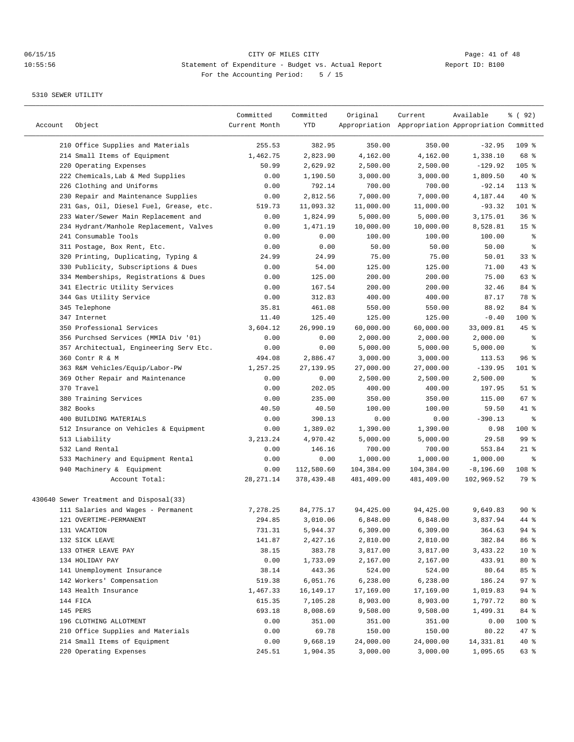5310 SEWER UTILITY

| Account | Object | Committed Current Month | Committed YTD | Original Appropriation | Current Appropriation | Available Appropriation | % ( 92) Committed |
|---|---|---|---|---|---|---|---|
| | 210 Office Supplies and Materials | 255.53 | 382.95 | 350.00 | 350.00 | -32.95 | 109 % |
| | 214 Small Items of Equipment | 1,462.75 | 2,823.90 | 4,162.00 | 4,162.00 | 1,338.10 | 68 % |
| | 220 Operating Expenses | 50.99 | 2,629.92 | 2,500.00 | 2,500.00 | -129.92 | 105 % |
| | 222 Chemicals,Lab & Med Supplies | 0.00 | 1,190.50 | 3,000.00 | 3,000.00 | 1,809.50 | 40 % |
| | 226 Clothing and Uniforms | 0.00 | 792.14 | 700.00 | 700.00 | -92.14 | 113 % |
| | 230 Repair and Maintenance Supplies | 0.00 | 2,812.56 | 7,000.00 | 7,000.00 | 4,187.44 | 40 % |
| | 231 Gas, Oil, Diesel Fuel, Grease, etc. | 519.73 | 11,093.32 | 11,000.00 | 11,000.00 | -93.32 | 101 % |
| | 233 Water/Sewer Main Replacement and | 0.00 | 1,824.99 | 5,000.00 | 5,000.00 | 3,175.01 | 36 % |
| | 234 Hydrant/Manhole Replacement, Valves | 0.00 | 1,471.19 | 10,000.00 | 10,000.00 | 8,528.81 | 15 % |
| | 241 Consumable Tools | 0.00 | 0.00 | 100.00 | 100.00 | 100.00 | % |
| | 311 Postage, Box Rent, Etc. | 0.00 | 0.00 | 50.00 | 50.00 | 50.00 | % |
| | 320 Printing, Duplicating, Typing & | 24.99 | 24.99 | 75.00 | 75.00 | 50.01 | 33 % |
| | 330 Publicity, Subscriptions & Dues | 0.00 | 54.00 | 125.00 | 125.00 | 71.00 | 43 % |
| | 334 Memberships, Registrations & Dues | 0.00 | 125.00 | 200.00 | 200.00 | 75.00 | 63 % |
| | 341 Electric Utility Services | 0.00 | 167.54 | 200.00 | 200.00 | 32.46 | 84 % |
| | 344 Gas Utility Service | 0.00 | 312.83 | 400.00 | 400.00 | 87.17 | 78 % |
| | 345 Telephone | 35.81 | 461.08 | 550.00 | 550.00 | 88.92 | 84 % |
| | 347 Internet | 11.40 | 125.40 | 125.00 | 125.00 | -0.40 | 100 % |
| | 350 Professional Services | 3,604.12 | 26,990.19 | 60,000.00 | 60,000.00 | 33,009.81 | 45 % |
| | 356 Purchsed Services (MMIA Div '01) | 0.00 | 0.00 | 2,000.00 | 2,000.00 | 2,000.00 | % |
| | 357 Architectual, Engineering Serv Etc. | 0.00 | 0.00 | 5,000.00 | 5,000.00 | 5,000.00 | % |
| | 360 Contr R & M | 494.08 | 2,886.47 | 3,000.00 | 3,000.00 | 113.53 | 96 % |
| | 363 R&M Vehicles/Equip/Labor-PW | 1,257.25 | 27,139.95 | 27,000.00 | 27,000.00 | -139.95 | 101 % |
| | 369 Other Repair and Maintenance | 0.00 | 0.00 | 2,500.00 | 2,500.00 | 2,500.00 | % |
| | 370 Travel | 0.00 | 202.05 | 400.00 | 400.00 | 197.95 | 51 % |
| | 380 Training Services | 0.00 | 235.00 | 350.00 | 350.00 | 115.00 | 67 % |
| | 382 Books | 40.50 | 40.50 | 100.00 | 100.00 | 59.50 | 41 % |
| | 400 BUILDING MATERIALS | 0.00 | 390.13 | 0.00 | 0.00 | -390.13 | % |
| | 512 Insurance on Vehicles & Equipment | 0.00 | 1,389.02 | 1,390.00 | 1,390.00 | 0.98 | 100 % |
| | 513 Liability | 3,213.24 | 4,970.42 | 5,000.00 | 5,000.00 | 29.58 | 99 % |
| | 532 Land Rental | 0.00 | 146.16 | 700.00 | 700.00 | 553.84 | 21 % |
| | 533 Machinery and Equipment Rental | 0.00 | 0.00 | 1,000.00 | 1,000.00 | 1,000.00 | % |
| | 940 Machinery & Equipment | 0.00 | 112,580.60 | 104,384.00 | 104,384.00 | -8,196.60 | 108 % |
| | Account Total: | 28,271.14 | 378,439.48 | 481,409.00 | 481,409.00 | 102,969.52 | 79 % |
| 430640 Sewer Treatment and Disposal(33) | | | | | | | |
| | 111 Salaries and Wages - Permanent | 7,278.25 | 84,775.17 | 94,425.00 | 94,425.00 | 9,649.83 | 90 % |
| | 121 OVERTIME-PERMANENT | 294.85 | 3,010.06 | 6,848.00 | 6,848.00 | 3,837.94 | 44 % |
| | 131 VACATION | 731.31 | 5,944.37 | 6,309.00 | 6,309.00 | 364.63 | 94 % |
| | 132 SICK LEAVE | 141.87 | 2,427.16 | 2,810.00 | 2,810.00 | 382.84 | 86 % |
| | 133 OTHER LEAVE PAY | 38.15 | 383.78 | 3,817.00 | 3,817.00 | 3,433.22 | 10 % |
| | 134 HOLIDAY PAY | 0.00 | 1,733.09 | 2,167.00 | 2,167.00 | 433.91 | 80 % |
| | 141 Unemployment Insurance | 38.14 | 443.36 | 524.00 | 524.00 | 80.64 | 85 % |
| | 142 Workers' Compensation | 519.38 | 6,051.76 | 6,238.00 | 6,238.00 | 186.24 | 97 % |
| | 143 Health Insurance | 1,467.33 | 16,149.17 | 17,169.00 | 17,169.00 | 1,019.83 | 94 % |
| | 144 FICA | 615.35 | 7,105.28 | 8,903.00 | 8,903.00 | 1,797.72 | 80 % |
| | 145 PERS | 693.18 | 8,008.69 | 9,508.00 | 9,508.00 | 1,499.31 | 84 % |
| | 196 CLOTHING ALLOTMENT | 0.00 | 351.00 | 351.00 | 351.00 | 0.00 | 100 % |
| | 210 Office Supplies and Materials | 0.00 | 69.78 | 150.00 | 150.00 | 80.22 | 47 % |
| | 214 Small Items of Equipment | 0.00 | 9,668.19 | 24,000.00 | 24,000.00 | 14,331.81 | 40 % |
| | 220 Operating Expenses | 245.51 | 1,904.35 | 3,000.00 | 3,000.00 | 1,095.65 | 63 % |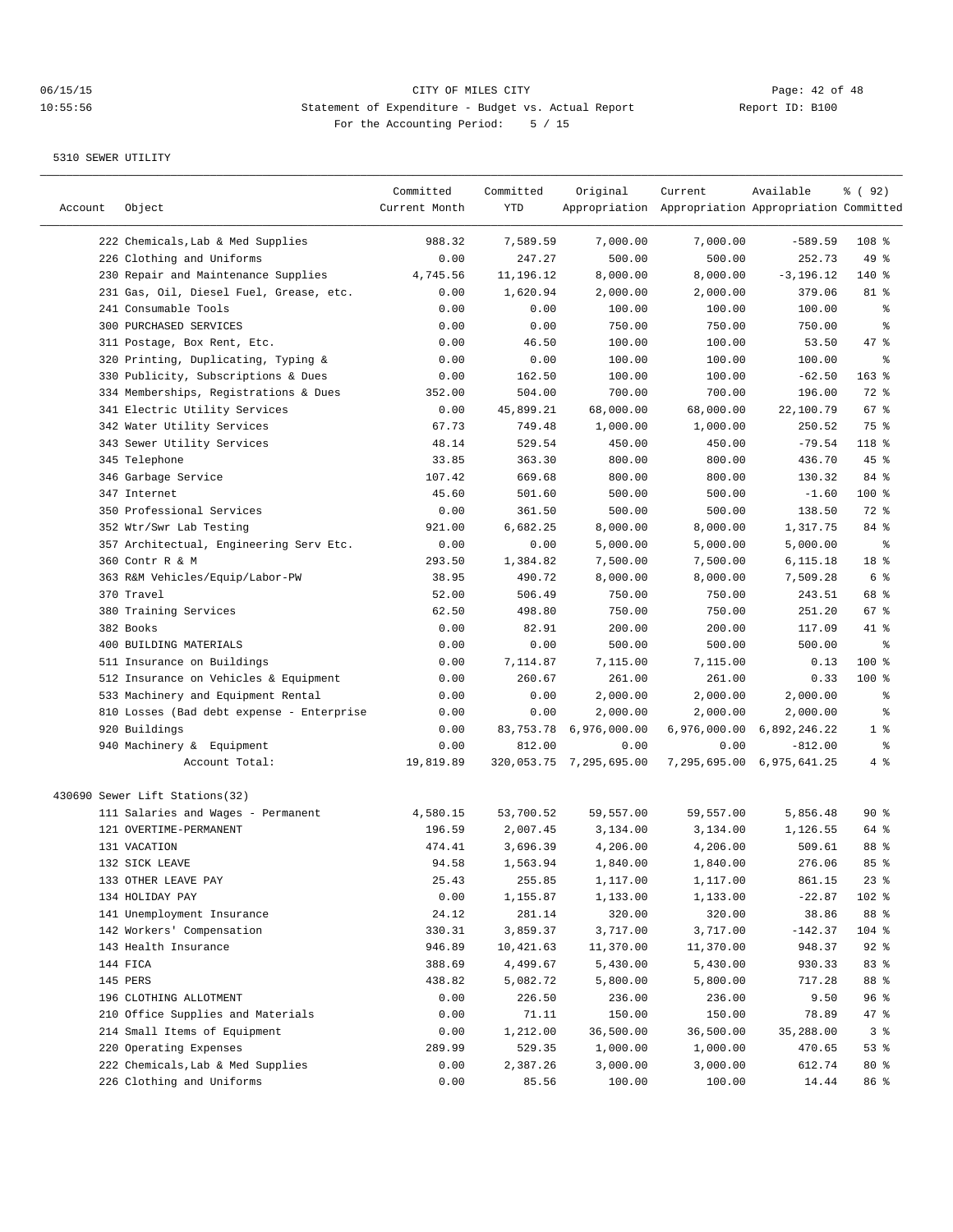06/15/15 CITY OF MILES CITY
10:55:56 Statement of Expenditure - Budget vs. Actual Report Report ID: B100
For the Accounting Period: 5 / 15

5310 SEWER UTILITY

| Account | Object | Committed Current Month | Committed YTD | Original Appropriation | Current Appropriation | Available Appropriation | % ( 92) Committed |
|---|---|---|---|---|---|---|---|
| | 222 Chemicals,Lab & Med Supplies | 988.32 | 7,589.59 | 7,000.00 | 7,000.00 | -589.59 | 108 % |
| | 226 Clothing and Uniforms | 0.00 | 247.27 | 500.00 | 500.00 | 252.73 | 49 % |
| | 230 Repair and Maintenance Supplies | 4,745.56 | 11,196.12 | 8,000.00 | 8,000.00 | -3,196.12 | 140 % |
| | 231 Gas, Oil, Diesel Fuel, Grease, etc. | 0.00 | 1,620.94 | 2,000.00 | 2,000.00 | 379.06 | 81 % |
| | 241 Consumable Tools | 0.00 | 0.00 | 100.00 | 100.00 | 100.00 | % |
| | 300 PURCHASED SERVICES | 0.00 | 0.00 | 750.00 | 750.00 | 750.00 | % |
| | 311 Postage, Box Rent, Etc. | 0.00 | 46.50 | 100.00 | 100.00 | 53.50 | 47 % |
| | 320 Printing, Duplicating, Typing & | 0.00 | 0.00 | 100.00 | 100.00 | 100.00 | % |
| | 330 Publicity, Subscriptions & Dues | 0.00 | 162.50 | 100.00 | 100.00 | -62.50 | 163 % |
| | 334 Memberships, Registrations & Dues | 352.00 | 504.00 | 700.00 | 700.00 | 196.00 | 72 % |
| | 341 Electric Utility Services | 0.00 | 45,899.21 | 68,000.00 | 68,000.00 | 22,100.79 | 67 % |
| | 342 Water Utility Services | 67.73 | 749.48 | 1,000.00 | 1,000.00 | 250.52 | 75 % |
| | 343 Sewer Utility Services | 48.14 | 529.54 | 450.00 | 450.00 | -79.54 | 118 % |
| | 345 Telephone | 33.85 | 363.30 | 800.00 | 800.00 | 436.70 | 45 % |
| | 346 Garbage Service | 107.42 | 669.68 | 800.00 | 800.00 | 130.32 | 84 % |
| | 347 Internet | 45.60 | 501.60 | 500.00 | 500.00 | -1.60 | 100 % |
| | 350 Professional Services | 0.00 | 361.50 | 500.00 | 500.00 | 138.50 | 72 % |
| | 352 Wtr/Swr Lab Testing | 921.00 | 6,682.25 | 8,000.00 | 8,000.00 | 1,317.75 | 84 % |
| | 357 Architectual, Engineering Serv Etc. | 0.00 | 0.00 | 5,000.00 | 5,000.00 | 5,000.00 | % |
| | 360 Contr R & M | 293.50 | 1,384.82 | 7,500.00 | 7,500.00 | 6,115.18 | 18 % |
| | 363 R&M Vehicles/Equip/Labor-PW | 38.95 | 490.72 | 8,000.00 | 8,000.00 | 7,509.28 | 6 % |
| | 370 Travel | 52.00 | 506.49 | 750.00 | 750.00 | 243.51 | 68 % |
| | 380 Training Services | 62.50 | 498.80 | 750.00 | 750.00 | 251.20 | 67 % |
| | 382 Books | 0.00 | 82.91 | 200.00 | 200.00 | 117.09 | 41 % |
| | 400 BUILDING MATERIALS | 0.00 | 0.00 | 500.00 | 500.00 | 500.00 | % |
| | 511 Insurance on Buildings | 0.00 | 7,114.87 | 7,115.00 | 7,115.00 | 0.13 | 100 % |
| | 512 Insurance on Vehicles & Equipment | 0.00 | 260.67 | 261.00 | 261.00 | 0.33 | 100 % |
| | 533 Machinery and Equipment Rental | 0.00 | 0.00 | 2,000.00 | 2,000.00 | 2,000.00 | % |
| | 810 Losses (Bad debt expense - Enterprise | 0.00 | 0.00 | 2,000.00 | 2,000.00 | 2,000.00 | % |
| | 920 Buildings | 0.00 | 83,753.78 | 6,976,000.00 | 6,976,000.00 | 6,892,246.22 | 1 % |
| | 940 Machinery & Equipment | 0.00 | 812.00 | 0.00 | 0.00 | -812.00 | % |
| | Account Total: | 19,819.89 | 320,053.75 | 7,295,695.00 | 7,295,695.00 | 6,975,641.25 | 4 % |
| 430690 Sewer Lift Stations(32) | | | | | | | |
| | 111 Salaries and Wages - Permanent | 4,580.15 | 53,700.52 | 59,557.00 | 59,557.00 | 5,856.48 | 90 % |
| | 121 OVERTIME-PERMANENT | 196.59 | 2,007.45 | 3,134.00 | 3,134.00 | 1,126.55 | 64 % |
| | 131 VACATION | 474.41 | 3,696.39 | 4,206.00 | 4,206.00 | 509.61 | 88 % |
| | 132 SICK LEAVE | 94.58 | 1,563.94 | 1,840.00 | 1,840.00 | 276.06 | 85 % |
| | 133 OTHER LEAVE PAY | 25.43 | 255.85 | 1,117.00 | 1,117.00 | 861.15 | 23 % |
| | 134 HOLIDAY PAY | 0.00 | 1,155.87 | 1,133.00 | 1,133.00 | -22.87 | 102 % |
| | 141 Unemployment Insurance | 24.12 | 281.14 | 320.00 | 320.00 | 38.86 | 88 % |
| | 142 Workers' Compensation | 330.31 | 3,859.37 | 3,717.00 | 3,717.00 | -142.37 | 104 % |
| | 143 Health Insurance | 946.89 | 10,421.63 | 11,370.00 | 11,370.00 | 948.37 | 92 % |
| | 144 FICA | 388.69 | 4,499.67 | 5,430.00 | 5,430.00 | 930.33 | 83 % |
| | 145 PERS | 438.82 | 5,082.72 | 5,800.00 | 5,800.00 | 717.28 | 88 % |
| | 196 CLOTHING ALLOTMENT | 0.00 | 226.50 | 236.00 | 236.00 | 9.50 | 96 % |
| | 210 Office Supplies and Materials | 0.00 | 71.11 | 150.00 | 150.00 | 78.89 | 47 % |
| | 214 Small Items of Equipment | 0.00 | 1,212.00 | 36,500.00 | 36,500.00 | 35,288.00 | 3 % |
| | 220 Operating Expenses | 289.99 | 529.35 | 1,000.00 | 1,000.00 | 470.65 | 53 % |
| | 222 Chemicals,Lab & Med Supplies | 0.00 | 2,387.26 | 3,000.00 | 3,000.00 | 612.74 | 80 % |
| | 226 Clothing and Uniforms | 0.00 | 85.56 | 100.00 | 100.00 | 14.44 | 86 % |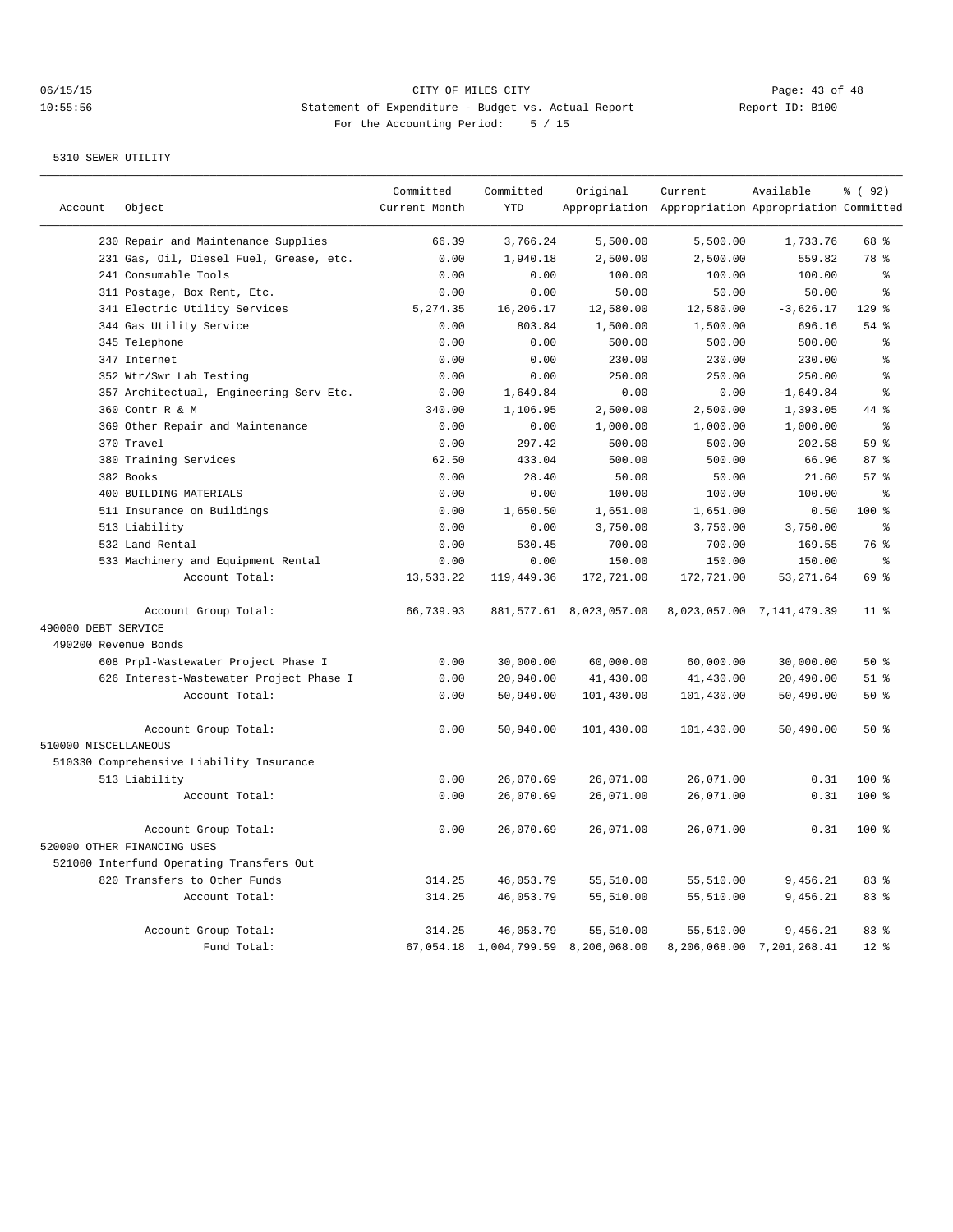CITY OF MILES CITY

Statement of Expenditure - Budget vs. Actual Report

For the Accounting Period: 5 / 15

06/15/15 10:55:56 Report ID: B100

5310 SEWER UTILITY

| Account | Object | Committed Current Month | Committed YTD | Original Appropriation | Current Appropriation | Available Appropriation | % ( 92) Committed |
|---|---|---|---|---|---|---|---|
| | 230 Repair and Maintenance Supplies | 66.39 | 3,766.24 | 5,500.00 | 5,500.00 | 1,733.76 | 68 % |
| | 231 Gas, Oil, Diesel Fuel, Grease, etc. | 0.00 | 1,940.18 | 2,500.00 | 2,500.00 | 559.82 | 78 % |
| | 241 Consumable Tools | 0.00 | 0.00 | 100.00 | 100.00 | 100.00 | % |
| | 311 Postage, Box Rent, Etc. | 0.00 | 0.00 | 50.00 | 50.00 | 50.00 | % |
| | 341 Electric Utility Services | 5,274.35 | 16,206.17 | 12,580.00 | 12,580.00 | -3,626.17 | 129 % |
| | 344 Gas Utility Service | 0.00 | 803.84 | 1,500.00 | 1,500.00 | 696.16 | 54 % |
| | 345 Telephone | 0.00 | 0.00 | 500.00 | 500.00 | 500.00 | % |
| | 347 Internet | 0.00 | 0.00 | 230.00 | 230.00 | 230.00 | % |
| | 352 Wtr/Swr Lab Testing | 0.00 | 0.00 | 250.00 | 250.00 | 250.00 | % |
| | 357 Architectual, Engineering Serv Etc. | 0.00 | 1,649.84 | 0.00 | 0.00 | -1,649.84 | % |
| | 360 Contr R & M | 340.00 | 1,106.95 | 2,500.00 | 2,500.00 | 1,393.05 | 44 % |
| | 369 Other Repair and Maintenance | 0.00 | 0.00 | 1,000.00 | 1,000.00 | 1,000.00 | % |
| | 370 Travel | 0.00 | 297.42 | 500.00 | 500.00 | 202.58 | 59 % |
| | 380 Training Services | 62.50 | 433.04 | 500.00 | 500.00 | 66.96 | 87 % |
| | 382 Books | 0.00 | 28.40 | 50.00 | 50.00 | 21.60 | 57 % |
| | 400 BUILDING MATERIALS | 0.00 | 0.00 | 100.00 | 100.00 | 100.00 | % |
| | 511 Insurance on Buildings | 0.00 | 1,650.50 | 1,651.00 | 1,651.00 | 0.50 | 100 % |
| | 513 Liability | 0.00 | 0.00 | 3,750.00 | 3,750.00 | 3,750.00 | % |
| | 532 Land Rental | 0.00 | 530.45 | 700.00 | 700.00 | 169.55 | 76 % |
| | 533 Machinery and Equipment Rental | 0.00 | 0.00 | 150.00 | 150.00 | 150.00 | % |
| | Account Total: | 13,533.22 | 119,449.36 | 172,721.00 | 172,721.00 | 53,271.64 | 69 % |
| | Account Group Total: | 66,739.93 | 881,577.61 | 8,023,057.00 | 8,023,057.00 | 7,141,479.39 | 11 % |
| 490000 DEBT SERVICE | | | | | | | |
| 490200 Revenue Bonds | | | | | | | |
| | 608 Prpl-Wastewater Project Phase I | 0.00 | 30,000.00 | 60,000.00 | 60,000.00 | 30,000.00 | 50 % |
| | 626 Interest-Wastewater Project Phase I | 0.00 | 20,940.00 | 41,430.00 | 41,430.00 | 20,490.00 | 51 % |
| | Account Total: | 0.00 | 50,940.00 | 101,430.00 | 101,430.00 | 50,490.00 | 50 % |
| | Account Group Total: | 0.00 | 50,940.00 | 101,430.00 | 101,430.00 | 50,490.00 | 50 % |
| 510000 MISCELLANEOUS | | | | | | | |
| 510330 Comprehensive Liability Insurance | | | | | | | |
| | 513 Liability | 0.00 | 26,070.69 | 26,071.00 | 26,071.00 | 0.31 | 100 % |
| | Account Total: | 0.00 | 26,070.69 | 26,071.00 | 26,071.00 | 0.31 | 100 % |
| | Account Group Total: | 0.00 | 26,070.69 | 26,071.00 | 26,071.00 | 0.31 | 100 % |
| 520000 OTHER FINANCING USES | | | | | | | |
| 521000 Interfund Operating Transfers Out | | | | | | | |
| | 820 Transfers to Other Funds | 314.25 | 46,053.79 | 55,510.00 | 55,510.00 | 9,456.21 | 83 % |
| | Account Total: | 314.25 | 46,053.79 | 55,510.00 | 55,510.00 | 9,456.21 | 83 % |
| | Account Group Total: | 314.25 | 46,053.79 | 55,510.00 | 55,510.00 | 9,456.21 | 83 % |
| | Fund Total: | 67,054.18 | 1,004,799.59 | 8,206,068.00 | 8,206,068.00 | 7,201,268.41 | 12 % |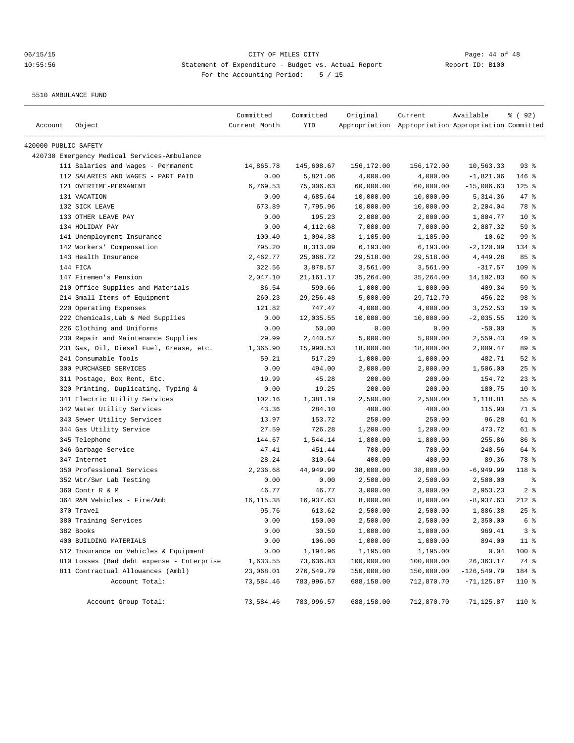CITY OF MILES CITY
Statement of Expenditure - Budget vs. Actual Report
Report ID: B100
For the Accounting Period: 5 / 15

5510 AMBULANCE FUND

| Account | Object | Committed Current Month | Committed YTD | Original Appropriation | Current Appropriation | Available Appropriation | % ( 92) Committed |
|---|---|---|---|---|---|---|---|
| 420000 PUBLIC SAFETY | | | | | | | |
| 420730 Emergency Medical Services-Ambulance | | | | | | | |
| | 111 Salaries and Wages - Permanent | 14,865.78 | 145,608.67 | 156,172.00 | 156,172.00 | 10,563.33 | 93 % |
| | 112 SALARIES AND WAGES - PART PAID | 0.00 | 5,821.06 | 4,000.00 | 4,000.00 | -1,821.06 | 146 % |
| | 121 OVERTIME-PERMANENT | 6,769.53 | 75,006.63 | 60,000.00 | 60,000.00 | -15,006.63 | 125 % |
| | 131 VACATION | 0.00 | 4,685.64 | 10,000.00 | 10,000.00 | 5,314.36 | 47 % |
| | 132 SICK LEAVE | 673.89 | 7,795.96 | 10,000.00 | 10,000.00 | 2,204.04 | 78 % |
| | 133 OTHER LEAVE PAY | 0.00 | 195.23 | 2,000.00 | 2,000.00 | 1,804.77 | 10 % |
| | 134 HOLIDAY PAY | 0.00 | 4,112.68 | 7,000.00 | 7,000.00 | 2,887.32 | 59 % |
| | 141 Unemployment Insurance | 100.40 | 1,094.38 | 1,105.00 | 1,105.00 | 10.62 | 99 % |
| | 142 Workers' Compensation | 795.20 | 8,313.09 | 6,193.00 | 6,193.00 | -2,120.09 | 134 % |
| | 143 Health Insurance | 2,462.77 | 25,068.72 | 29,518.00 | 29,518.00 | 4,449.28 | 85 % |
| | 144 FICA | 322.56 | 3,878.57 | 3,561.00 | 3,561.00 | -317.57 | 109 % |
| | 147 Firemen's Pension | 2,047.10 | 21,161.17 | 35,264.00 | 35,264.00 | 14,102.83 | 60 % |
| | 210 Office Supplies and Materials | 86.54 | 590.66 | 1,000.00 | 1,000.00 | 409.34 | 59 % |
| | 214 Small Items of Equipment | 260.23 | 29,256.48 | 5,000.00 | 29,712.70 | 456.22 | 98 % |
| | 220 Operating Expenses | 121.82 | 747.47 | 4,000.00 | 4,000.00 | 3,252.53 | 19 % |
| | 222 Chemicals,Lab & Med Supplies | 0.00 | 12,035.55 | 10,000.00 | 10,000.00 | -2,035.55 | 120 % |
| | 226 Clothing and Uniforms | 0.00 | 50.00 | 0.00 | 0.00 | -50.00 | % |
| | 230 Repair and Maintenance Supplies | 29.99 | 2,440.57 | 5,000.00 | 5,000.00 | 2,559.43 | 49 % |
| | 231 Gas, Oil, Diesel Fuel, Grease, etc. | 1,365.90 | 15,990.53 | 18,000.00 | 18,000.00 | 2,009.47 | 89 % |
| | 241 Consumable Tools | 59.21 | 517.29 | 1,000.00 | 1,000.00 | 482.71 | 52 % |
| | 300 PURCHASED SERVICES | 0.00 | 494.00 | 2,000.00 | 2,000.00 | 1,506.00 | 25 % |
| | 311 Postage, Box Rent, Etc. | 19.99 | 45.28 | 200.00 | 200.00 | 154.72 | 23 % |
| | 320 Printing, Duplicating, Typing & | 0.00 | 19.25 | 200.00 | 200.00 | 180.75 | 10 % |
| | 341 Electric Utility Services | 102.16 | 1,381.19 | 2,500.00 | 2,500.00 | 1,118.81 | 55 % |
| | 342 Water Utility Services | 43.36 | 284.10 | 400.00 | 400.00 | 115.90 | 71 % |
| | 343 Sewer Utility Services | 13.97 | 153.72 | 250.00 | 250.00 | 96.28 | 61 % |
| | 344 Gas Utility Service | 27.59 | 726.28 | 1,200.00 | 1,200.00 | 473.72 | 61 % |
| | 345 Telephone | 144.67 | 1,544.14 | 1,800.00 | 1,800.00 | 255.86 | 86 % |
| | 346 Garbage Service | 47.41 | 451.44 | 700.00 | 700.00 | 248.56 | 64 % |
| | 347 Internet | 28.24 | 310.64 | 400.00 | 400.00 | 89.36 | 78 % |
| | 350 Professional Services | 2,236.68 | 44,949.99 | 38,000.00 | 38,000.00 | -6,949.99 | 118 % |
| | 352 Wtr/Swr Lab Testing | 0.00 | 0.00 | 2,500.00 | 2,500.00 | 2,500.00 | % |
| | 360 Contr R & M | 46.77 | 46.77 | 3,000.00 | 3,000.00 | 2,953.23 | 2 % |
| | 364 R&M Vehicles - Fire/Amb | 16,115.38 | 16,937.63 | 8,000.00 | 8,000.00 | -8,937.63 | 212 % |
| | 370 Travel | 95.76 | 613.62 | 2,500.00 | 2,500.00 | 1,886.38 | 25 % |
| | 380 Training Services | 0.00 | 150.00 | 2,500.00 | 2,500.00 | 2,350.00 | 6 % |
| | 382 Books | 0.00 | 30.59 | 1,000.00 | 1,000.00 | 969.41 | 3 % |
| | 400 BUILDING MATERIALS | 0.00 | 106.00 | 1,000.00 | 1,000.00 | 894.00 | 11 % |
| | 512 Insurance on Vehicles & Equipment | 0.00 | 1,194.96 | 1,195.00 | 1,195.00 | 0.04 | 100 % |
| | 810 Losses (Bad debt expense - Enterprise | 1,633.55 | 73,636.83 | 100,000.00 | 100,000.00 | 26,363.17 | 74 % |
| | 811 Contractual Allowances (Ambl) | 23,068.01 | 276,549.79 | 150,000.00 | 150,000.00 | -126,549.79 | 184 % |
| | Account Total: | 73,584.46 | 783,996.57 | 688,158.00 | 712,870.70 | -71,125.87 | 110 % |
| | Account Group Total: | 73,584.46 | 783,996.57 | 688,158.00 | 712,870.70 | -71,125.87 | 110 % |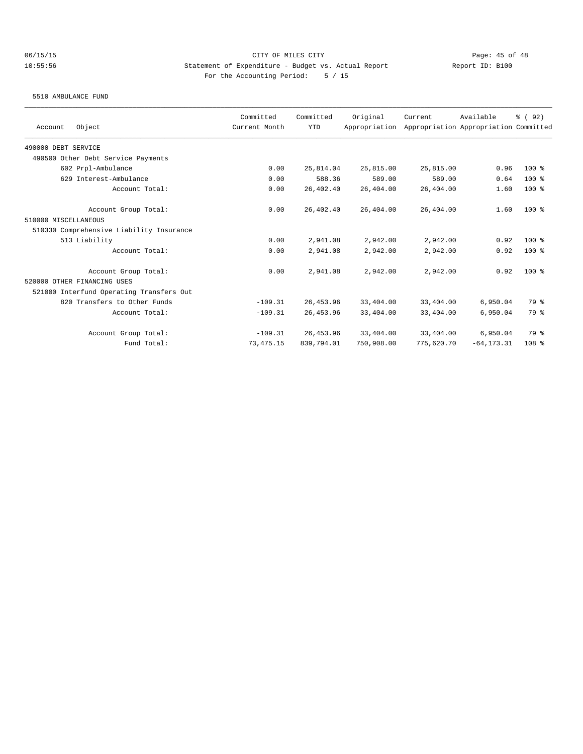CITY OF MILES CITY

Statement of Expenditure - Budget vs. Actual Report

Report ID: B100

For the Accounting Period: 5 / 15

5510 AMBULANCE FUND

| Account Object | Committed Current Month | Committed YTD | Original Appropriation | Current Appropriation | Available Appropriation | % ( 92) Committed |
|---|---|---|---|---|---|---|
| 490000 DEBT SERVICE | | | | | | |
| 490500 Other Debt Service Payments | | | | | | |
| 602 Prpl-Ambulance | 0.00 | 25,814.04 | 25,815.00 | 25,815.00 | 0.96 | 100 % |
| 629 Interest-Ambulance | 0.00 | 588.36 | 589.00 | 589.00 | 0.64 | 100 % |
| Account Total: | 0.00 | 26,402.40 | 26,404.00 | 26,404.00 | 1.60 | 100 % |
| Account Group Total: | 0.00 | 26,402.40 | 26,404.00 | 26,404.00 | 1.60 | 100 % |
| 510000 MISCELLANEOUS | | | | | | |
| 510330 Comprehensive Liability Insurance | | | | | | |
| 513 Liability | 0.00 | 2,941.08 | 2,942.00 | 2,942.00 | 0.92 | 100 % |
| Account Total: | 0.00 | 2,941.08 | 2,942.00 | 2,942.00 | 0.92 | 100 % |
| Account Group Total: | 0.00 | 2,941.08 | 2,942.00 | 2,942.00 | 0.92 | 100 % |
| 520000 OTHER FINANCING USES | | | | | | |
| 521000 Interfund Operating Transfers Out | | | | | | |
| 820 Transfers to Other Funds | -109.31 | 26,453.96 | 33,404.00 | 33,404.00 | 6,950.04 | 79 % |
| Account Total: | -109.31 | 26,453.96 | 33,404.00 | 33,404.00 | 6,950.04 | 79 % |
| Account Group Total: | -109.31 | 26,453.96 | 33,404.00 | 33,404.00 | 6,950.04 | 79 % |
| Fund Total: | 73,475.15 | 839,794.01 | 750,908.00 | 775,620.70 | -64,173.31 | 108 % |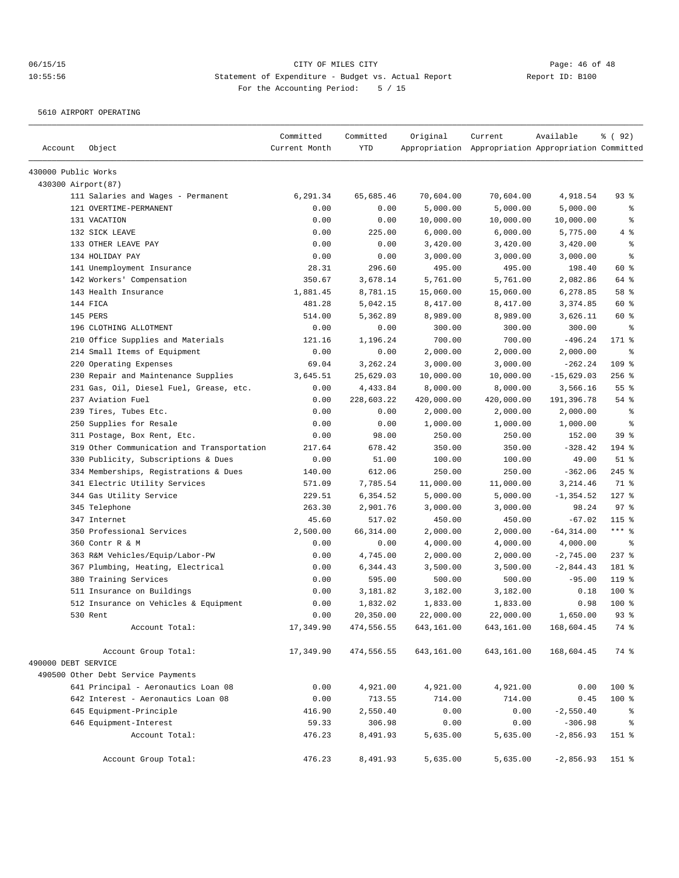CITY OF MILES CITY

Statement of Expenditure - Budget vs. Actual Report

For the Accounting Period: 5 / 15

06/15/15 10:55:56 Report ID: B100

5610 AIRPORT OPERATING

| Account | Object | Committed Current Month | Committed YTD | Original Appropriation | Current Appropriation | Available Appropriation | % ( 92) Committed |
|---|---|---|---|---|---|---|---|
| 430000 Public Works | | | | | | | |
| 430300 Airport(87) | | | | | | | |
| | 111 Salaries and Wages - Permanent | 6,291.34 | 65,685.46 | 70,604.00 | 70,604.00 | 4,918.54 | 93 % |
| | 121 OVERTIME-PERMANENT | 0.00 | 0.00 | 5,000.00 | 5,000.00 | 5,000.00 | % |
| | 131 VACATION | 0.00 | 0.00 | 10,000.00 | 10,000.00 | 10,000.00 | % |
| | 132 SICK LEAVE | 0.00 | 225.00 | 6,000.00 | 6,000.00 | 5,775.00 | 4 % |
| | 133 OTHER LEAVE PAY | 0.00 | 0.00 | 3,420.00 | 3,420.00 | 3,420.00 | % |
| | 134 HOLIDAY PAY | 0.00 | 0.00 | 3,000.00 | 3,000.00 | 3,000.00 | % |
| | 141 Unemployment Insurance | 28.31 | 296.60 | 495.00 | 495.00 | 198.40 | 60 % |
| | 142 Workers' Compensation | 350.67 | 3,678.14 | 5,761.00 | 5,761.00 | 2,082.86 | 64 % |
| | 143 Health Insurance | 1,881.45 | 8,781.15 | 15,060.00 | 15,060.00 | 6,278.85 | 58 % |
| | 144 FICA | 481.28 | 5,042.15 | 8,417.00 | 8,417.00 | 3,374.85 | 60 % |
| | 145 PERS | 514.00 | 5,362.89 | 8,989.00 | 8,989.00 | 3,626.11 | 60 % |
| | 196 CLOTHING ALLOTMENT | 0.00 | 0.00 | 300.00 | 300.00 | 300.00 | % |
| | 210 Office Supplies and Materials | 121.16 | 1,196.24 | 700.00 | 700.00 | -496.24 | 171 % |
| | 214 Small Items of Equipment | 0.00 | 0.00 | 2,000.00 | 2,000.00 | 2,000.00 | % |
| | 220 Operating Expenses | 69.04 | 3,262.24 | 3,000.00 | 3,000.00 | -262.24 | 109 % |
| | 230 Repair and Maintenance Supplies | 3,645.51 | 25,629.03 | 10,000.00 | 10,000.00 | -15,629.03 | 256 % |
| | 231 Gas, Oil, Diesel Fuel, Grease, etc. | 0.00 | 4,433.84 | 8,000.00 | 8,000.00 | 3,566.16 | 55 % |
| | 237 Aviation Fuel | 0.00 | 228,603.22 | 420,000.00 | 420,000.00 | 191,396.78 | 54 % |
| | 239 Tires, Tubes Etc. | 0.00 | 0.00 | 2,000.00 | 2,000.00 | 2,000.00 | % |
| | 250 Supplies for Resale | 0.00 | 0.00 | 1,000.00 | 1,000.00 | 1,000.00 | % |
| | 311 Postage, Box Rent, Etc. | 0.00 | 98.00 | 250.00 | 250.00 | 152.00 | 39 % |
| | 319 Other Communication and Transportation | 217.64 | 678.42 | 350.00 | 350.00 | -328.42 | 194 % |
| | 330 Publicity, Subscriptions & Dues | 0.00 | 51.00 | 100.00 | 100.00 | 49.00 | 51 % |
| | 334 Memberships, Registrations & Dues | 140.00 | 612.06 | 250.00 | 250.00 | -362.06 | 245 % |
| | 341 Electric Utility Services | 571.09 | 7,785.54 | 11,000.00 | 11,000.00 | 3,214.46 | 71 % |
| | 344 Gas Utility Service | 229.51 | 6,354.52 | 5,000.00 | 5,000.00 | -1,354.52 | 127 % |
| | 345 Telephone | 263.30 | 2,901.76 | 3,000.00 | 3,000.00 | 98.24 | 97 % |
| | 347 Internet | 45.60 | 517.02 | 450.00 | 450.00 | -67.02 | 115 % |
| | 350 Professional Services | 2,500.00 | 66,314.00 | 2,000.00 | 2,000.00 | -64,314.00 | *** % |
| | 360 Contr R & M | 0.00 | 0.00 | 4,000.00 | 4,000.00 | 4,000.00 | % |
| | 363 R&M Vehicles/Equip/Labor-PW | 0.00 | 4,745.00 | 2,000.00 | 2,000.00 | -2,745.00 | 237 % |
| | 367 Plumbing, Heating, Electrical | 0.00 | 6,344.43 | 3,500.00 | 3,500.00 | -2,844.43 | 181 % |
| | 380 Training Services | 0.00 | 595.00 | 500.00 | 500.00 | -95.00 | 119 % |
| | 511 Insurance on Buildings | 0.00 | 3,181.82 | 3,182.00 | 3,182.00 | 0.18 | 100 % |
| | 512 Insurance on Vehicles & Equipment | 0.00 | 1,832.02 | 1,833.00 | 1,833.00 | 0.98 | 100 % |
| | 530 Rent | 0.00 | 20,350.00 | 22,000.00 | 22,000.00 | 1,650.00 | 93 % |
| | Account Total: | 17,349.90 | 474,556.55 | 643,161.00 | 643,161.00 | 168,604.45 | 74 % |
| | Account Group Total: | 17,349.90 | 474,556.55 | 643,161.00 | 643,161.00 | 168,604.45 | 74 % |
| 490000 DEBT SERVICE | | | | | | | |
| 490500 Other Debt Service Payments | | | | | | | |
| | 641 Principal - Aeronautics Loan 08 | 0.00 | 4,921.00 | 4,921.00 | 4,921.00 | 0.00 | 100 % |
| | 642 Interest - Aeronautics Loan 08 | 0.00 | 713.55 | 714.00 | 714.00 | 0.45 | 100 % |
| | 645 Equipment-Principle | 416.90 | 2,550.40 | 0.00 | 0.00 | -2,550.40 | % |
| | 646 Equipment-Interest | 59.33 | 306.98 | 0.00 | 0.00 | -306.98 | % |
| | Account Total: | 476.23 | 8,491.93 | 5,635.00 | 5,635.00 | -2,856.93 | 151 % |
| | Account Group Total: | 476.23 | 8,491.93 | 5,635.00 | 5,635.00 | -2,856.93 | 151 % |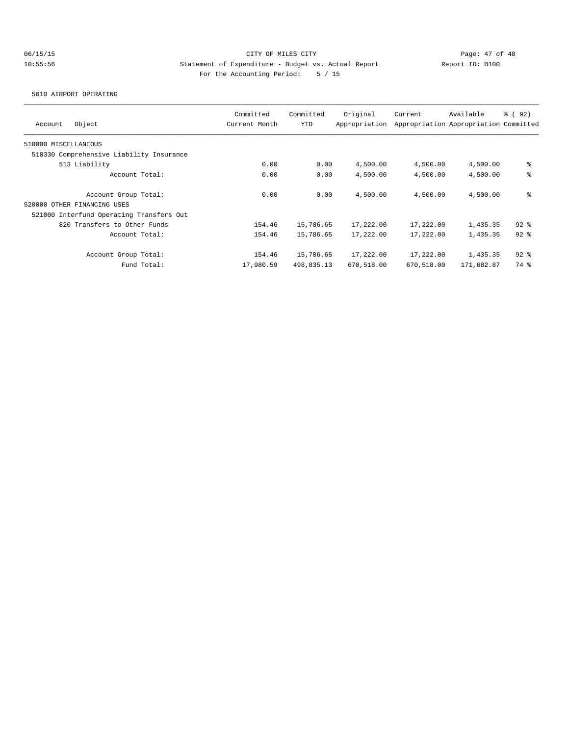CITY OF MILES CITY

Statement of Expenditure - Budget vs. Actual Report

Report ID: B100

For the Accounting Period: 5 / 15

06/15/15 10:55:56

5610 AIRPORT OPERATING

| Account Object | Committed Current Month | Committed YTD | Original Appropriation | Current Appropriation | Available Appropriation | % ( 92) Committed |
|---|---|---|---|---|---|---|
| 510000 MISCELLANEOUS | | | | | | |
| 510330 Comprehensive Liability Insurance | | | | | | |
| 513 Liability | 0.00 | 0.00 | 4,500.00 | 4,500.00 | 4,500.00 | % |
| Account Total: | 0.00 | 0.00 | 4,500.00 | 4,500.00 | 4,500.00 | % |
| Account Group Total: | 0.00 | 0.00 | 4,500.00 | 4,500.00 | 4,500.00 | % |
| 520000 OTHER FINANCING USES | | | | | | |
| 521000 Interfund Operating Transfers Out | | | | | | |
| 820 Transfers to Other Funds | 154.46 | 15,786.65 | 17,222.00 | 17,222.00 | 1,435.35 | 92 % |
| Account Total: | 154.46 | 15,786.65 | 17,222.00 | 17,222.00 | 1,435.35 | 92 % |
| Account Group Total: | 154.46 | 15,786.65 | 17,222.00 | 17,222.00 | 1,435.35 | 92 % |
| Fund Total: | 17,980.59 | 498,835.13 | 670,518.00 | 670,518.00 | 171,682.87 | 74 % |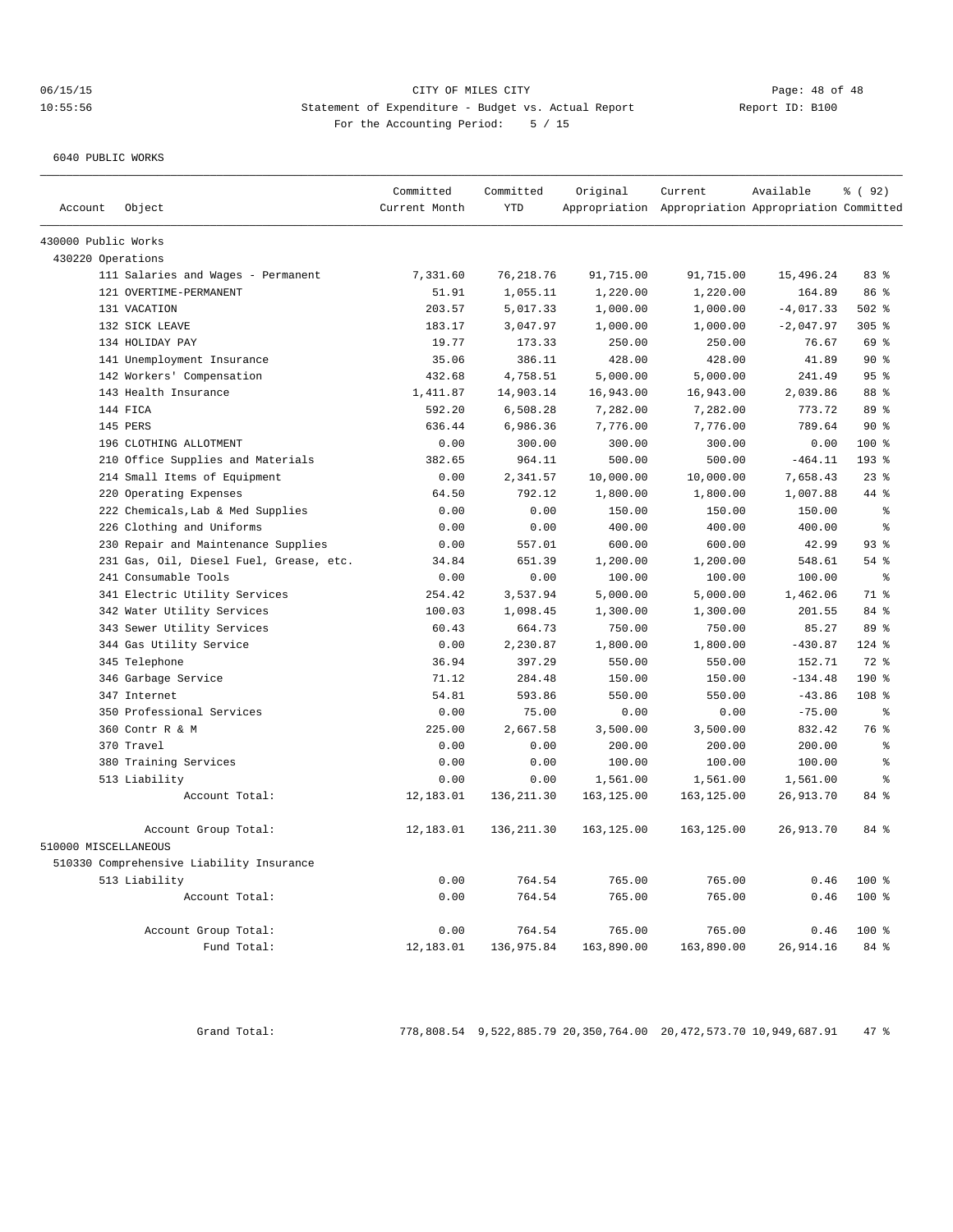CITY OF MILES CITY

Statement of Expenditure - Budget vs. Actual Report

Report ID: B100

For the Accounting Period: 5 / 15

06/15/15 10:55:56

6040 PUBLIC WORKS

| Account | Object | Committed Current Month | Committed YTD | Original Appropriation | Current Appropriation | Available Appropriation | % ( 92) Committed |
|---|---|---|---|---|---|---|---|
| 430000 Public Works | | | | | | | |
| 430220 Operations | | | | | | | |
| | 111 Salaries and Wages - Permanent | 7,331.60 | 76,218.76 | 91,715.00 | 91,715.00 | 15,496.24 | 83 % |
| | 121 OVERTIME-PERMANENT | 51.91 | 1,055.11 | 1,220.00 | 1,220.00 | 164.89 | 86 % |
| | 131 VACATION | 203.57 | 5,017.33 | 1,000.00 | 1,000.00 | -4,017.33 | 502 % |
| | 132 SICK LEAVE | 183.17 | 3,047.97 | 1,000.00 | 1,000.00 | -2,047.97 | 305 % |
| | 134 HOLIDAY PAY | 19.77 | 173.33 | 250.00 | 250.00 | 76.67 | 69 % |
| | 141 Unemployment Insurance | 35.06 | 386.11 | 428.00 | 428.00 | 41.89 | 90 % |
| | 142 Workers' Compensation | 432.68 | 4,758.51 | 5,000.00 | 5,000.00 | 241.49 | 95 % |
| | 143 Health Insurance | 1,411.87 | 14,903.14 | 16,943.00 | 16,943.00 | 2,039.86 | 88 % |
| | 144 FICA | 592.20 | 6,508.28 | 7,282.00 | 7,282.00 | 773.72 | 89 % |
| | 145 PERS | 636.44 | 6,986.36 | 7,776.00 | 7,776.00 | 789.64 | 90 % |
| | 196 CLOTHING ALLOTMENT | 0.00 | 300.00 | 300.00 | 300.00 | 0.00 | 100 % |
| | 210 Office Supplies and Materials | 382.65 | 964.11 | 500.00 | 500.00 | -464.11 | 193 % |
| | 214 Small Items of Equipment | 0.00 | 2,341.57 | 10,000.00 | 10,000.00 | 7,658.43 | 23 % |
| | 220 Operating Expenses | 64.50 | 792.12 | 1,800.00 | 1,800.00 | 1,007.88 | 44 % |
| | 222 Chemicals,Lab & Med Supplies | 0.00 | 0.00 | 150.00 | 150.00 | 150.00 | % |
| | 226 Clothing and Uniforms | 0.00 | 0.00 | 400.00 | 400.00 | 400.00 | % |
| | 230 Repair and Maintenance Supplies | 0.00 | 557.01 | 600.00 | 600.00 | 42.99 | 93 % |
| | 231 Gas, Oil, Diesel Fuel, Grease, etc. | 34.84 | 651.39 | 1,200.00 | 1,200.00 | 548.61 | 54 % |
| | 241 Consumable Tools | 0.00 | 0.00 | 100.00 | 100.00 | 100.00 | % |
| | 341 Electric Utility Services | 254.42 | 3,537.94 | 5,000.00 | 5,000.00 | 1,462.06 | 71 % |
| | 342 Water Utility Services | 100.03 | 1,098.45 | 1,300.00 | 1,300.00 | 201.55 | 84 % |
| | 343 Sewer Utility Services | 60.43 | 664.73 | 750.00 | 750.00 | 85.27 | 89 % |
| | 344 Gas Utility Service | 0.00 | 2,230.87 | 1,800.00 | 1,800.00 | -430.87 | 124 % |
| | 345 Telephone | 36.94 | 397.29 | 550.00 | 550.00 | 152.71 | 72 % |
| | 346 Garbage Service | 71.12 | 284.48 | 150.00 | 150.00 | -134.48 | 190 % |
| | 347 Internet | 54.81 | 593.86 | 550.00 | 550.00 | -43.86 | 108 % |
| | 350 Professional Services | 0.00 | 75.00 | 0.00 | 0.00 | -75.00 | % |
| | 360 Contr R & M | 225.00 | 2,667.58 | 3,500.00 | 3,500.00 | 832.42 | 76 % |
| | 370 Travel | 0.00 | 0.00 | 200.00 | 200.00 | 200.00 | % |
| | 380 Training Services | 0.00 | 0.00 | 100.00 | 100.00 | 100.00 | % |
| | 513 Liability | 0.00 | 0.00 | 1,561.00 | 1,561.00 | 1,561.00 | % |
| | Account Total: | 12,183.01 | 136,211.30 | 163,125.00 | 163,125.00 | 26,913.70 | 84 % |
| | Account Group Total: | 12,183.01 | 136,211.30 | 163,125.00 | 163,125.00 | 26,913.70 | 84 % |
| 510000 MISCELLANEOUS | | | | | | | |
| 510330 Comprehensive Liability Insurance | | | | | | | |
| | 513 Liability | 0.00 | 764.54 | 765.00 | 765.00 | 0.46 | 100 % |
| | Account Total: | 0.00 | 764.54 | 765.00 | 765.00 | 0.46 | 100 % |
| | Account Group Total: | 0.00 | 764.54 | 765.00 | 765.00 | 0.46 | 100 % |
| | Fund Total: | 12,183.01 | 136,975.84 | 163,890.00 | 163,890.00 | 26,914.16 | 84 % |
| | Grand Total: | 778,808.54 | 9,522,885.79 | 20,350,764.00 | 20,472,573.70 | 10,949,687.91 | 47 % |